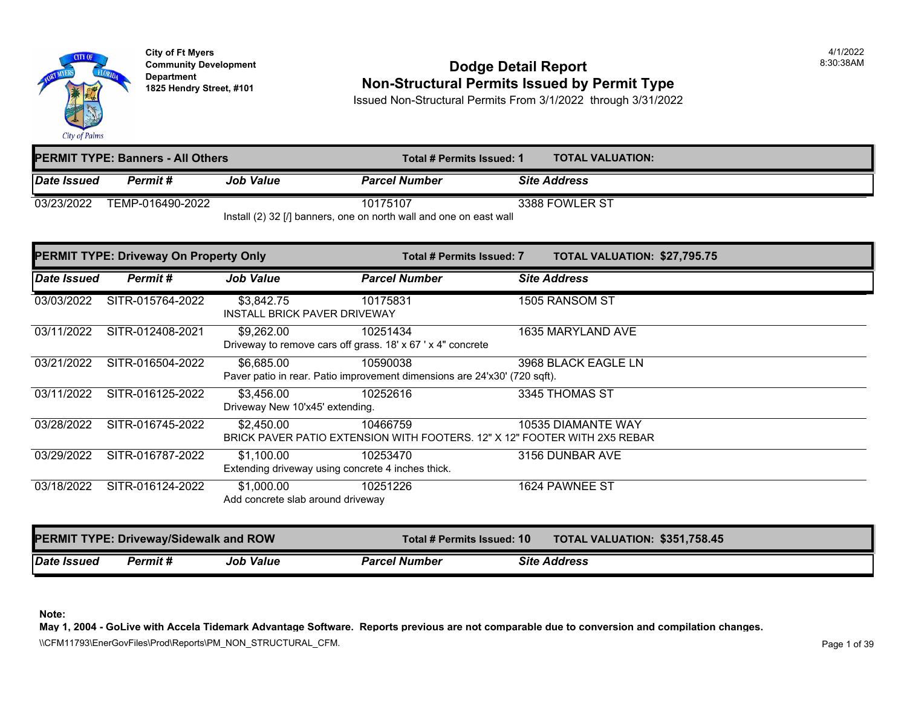City of Ft Myers
Community Development Department
1825 Hendry Street, #101

4/1/2022
8:30:38AM

# Dodge Detail Report
## Non-Structural Permits Issued by Permit Type

Issued Non-Structural Permits From 3/1/2022 through 3/31/2022

**PERMIT TYPE: Banners - All Others** — **Total # Permits Issued: 1** — **TOTAL VALUATION:**

| Date Issued | Permit # | Job Value | Parcel Number | Site Address |
|---|---|---|---|---|
| 03/23/2022 | TEMP-016490-2022 | | 10175107 | 3388 FOWLER ST |
| | | Install (2) 32 [/] banners, one on north wall and one on east wall | | |

**PERMIT TYPE: Driveway On Property Only** — **Total # Permits Issued: 7** — **TOTAL VALUATION: $27,795.75**

| Date Issued | Permit # | Job Value | Parcel Number | Site Address |
|---|---|---|---|---|
| 03/03/2022 | SITR-015764-2022 | $3,842.75 | 10175831 | 1505 RANSOM ST |
| | | INSTALL BRICK PAVER DRIVEWAY | | |
| 03/11/2022 | SITR-012408-2021 | $9,262.00 | 10251434 | 1635 MARYLAND AVE |
| | | Driveway to remove cars off grass. 18' x 67 ' x 4" concrete | | |
| 03/21/2022 | SITR-016504-2022 | $6,685.00 | 10590038 | 3968 BLACK EAGLE LN |
| | | Paver patio in rear. Patio improvement dimensions are 24'x30' (720 sqft). | | |
| 03/11/2022 | SITR-016125-2022 | $3,456.00 | 10252616 | 3345 THOMAS ST |
| | | Driveway New 10'x45' extending. | | |
| 03/28/2022 | SITR-016745-2022 | $2,450.00 | 10466759 | 10535 DIAMANTE WAY |
| | | BRICK PAVER PATIO EXTENSION WITH FOOTERS. 12" X 12" FOOTER WITH 2X5 REBAR | | |
| 03/29/2022 | SITR-016787-2022 | $1,100.00 | 10253470 | 3156 DUNBAR AVE |
| | | Extending driveway using concrete 4 inches thick. | | |
| 03/18/2022 | SITR-016124-2022 | $1,000.00 | 10251226 | 1624 PAWNEE ST |
| | | Add concrete slab around driveway | | |

**PERMIT TYPE: Driveway/Sidewalk and ROW** — **Total # Permits Issued: 10** — **TOTAL VALUATION: $351,758.45**

| Date Issued | Permit # | Job Value | Parcel Number | Site Address |
|---|---|---|---|---|

**Note:**
**May 1, 2004 - GoLive with Accela Tidemark Advantage Software. Reports previous are not comparable due to conversion and compilation changes.**

\\CFM11793\EnerGovFiles\Prod\Reports\PM_NON_STRUCTURAL_CFM.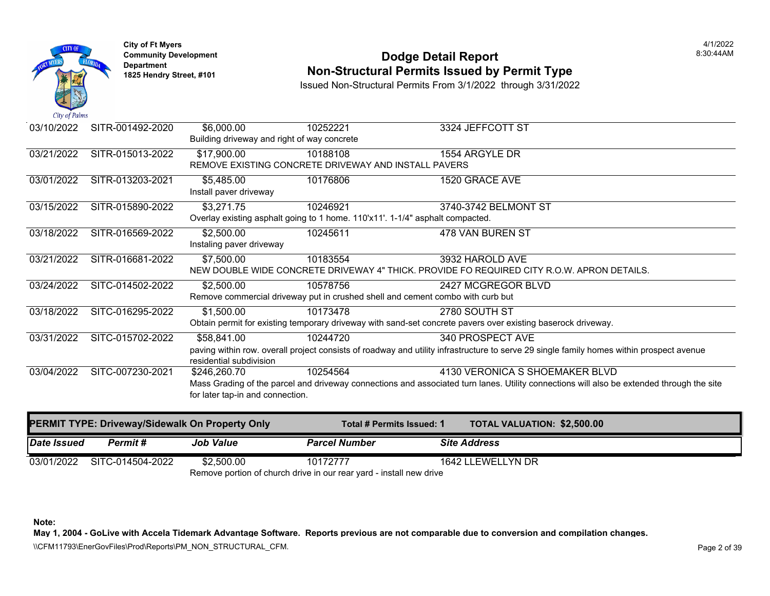| Date Issued | Permit # | Job Value | Parcel Number | Site Address |
|---|---|---|---|---|
| 03/10/2022 | SITR-001492-2020 | $6,000.00 | 10252221 | 3324 JEFFCOTT ST |
| | | Building driveway and right of way concrete | | |
| 03/21/2022 | SITR-015013-2022 | $17,900.00 | 10188108 | 1554 ARGYLE DR |
| | | REMOVE EXISTING CONCRETE DRIVEWAY AND INSTALL PAVERS | | |
| 03/01/2022 | SITR-013203-2021 | $5,485.00 | 10176806 | 1520 GRACE AVE |
| | | Install paver driveway | | |
| 03/15/2022 | SITR-015890-2022 | $3,271.75 | 10246921 | 3740-3742 BELMONT ST |
| | | Overlay existing asphalt going to 1 home. 110'x11'. 1-1/4" asphalt compacted. | | |
| 03/18/2022 | SITR-016569-2022 | $2,500.00 | 10245611 | 478 VAN BUREN ST |
| | | Instaling paver driveway | | |
| 03/21/2022 | SITR-016681-2022 | $7,500.00 | 10183554 | 3932 HAROLD AVE |
| | | NEW DOUBLE WIDE CONCRETE DRIVEWAY 4" THICK. PROVIDE FO REQUIRED CITY R.O.W. APRON DETAILS. | | |
| 03/24/2022 | SITC-014502-2022 | $2,500.00 | 10578756 | 2427 MCGREGOR BLVD |
| | | Remove commercial driveway put in crushed shell and cement combo with curb but | | |
| 03/18/2022 | SITC-016295-2022 | $1,500.00 | 10173478 | 2780 SOUTH ST |
| | | Obtain permit for existing temporary driveway with sand-set concrete pavers over existing baserock driveway. | | |
| 03/31/2022 | SITC-015702-2022 | $58,841.00 | 10244720 | 340 PROSPECT AVE |
| | | paving within row. overall project consists of roadway and utility infrastructure to serve 29 single family homes within prospect avenue residential subdivision | | |
| 03/04/2022 | SITC-007230-2021 | $246,260.70 | 10254564 | 4130 VERONICA S SHOEMAKER BLVD |
| | | Mass Grading of the parcel and driveway connections and associated turn lanes. Utility connections will also be extended through the site for later tap-in and connection. | | |

**PERMIT TYPE: Driveway/Sidewalk On Property Only** — **Total # Permits Issued: 1** — **TOTAL VALUATION: $2,500.00**

| *Date Issued* | *Permit #* | *Job Value* | *Parcel Number* | *Site Address* |
|---|---|---|---|---|
| 03/01/2022 | SITC-014504-2022 | $2,500.00 | 10172777 | 1642 LLEWELLYN DR |
| | | Remove portion of church drive in our rear yard - install new drive | | |

**Note:**
**May 1, 2004 - GoLive with Accela Tidemark Advantage Software. Reports previous are not comparable due to conversion and compilation changes.**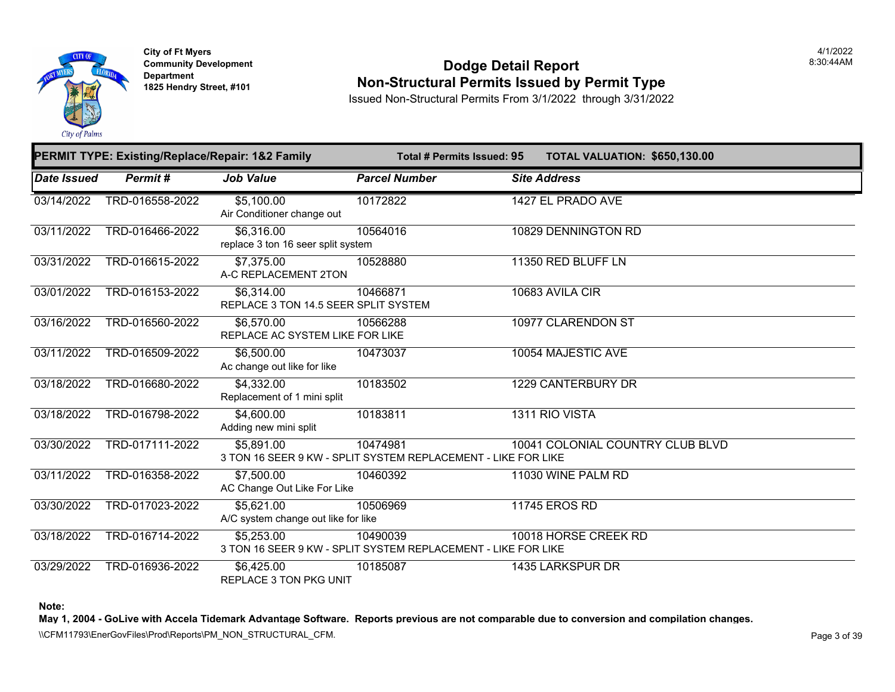City of Ft Myers
Community Development Department
1825 Hendry Street, #101

# Dodge Detail Report
## Non-Structural Permits Issued by Permit Type

Issued Non-Structural Permits From 3/1/2022 through 3/31/2022

4/1/2022
8:30:44AM

**PERMIT TYPE: Existing/Replace/Repair: 1&2 Family** | **Total # Permits Issued: 95** | **TOTAL VALUATION: $650,130.00**

| Date Issued | Permit # | Job Value | Parcel Number | Site Address |
|---|---|---|---|---|
| 03/14/2022 | TRD-016558-2022 | $5,100.00<br>Air Conditioner change out | 10172822 | 1427 EL PRADO AVE |
| 03/11/2022 | TRD-016466-2022 | $6,316.00<br>replace 3 ton 16 seer split system | 10564016 | 10829 DENNINGTON RD |
| 03/31/2022 | TRD-016615-2022 | $7,375.00<br>A-C REPLACEMENT 2TON | 10528880 | 11350 RED BLUFF LN |
| 03/01/2022 | TRD-016153-2022 | $6,314.00<br>REPLACE 3 TON 14.5 SEER SPLIT SYSTEM | 10466871 | 10683 AVILA CIR |
| 03/16/2022 | TRD-016560-2022 | $6,570.00<br>REPLACE AC SYSTEM LIKE FOR LIKE | 10566288 | 10977 CLARENDON ST |
| 03/11/2022 | TRD-016509-2022 | $6,500.00<br>Ac change out like for like | 10473037 | 10054 MAJESTIC AVE |
| 03/18/2022 | TRD-016680-2022 | $4,332.00<br>Replacement of 1 mini split | 10183502 | 1229 CANTERBURY DR |
| 03/18/2022 | TRD-016798-2022 | $4,600.00<br>Adding new mini split | 10183811 | 1311 RIO VISTA |
| 03/30/2022 | TRD-017111-2022 | $5,891.00<br>3 TON 16 SEER 9 KW - SPLIT SYSTEM REPLACEMENT - LIKE FOR LIKE | 10474981 | 10041 COLONIAL COUNTRY CLUB BLVD |
| 03/11/2022 | TRD-016358-2022 | $7,500.00<br>AC Change Out Like For Like | 10460392 | 11030 WINE PALM RD |
| 03/30/2022 | TRD-017023-2022 | $5,621.00<br>A/C system change out like for like | 10506969 | 11745 EROS RD |
| 03/18/2022 | TRD-016714-2022 | $5,253.00<br>3 TON 16 SEER 9 KW - SPLIT SYSTEM REPLACEMENT - LIKE FOR LIKE | 10490039 | 10018 HORSE CREEK RD |
| 03/29/2022 | TRD-016936-2022 | $6,425.00<br>REPLACE 3 TON PKG UNIT | 10185087 | 1435 LARKSPUR DR |

**Note:**
**May 1, 2004 - GoLive with Accela Tidemark Advantage Software. Reports previous are not comparable due to conversion and compilation changes.**

\\CFM11793\EnerGovFiles\Prod\Reports\PM_NON_STRUCTURAL_CFM.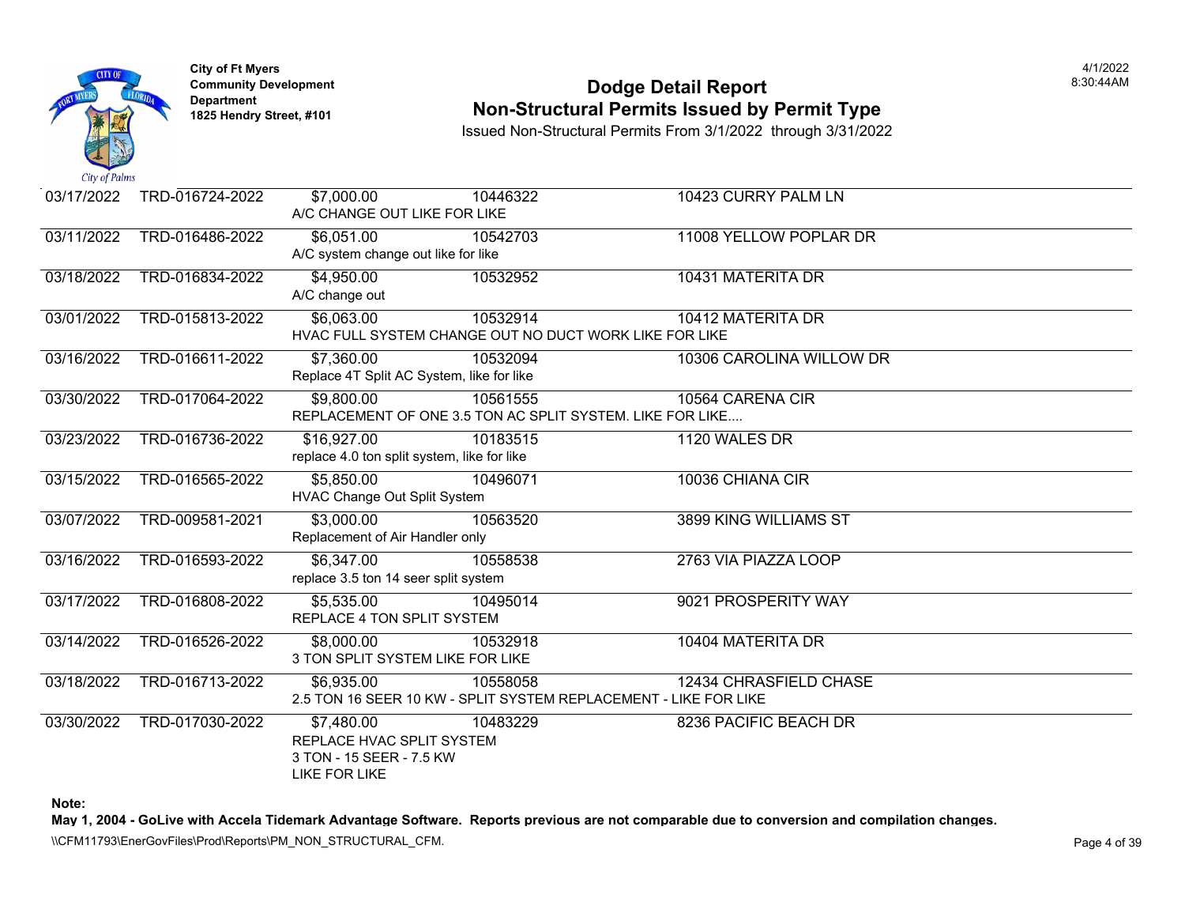**City of Ft Myers**
**Community Development Department**
**1825 Hendry Street, #101**

# Dodge Detail Report
## Non-Structural Permits Issued by Permit Type

Issued Non-Structural Permits From 3/1/2022 through 3/31/2022

4/1/2022
8:30:44AM

| Date | Permit Number | Valuation | Parcel | Address |
|---|---|---|---|---|
| 03/17/2022 | TRD-016724-2022 | $7,000.00 | 10446322 | 10423 CURRY PALM LN |
| | | A/C CHANGE OUT LIKE FOR LIKE | | |
| 03/11/2022 | TRD-016486-2022 | $6,051.00 | 10542703 | 11008 YELLOW POPLAR DR |
| | | A/C system change out like for like | | |
| 03/18/2022 | TRD-016834-2022 | $4,950.00 | 10532952 | 10431 MATERITA DR |
| | | A/C change out | | |
| 03/01/2022 | TRD-015813-2022 | $6,063.00 | 10532914 | 10412 MATERITA DR |
| | | HVAC FULL SYSTEM CHANGE OUT NO DUCT WORK LIKE FOR LIKE | | |
| 03/16/2022 | TRD-016611-2022 | $7,360.00 | 10532094 | 10306 CAROLINA WILLOW DR |
| | | Replace 4T Split AC System, like for like | | |
| 03/30/2022 | TRD-017064-2022 | $9,800.00 | 10561555 | 10564 CARENA CIR |
| | | REPLACEMENT OF ONE 3.5 TON AC SPLIT SYSTEM. LIKE FOR LIKE.... | | |
| 03/23/2022 | TRD-016736-2022 | $16,927.00 | 10183515 | 1120 WALES DR |
| | | replace 4.0 ton split system, like for like | | |
| 03/15/2022 | TRD-016565-2022 | $5,850.00 | 10496071 | 10036 CHIANA CIR |
| | | HVAC Change Out Split System | | |
| 03/07/2022 | TRD-009581-2021 | $3,000.00 | 10563520 | 3899 KING WILLIAMS ST |
| | | Replacement of Air Handler only | | |
| 03/16/2022 | TRD-016593-2022 | $6,347.00 | 10558538 | 2763 VIA PIAZZA LOOP |
| | | replace 3.5 ton 14 seer split system | | |
| 03/17/2022 | TRD-016808-2022 | $5,535.00 | 10495014 | 9021 PROSPERITY WAY |
| | | REPLACE 4 TON SPLIT SYSTEM | | |
| 03/14/2022 | TRD-016526-2022 | $8,000.00 | 10532918 | 10404 MATERITA DR |
| | | 3 TON SPLIT SYSTEM LIKE FOR LIKE | | |
| 03/18/2022 | TRD-016713-2022 | $6,935.00 | 10558058 | 12434 CHRASFIELD CHASE |
| | | 2.5 TON 16 SEER 10 KW - SPLIT SYSTEM REPLACEMENT - LIKE FOR LIKE | | |
| 03/30/2022 | TRD-017030-2022 | $7,480.00 | 10483229 | 8236 PACIFIC BEACH DR |
| | | REPLACE HVAC SPLIT SYSTEM 3 TON - 15 SEER - 7.5 KW LIKE FOR LIKE | | |

**Note:**
**May 1, 2004 - GoLive with Accela Tidemark Advantage Software. Reports previous are not comparable due to conversion and compilation changes.**

\\CFM11793\EnerGovFiles\Prod\Reports\PM_NON_STRUCTURAL_CFM.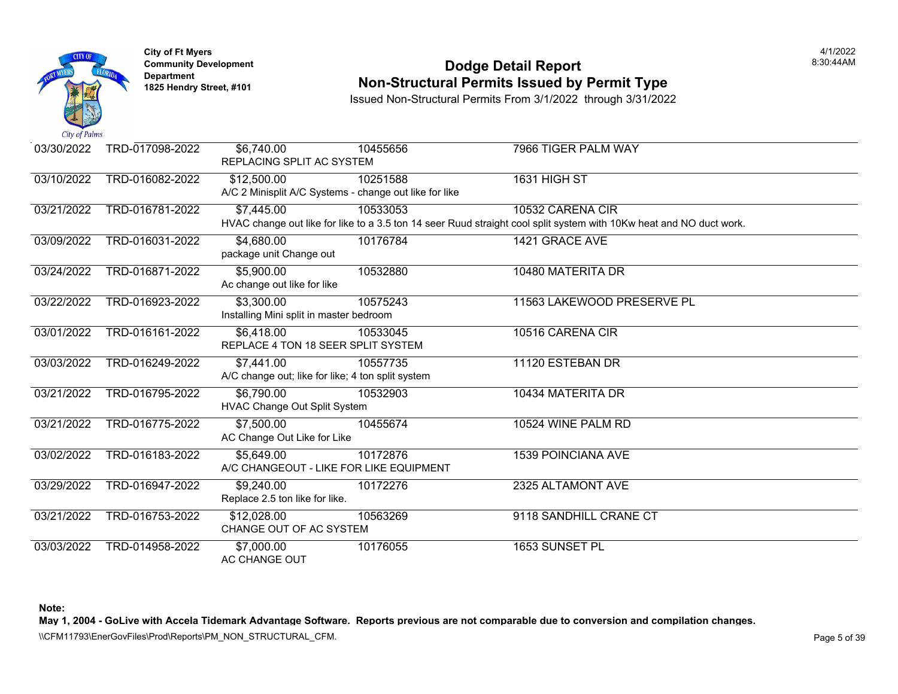**City of Ft Myers**
**Community Development Department**
**1825 Hendry Street, #101**

# Dodge Detail Report
## Non-Structural Permits Issued by Permit Type

Issued Non-Structural Permits From 3/1/2022 through 3/31/2022

4/1/2022
8:30:44AM

| Date | Permit | Valuation | Parcel | Address / Description |
|---|---|---|---|---|
| 03/30/2022 | TRD-017098-2022 | $6,740.00 | 10455656 | 7966 TIGER PALM WAY |
| | | REPLACING SPLIT AC SYSTEM | | |
| 03/10/2022 | TRD-016082-2022 | $12,500.00 | 10251588 | 1631 HIGH ST |
| | | A/C 2 Minisplit A/C Systems - change out like for like | | |
| 03/21/2022 | TRD-016781-2022 | $7,445.00 | 10533053 | 10532 CARENA CIR |
| | | HVAC change out like for like to a 3.5 ton 14 seer Ruud straight cool split system with 10Kw heat and NO duct work. | | |
| 03/09/2022 | TRD-016031-2022 | $4,680.00 | 10176784 | 1421 GRACE AVE |
| | | package unit Change out | | |
| 03/24/2022 | TRD-016871-2022 | $5,900.00 | 10532880 | 10480 MATERITA DR |
| | | Ac change out like for like | | |
| 03/22/2022 | TRD-016923-2022 | $3,300.00 | 10575243 | 11563 LAKEWOOD PRESERVE PL |
| | | Installing Mini split in master bedroom | | |
| 03/01/2022 | TRD-016161-2022 | $6,418.00 | 10533045 | 10516 CARENA CIR |
| | | REPLACE 4 TON 18 SEER SPLIT SYSTEM | | |
| 03/03/2022 | TRD-016249-2022 | $7,441.00 | 10557735 | 11120 ESTEBAN DR |
| | | A/C change out; like for like; 4 ton split system | | |
| 03/21/2022 | TRD-016795-2022 | $6,790.00 | 10532903 | 10434 MATERITA DR |
| | | HVAC Change Out Split System | | |
| 03/21/2022 | TRD-016775-2022 | $7,500.00 | 10455674 | 10524 WINE PALM RD |
| | | AC Change Out Like for Like | | |
| 03/02/2022 | TRD-016183-2022 | $5,649.00 | 10172876 | 1539 POINCIANA AVE |
| | | A/C CHANGEOUT - LIKE FOR LIKE EQUIPMENT | | |
| 03/29/2022 | TRD-016947-2022 | $9,240.00 | 10172276 | 2325 ALTAMONT AVE |
| | | Replace 2.5 ton like for like. | | |
| 03/21/2022 | TRD-016753-2022 | $12,028.00 | 10563269 | 9118 SANDHILL CRANE CT |
| | | CHANGE OUT OF AC SYSTEM | | |
| 03/03/2022 | TRD-014958-2022 | $7,000.00 | 10176055 | 1653 SUNSET PL |
| | | AC CHANGE OUT | | |

**Note:**
**May 1, 2004 - GoLive with Accela Tidemark Advantage Software. Reports previous are not comparable due to conversion and compilation changes.**

\\CFM11793\EnerGovFiles\Prod\Reports\PM_NON_STRUCTURAL_CFM.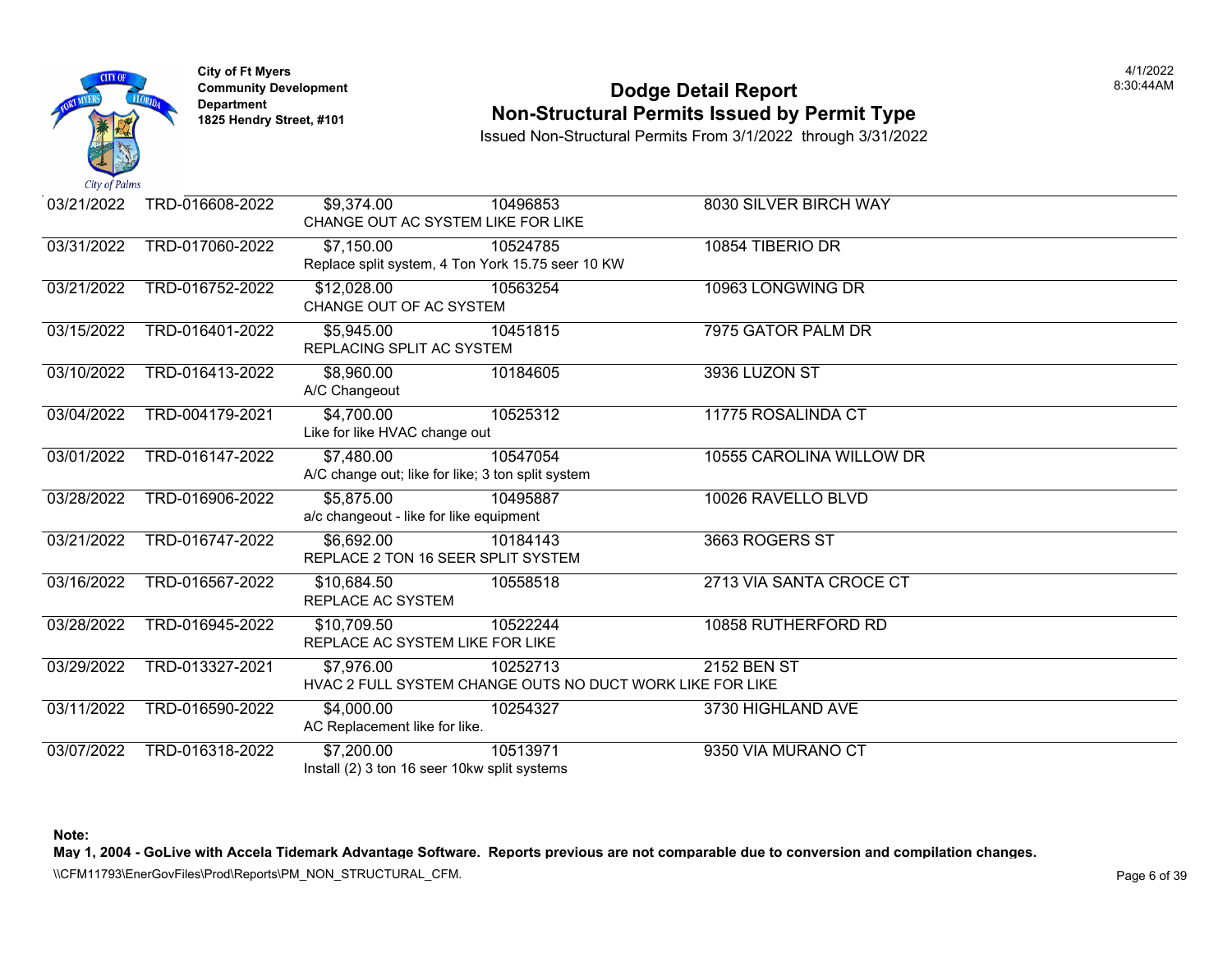City of Ft Myers
Community Development Department
1825 Hendry Street, #101

# Dodge Detail Report
## Non-Structural Permits Issued by Permit Type

Issued Non-Structural Permits From 3/1/2022 through 3/31/2022

4/1/2022
8:30:44AM

| Date | Permit # | Value | Parcel | Address | Description |
|---|---|---|---|---|---|
| 03/21/2022 | TRD-016608-2022 | $9,374.00 | 10496853 | 8030 SILVER BIRCH WAY | CHANGE OUT AC SYSTEM LIKE FOR LIKE |
| 03/31/2022 | TRD-017060-2022 | $7,150.00 | 10524785 | 10854 TIBERIO DR | Replace split system, 4 Ton York 15.75 seer 10 KW |
| 03/21/2022 | TRD-016752-2022 | $12,028.00 | 10563254 | 10963 LONGWING DR | CHANGE OUT OF AC SYSTEM |
| 03/15/2022 | TRD-016401-2022 | $5,945.00 | 10451815 | 7975 GATOR PALM DR | REPLACING SPLIT AC SYSTEM |
| 03/10/2022 | TRD-016413-2022 | $8,960.00 | 10184605 | 3936 LUZON ST | A/C Changeout |
| 03/04/2022 | TRD-004179-2021 | $4,700.00 | 10525312 | 11775 ROSALINDA CT | Like for like HVAC change out |
| 03/01/2022 | TRD-016147-2022 | $7,480.00 | 10547054 | 10555 CAROLINA WILLOW DR | A/C change out; like for like; 3 ton split system |
| 03/28/2022 | TRD-016906-2022 | $5,875.00 | 10495887 | 10026 RAVELLO BLVD | a/c changeout - like for like equipment |
| 03/21/2022 | TRD-016747-2022 | $6,692.00 | 10184143 | 3663 ROGERS ST | REPLACE 2 TON 16 SEER SPLIT SYSTEM |
| 03/16/2022 | TRD-016567-2022 | $10,684.50 | 10558518 | 2713 VIA SANTA CROCE CT | REPLACE AC SYSTEM |
| 03/28/2022 | TRD-016945-2022 | $10,709.50 | 10522244 | 10858 RUTHERFORD RD | REPLACE AC SYSTEM LIKE FOR LIKE |
| 03/29/2022 | TRD-013327-2021 | $7,976.00 | 10252713 | 2152 BEN ST | HVAC 2 FULL SYSTEM CHANGE OUTS NO DUCT WORK LIKE FOR LIKE |
| 03/11/2022 | TRD-016590-2022 | $4,000.00 | 10254327 | 3730 HIGHLAND AVE | AC Replacement like for like. |
| 03/07/2022 | TRD-016318-2022 | $7,200.00 | 10513971 | 9350 VIA MURANO CT | Install (2) 3 ton 16 seer 10kw split systems |

**Note:**
**May 1, 2004 - GoLive with Accela Tidemark Advantage Software. Reports previous are not comparable due to conversion and compilation changes.**

\\CFM11793\EnerGovFiles\Prod\Reports\PM_NON_STRUCTURAL_CFM.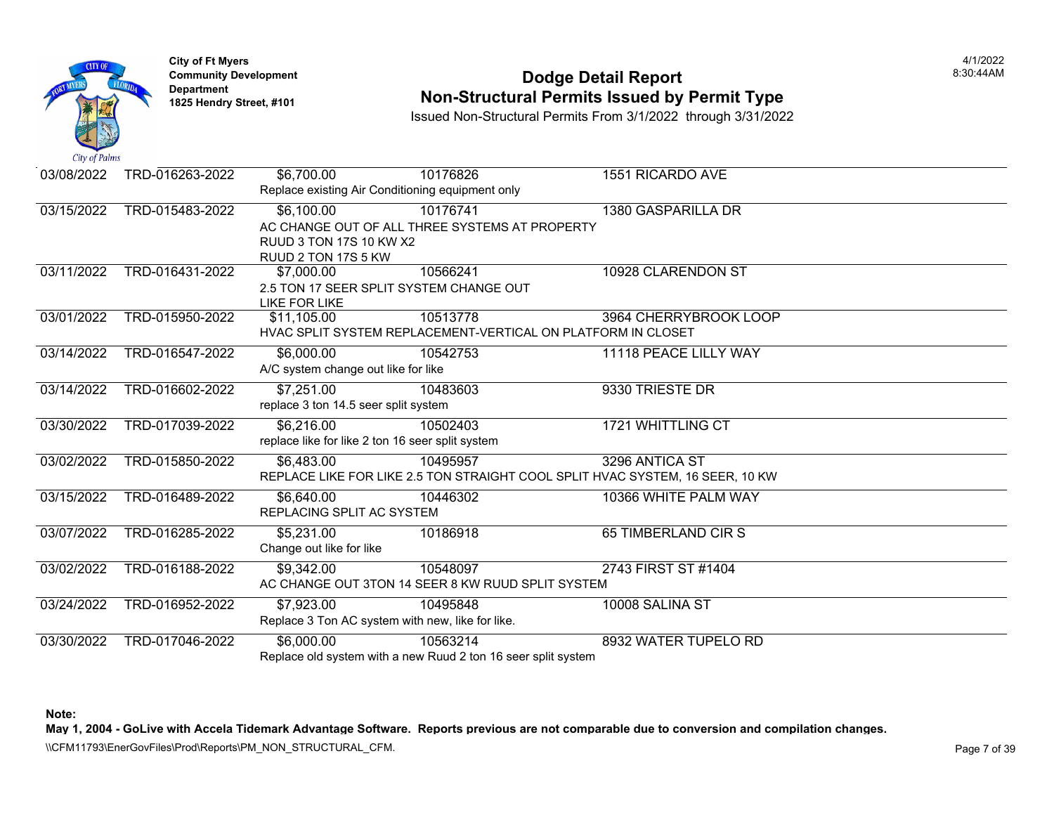City of Ft Myers
Community Development Department
1825 Hendry Street, #101

# Dodge Detail Report
## Non-Structural Permits Issued by Permit Type

Issued Non-Structural Permits From 3/1/2022 through 3/31/2022

| Date | Permit | Value | Parcel | Address |
|---|---|---|---|---|
| 03/08/2022 | TRD-016263-2022 | $6,700.00 | 10176826 | 1551 RICARDO AVE |
| | | Replace existing Air Conditioning equipment only | | |
| 03/15/2022 | TRD-015483-2022 | $6,100.00 | 10176741 | 1380 GASPARILLA DR |
| | | AC CHANGE OUT OF ALL THREE SYSTEMS AT PROPERTY<br>RUUD 3 TON 17S 10 KW X2<br>RUUD 2 TON 17S 5 KW | | |
| 03/11/2022 | TRD-016431-2022 | $7,000.00 | 10566241 | 10928 CLARENDON ST |
| | | 2.5 TON 17 SEER SPLIT SYSTEM CHANGE OUT<br>LIKE FOR LIKE | | |
| 03/01/2022 | TRD-015950-2022 | $11,105.00 | 10513778 | 3964 CHERRYBROOK LOOP |
| | | HVAC SPLIT SYSTEM REPLACEMENT-VERTICAL ON PLATFORM IN CLOSET | | |
| 03/14/2022 | TRD-016547-2022 | $6,000.00 | 10542753 | 11118 PEACE LILLY WAY |
| | | A/C system change out like for like | | |
| 03/14/2022 | TRD-016602-2022 | $7,251.00 | 10483603 | 9330 TRIESTE DR |
| | | replace 3 ton 14.5 seer split system | | |
| 03/30/2022 | TRD-017039-2022 | $6,216.00 | 10502403 | 1721 WHITTLING CT |
| | | replace like for like 2 ton 16 seer split system | | |
| 03/02/2022 | TRD-015850-2022 | $6,483.00 | 10495957 | 3296 ANTICA ST |
| | | REPLACE LIKE FOR LIKE 2.5 TON STRAIGHT COOL SPLIT HVAC SYSTEM, 16 SEER, 10 KW | | |
| 03/15/2022 | TRD-016489-2022 | $6,640.00 | 10446302 | 10366 WHITE PALM WAY |
| | | REPLACING SPLIT AC SYSTEM | | |
| 03/07/2022 | TRD-016285-2022 | $5,231.00 | 10186918 | 65 TIMBERLAND CIR S |
| | | Change out like for like | | |
| 03/02/2022 | TRD-016188-2022 | $9,342.00 | 10548097 | 2743 FIRST ST #1404 |
| | | AC CHANGE OUT 3TON 14 SEER 8 KW RUUD SPLIT SYSTEM | | |
| 03/24/2022 | TRD-016952-2022 | $7,923.00 | 10495848 | 10008 SALINA ST |
| | | Replace 3 Ton AC system with new, like for like. | | |
| 03/30/2022 | TRD-017046-2022 | $6,000.00 | 10563214 | 8932 WATER TUPELO RD |
| | | Replace old system with a new Ruud 2 ton 16 seer split system | | |

**Note:**
**May 1, 2004 - GoLive with Accela Tidemark Advantage Software. Reports previous are not comparable due to conversion and compilation changes.**

\\CFM11793\EnerGovFiles\Prod\Reports\PM_NON_STRUCTURAL_CFM.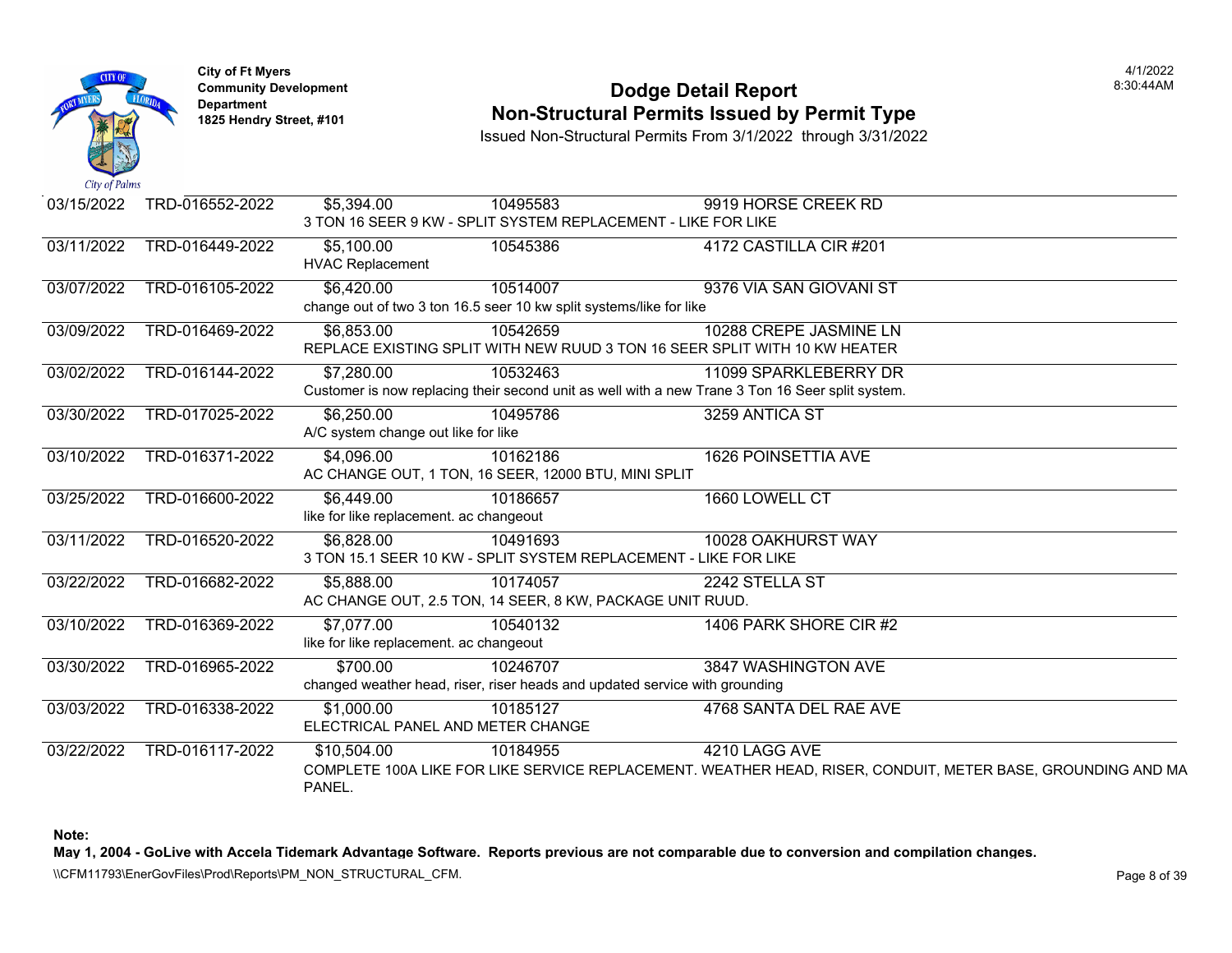**City of Ft Myers**
**Community Development Department**
**1825 Hendry Street, #101**

# Dodge Detail Report
## Non-Structural Permits Issued by Permit Type

Issued Non-Structural Permits From 3/1/2022 through 3/31/2022

4/1/2022
8:30:44AM

| Date | Permit # | Valuation | Parcel | Address |
|---|---|---|---|---|
| 03/15/2022 | TRD-016552-2022 | $5,394.00 | 10495583 | 9919 HORSE CREEK RD |
| | | 3 TON 16 SEER 9 KW - SPLIT SYSTEM REPLACEMENT - LIKE FOR LIKE | | |
| 03/11/2022 | TRD-016449-2022 | $5,100.00 | 10545386 | 4172 CASTILLA CIR #201 |
| | | HVAC Replacement | | |
| 03/07/2022 | TRD-016105-2022 | $6,420.00 | 10514007 | 9376 VIA SAN GIOVANI ST |
| | | change out of two 3 ton 16.5 seer 10 kw split systems/like for like | | |
| 03/09/2022 | TRD-016469-2022 | $6,853.00 | 10542659 | 10288 CREPE JASMINE LN |
| | | REPLACE EXISTING SPLIT WITH NEW RUUD 3 TON 16 SEER SPLIT WITH 10 KW HEATER | | |
| 03/02/2022 | TRD-016144-2022 | $7,280.00 | 10532463 | 11099 SPARKLEBERRY DR |
| | | Customer is now replacing their second unit as well with a new Trane 3 Ton 16 Seer split system. | | |
| 03/30/2022 | TRD-017025-2022 | $6,250.00 | 10495786 | 3259 ANTICA ST |
| | | A/C system change out like for like | | |
| 03/10/2022 | TRD-016371-2022 | $4,096.00 | 10162186 | 1626 POINSETTIA AVE |
| | | AC CHANGE OUT, 1 TON, 16 SEER, 12000 BTU, MINI SPLIT | | |
| 03/25/2022 | TRD-016600-2022 | $6,449.00 | 10186657 | 1660 LOWELL CT |
| | | like for like replacement. ac changeout | | |
| 03/11/2022 | TRD-016520-2022 | $6,828.00 | 10491693 | 10028 OAKHURST WAY |
| | | 3 TON 15.1 SEER 10 KW - SPLIT SYSTEM REPLACEMENT - LIKE FOR LIKE | | |
| 03/22/2022 | TRD-016682-2022 | $5,888.00 | 10174057 | 2242 STELLA ST |
| | | AC CHANGE OUT, 2.5 TON, 14 SEER, 8 KW, PACKAGE UNIT RUUD. | | |
| 03/10/2022 | TRD-016369-2022 | $7,077.00 | 10540132 | 1406 PARK SHORE CIR #2 |
| | | like for like replacement. ac changeout | | |
| 03/30/2022 | TRD-016965-2022 | $700.00 | 10246707 | 3847 WASHINGTON AVE |
| | | changed weather head, riser, riser heads and updated service with grounding | | |
| 03/03/2022 | TRD-016338-2022 | $1,000.00 | 10185127 | 4768 SANTA DEL RAE AVE |
| | | ELECTRICAL PANEL AND METER CHANGE | | |
| 03/22/2022 | TRD-016117-2022 | $10,504.00 | 10184955 | 4210 LAGG AVE |
| | | COMPLETE 100A LIKE FOR LIKE SERVICE REPLACEMENT. WEATHER HEAD, RISER, CONDUIT, METER BASE, GROUNDING AND MA PANEL. | | |

**Note:**
**May 1, 2004 - GoLive with Accela Tidemark Advantage Software. Reports previous are not comparable due to conversion and compilation changes.**

\\CFM11793\EnerGovFiles\Prod\Reports\PM_NON_STRUCTURAL_CFM.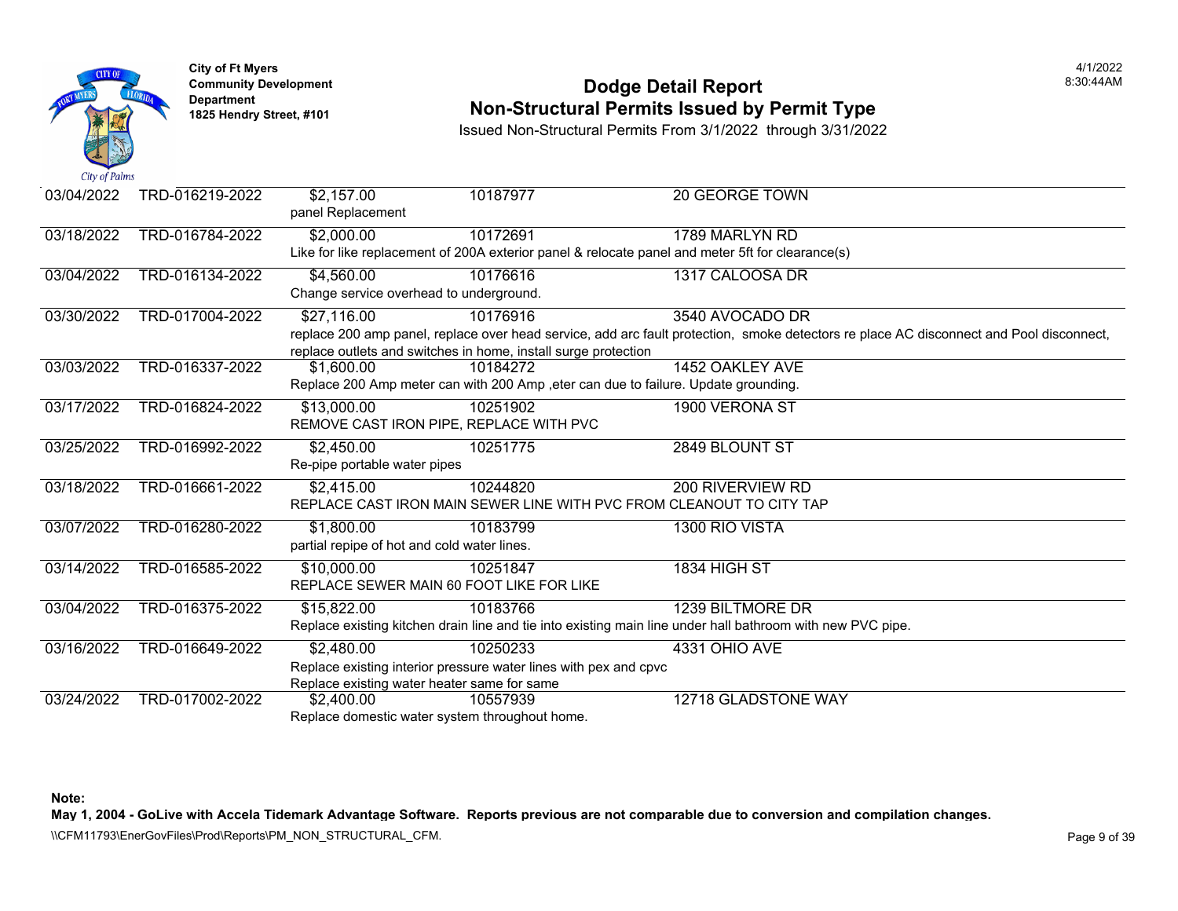**City of Ft Myers**
**Community Development Department**
**1825 Hendry Street, #101**

# Dodge Detail Report
## Non-Structural Permits Issued by Permit Type

Issued Non-Structural Permits From 3/1/2022 through 3/31/2022

4/1/2022
8:30:44AM

| Date | Permit | Value | Parcel | Address |
|---|---|---|---|---|
| 03/04/2022 | TRD-016219-2022 | $2,157.00 | 10187977 | 20 GEORGE TOWN |
| | | panel Replacement | | |
| 03/18/2022 | TRD-016784-2022 | $2,000.00 | 10172691 | 1789 MARLYN RD |
| | | Like for like replacement of 200A exterior panel & relocate panel and meter 5ft for clearance(s) | | |
| 03/04/2022 | TRD-016134-2022 | $4,560.00 | 10176616 | 1317 CALOOSA DR |
| | | Change service overhead to underground. | | |
| 03/30/2022 | TRD-017004-2022 | $27,116.00 | 10176916 | 3540 AVOCADO DR |
| | | replace 200 amp panel, replace over head service, add arc fault protection, smoke detectors re place AC disconnect and Pool disconnect, replace outlets and switches in home, install surge protection | | |
| 03/03/2022 | TRD-016337-2022 | $1,600.00 | 10184272 | 1452 OAKLEY AVE |
| | | Replace 200 Amp meter can with 200 Amp ,eter can due to failure. Update grounding. | | |
| 03/17/2022 | TRD-016824-2022 | $13,000.00 | 10251902 | 1900 VERONA ST |
| | | REMOVE CAST IRON PIPE, REPLACE WITH PVC | | |
| 03/25/2022 | TRD-016992-2022 | $2,450.00 | 10251775 | 2849 BLOUNT ST |
| | | Re-pipe portable water pipes | | |
| 03/18/2022 | TRD-016661-2022 | $2,415.00 | 10244820 | 200 RIVERVIEW RD |
| | | REPLACE CAST IRON MAIN SEWER LINE WITH PVC FROM CLEANOUT TO CITY TAP | | |
| 03/07/2022 | TRD-016280-2022 | $1,800.00 | 10183799 | 1300 RIO VISTA |
| | | partial repipe of hot and cold water lines. | | |
| 03/14/2022 | TRD-016585-2022 | $10,000.00 | 10251847 | 1834 HIGH ST |
| | | REPLACE SEWER MAIN 60 FOOT LIKE FOR LIKE | | |
| 03/04/2022 | TRD-016375-2022 | $15,822.00 | 10183766 | 1239 BILTMORE DR |
| | | Replace existing kitchen drain line and tie into existing main line under hall bathroom with new PVC pipe. | | |
| 03/16/2022 | TRD-016649-2022 | $2,480.00 | 10250233 | 4331 OHIO AVE |
| | | Replace existing interior pressure water lines with pex and cpvc Replace existing water heater same for same | | |
| 03/24/2022 | TRD-017002-2022 | $2,400.00 | 10557939 | 12718 GLADSTONE WAY |
| | | Replace domestic water system throughout home. | | |

**Note:**
**May 1, 2004 - GoLive with Accela Tidemark Advantage Software. Reports previous are not comparable due to conversion and compilation changes.**

\\CFM11793\EnerGovFiles\Prod\Reports\PM_NON_STRUCTURAL_CFM.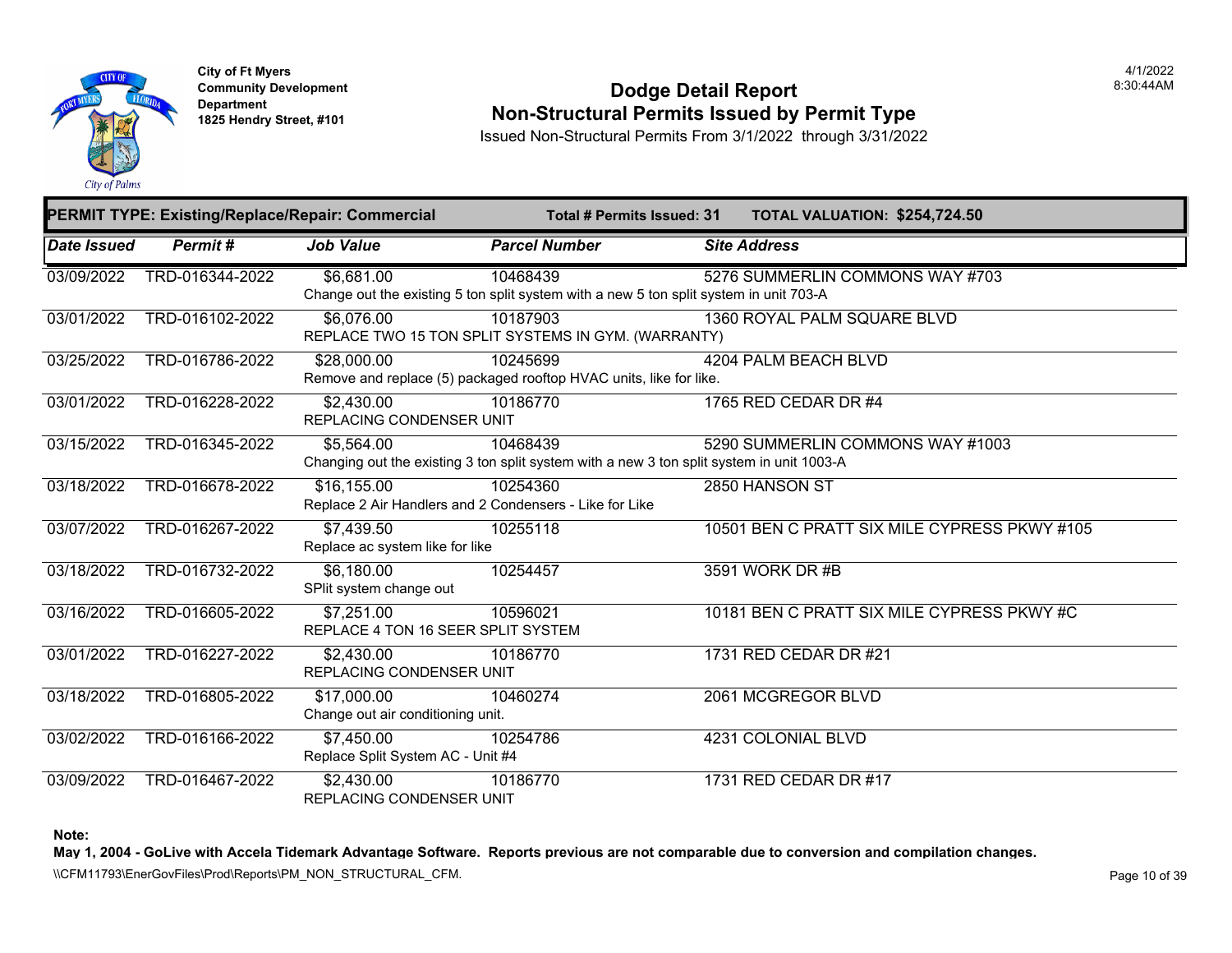City of Ft Myers
Community Development Department
1825 Hendry Street, #101

# Dodge Detail Report
## Non-Structural Permits Issued by Permit Type

Issued Non-Structural Permits From 3/1/2022 through 3/31/2022

4/1/2022
8:30:44AM

**PERMIT TYPE: Existing/Replace/Repair: Commercial** — **Total # Permits Issued: 31** — **TOTAL VALUATION: $254,724.50**

| Date Issued | Permit # | Job Value | Parcel Number | Site Address |
|---|---|---|---|---|
| 03/09/2022 | TRD-016344-2022 | $6,681.00 | 10468439 | 5276 SUMMERLIN COMMONS WAY #703 |
| | | Change out the existing 5 ton split system with a new 5 ton split system in unit 703-A | | |
| 03/01/2022 | TRD-016102-2022 | $6,076.00 | 10187903 | 1360 ROYAL PALM SQUARE BLVD |
| | | REPLACE TWO 15 TON SPLIT SYSTEMS IN GYM. (WARRANTY) | | |
| 03/25/2022 | TRD-016786-2022 | $28,000.00 | 10245699 | 4204 PALM BEACH BLVD |
| | | Remove and replace (5) packaged rooftop HVAC units, like for like. | | |
| 03/01/2022 | TRD-016228-2022 | $2,430.00 | 10186770 | 1765 RED CEDAR DR #4 |
| | | REPLACING CONDENSER UNIT | | |
| 03/15/2022 | TRD-016345-2022 | $5,564.00 | 10468439 | 5290 SUMMERLIN COMMONS WAY #1003 |
| | | Changing out the existing 3 ton split system with a new 3 ton split system in unit 1003-A | | |
| 03/18/2022 | TRD-016678-2022 | $16,155.00 | 10254360 | 2850 HANSON ST |
| | | Replace 2 Air Handlers and 2 Condensers - Like for Like | | |
| 03/07/2022 | TRD-016267-2022 | $7,439.50 | 10255118 | 10501 BEN C PRATT SIX MILE CYPRESS PKWY #105 |
| | | Replace ac system like for like | | |
| 03/18/2022 | TRD-016732-2022 | $6,180.00 | 10254457 | 3591 WORK DR #B |
| | | SPlit system change out | | |
| 03/16/2022 | TRD-016605-2022 | $7,251.00 | 10596021 | 10181 BEN C PRATT SIX MILE CYPRESS PKWY #C |
| | | REPLACE 4 TON 16 SEER SPLIT SYSTEM | | |
| 03/01/2022 | TRD-016227-2022 | $2,430.00 | 10186770 | 1731 RED CEDAR DR #21 |
| | | REPLACING CONDENSER UNIT | | |
| 03/18/2022 | TRD-016805-2022 | $17,000.00 | 10460274 | 2061 MCGREGOR BLVD |
| | | Change out air conditioning unit. | | |
| 03/02/2022 | TRD-016166-2022 | $7,450.00 | 10254786 | 4231 COLONIAL BLVD |
| | | Replace Split System AC - Unit #4 | | |
| 03/09/2022 | TRD-016467-2022 | $2,430.00 | 10186770 | 1731 RED CEDAR DR #17 |
| | | REPLACING CONDENSER UNIT | | |

**Note:**
**May 1, 2004 - GoLive with Accela Tidemark Advantage Software. Reports previous are not comparable due to conversion and compilation changes.**

\\CFM11793\EnerGovFiles\Prod\Reports\PM_NON_STRUCTURAL_CFM.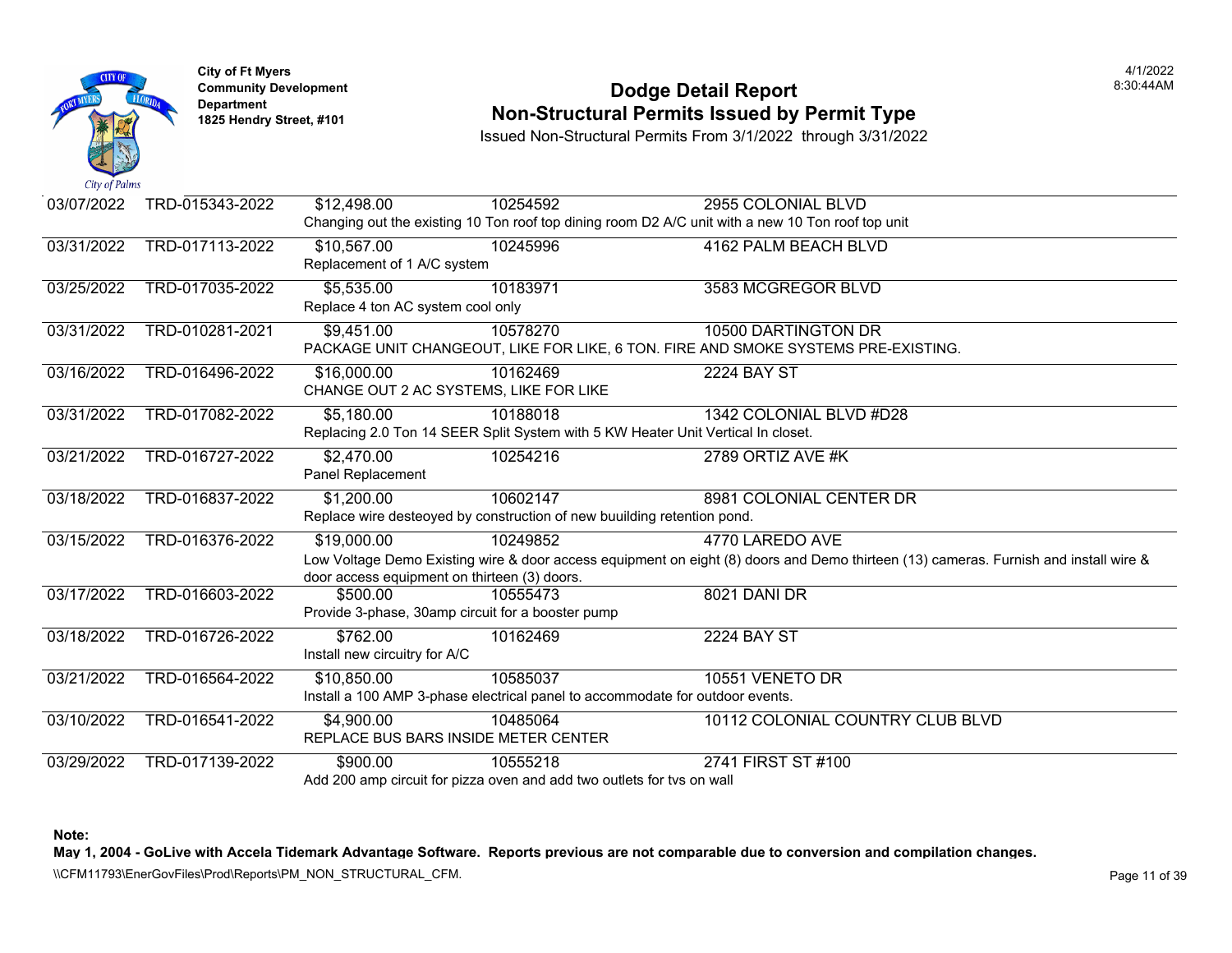City of Ft Myers
Community Development Department
1825 Hendry Street, #101

# Dodge Detail Report
## Non-Structural Permits Issued by Permit Type

Issued Non-Structural Permits From 3/1/2022 through 3/31/2022

| Date | Permit Number | Valuation | Parcel | Address |
|---|---|---|---|---|
| 03/07/2022 | TRD-015343-2022 | $12,498.00 | 10254592 | 2955 COLONIAL BLVD |
| | | Changing out the existing 10 Ton roof top dining room D2 A/C unit with a new 10 Ton roof top unit | | |
| 03/31/2022 | TRD-017113-2022 | $10,567.00 | 10245996 | 4162 PALM BEACH BLVD |
| | | Replacement of 1 A/C system | | |
| 03/25/2022 | TRD-017035-2022 | $5,535.00 | 10183971 | 3583 MCGREGOR BLVD |
| | | Replace 4 ton AC system cool only | | |
| 03/31/2022 | TRD-010281-2021 | $9,451.00 | 10578270 | 10500 DARTINGTON DR |
| | | PACKAGE UNIT CHANGEOUT, LIKE FOR LIKE, 6 TON. FIRE AND SMOKE SYSTEMS PRE-EXISTING. | | |
| 03/16/2022 | TRD-016496-2022 | $16,000.00 | 10162469 | 2224 BAY ST |
| | | CHANGE OUT 2 AC SYSTEMS, LIKE FOR LIKE | | |
| 03/31/2022 | TRD-017082-2022 | $5,180.00 | 10188018 | 1342 COLONIAL BLVD #D28 |
| | | Replacing 2.0 Ton 14 SEER Split System with 5 KW Heater Unit Vertical In closet. | | |
| 03/21/2022 | TRD-016727-2022 | $2,470.00 | 10254216 | 2789 ORTIZ AVE #K |
| | | Panel Replacement | | |
| 03/18/2022 | TRD-016837-2022 | $1,200.00 | 10602147 | 8981 COLONIAL CENTER DR |
| | | Replace wire desteoyed by construction of new buuilding retention pond. | | |
| 03/15/2022 | TRD-016376-2022 | $19,000.00 | 10249852 | 4770 LAREDO AVE |
| | | Low Voltage Demo Existing wire & door access equipment on eight (8) doors and Demo thirteen (13) cameras. Furnish and install wire & door access equipment on thirteen (3) doors. | | |
| 03/17/2022 | TRD-016603-2022 | $500.00 | 10555473 | 8021 DANI DR |
| | | Provide 3-phase, 30amp circuit for a booster pump | | |
| 03/18/2022 | TRD-016726-2022 | $762.00 | 10162469 | 2224 BAY ST |
| | | Install new circuitry for A/C | | |
| 03/21/2022 | TRD-016564-2022 | $10,850.00 | 10585037 | 10551 VENETO DR |
| | | Install a 100 AMP 3-phase electrical panel to accommodate for outdoor events. | | |
| 03/10/2022 | TRD-016541-2022 | $4,900.00 | 10485064 | 10112 COLONIAL COUNTRY CLUB BLVD |
| | | REPLACE BUS BARS INSIDE METER CENTER | | |
| 03/29/2022 | TRD-017139-2022 | $900.00 | 10555218 | 2741 FIRST ST #100 |
| | | Add 200 amp circuit for pizza oven and add two outlets for tvs on wall | | |

**Note:**

**May 1, 2004 - GoLive with Accela Tidemark Advantage Software. Reports previous are not comparable due to conversion and compilation changes.**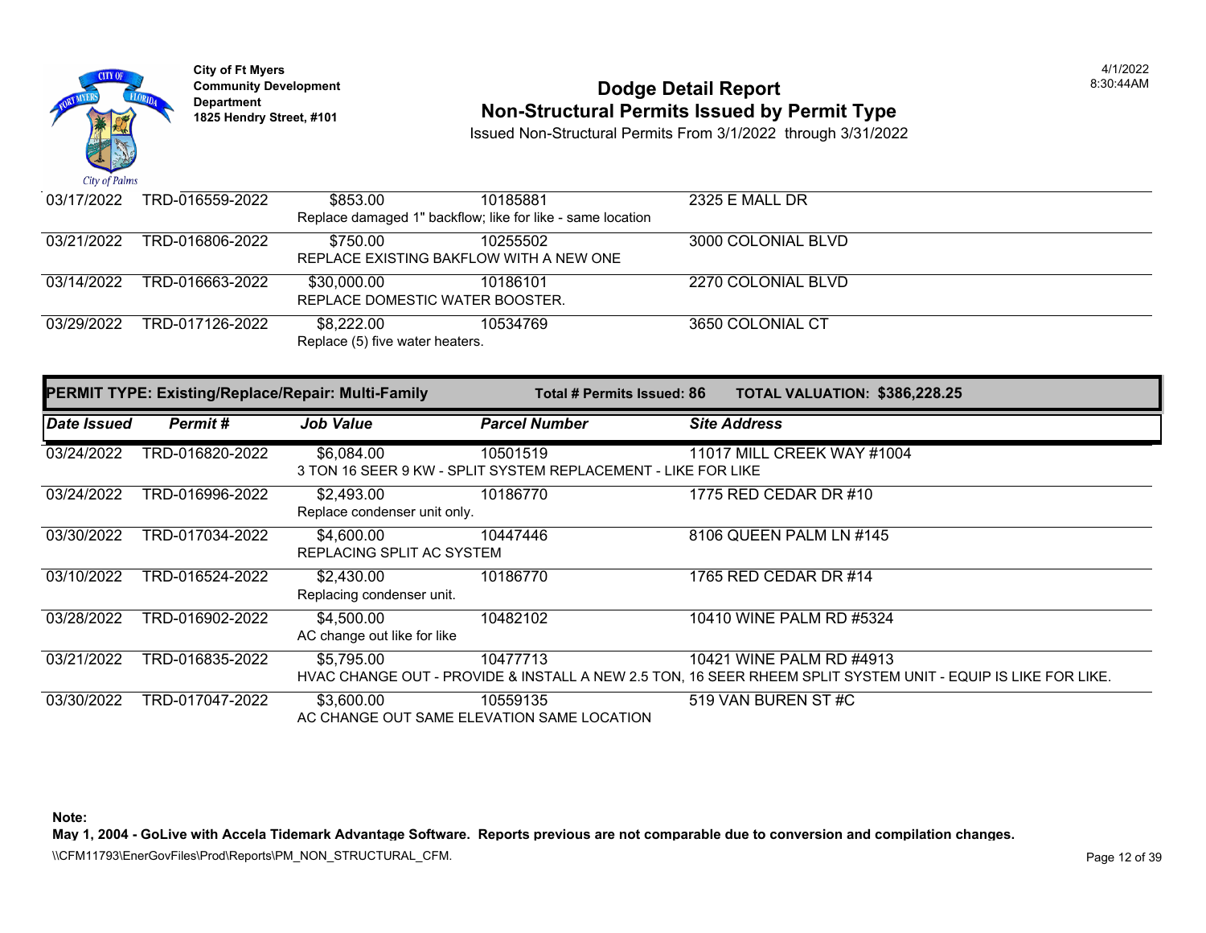| Date Issued | Permit # | Job Value | Parcel Number | Site Address |
|---|---|---|---|---|
| 03/17/2022 | TRD-016559-2022 | $853.00 | 10185881 | 2325 E MALL DR |
| | | Replace damaged 1" backflow; like for like - same location | | |
| 03/21/2022 | TRD-016806-2022 | $750.00 | 10255502 | 3000 COLONIAL BLVD |
| | | REPLACE EXISTING BAKFLOW WITH A NEW ONE | | |
| 03/14/2022 | TRD-016663-2022 | $30,000.00 | 10186101 | 2270 COLONIAL BLVD |
| | | REPLACE DOMESTIC WATER BOOSTER. | | |
| 03/29/2022 | TRD-017126-2022 | $8,222.00 | 10534769 | 3650 COLONIAL CT |
| | | Replace (5) five water heaters. | | |

**PERMIT TYPE: Existing/Replace/Repair: Multi-Family** — **Total # Permits Issued: 86** — **TOTAL VALUATION: $386,228.25**

| Date Issued | Permit # | Job Value | Parcel Number | Site Address |
|---|---|---|---|---|
| 03/24/2022 | TRD-016820-2022 | $6,084.00 | 10501519 | 11017 MILL CREEK WAY #1004 |
| | | 3 TON 16 SEER 9 KW - SPLIT SYSTEM REPLACEMENT - LIKE FOR LIKE | | |
| 03/24/2022 | TRD-016996-2022 | $2,493.00 | 10186770 | 1775 RED CEDAR DR #10 |
| | | Replace condenser unit only. | | |
| 03/30/2022 | TRD-017034-2022 | $4,600.00 | 10447446 | 8106 QUEEN PALM LN #145 |
| | | REPLACING SPLIT AC SYSTEM | | |
| 03/10/2022 | TRD-016524-2022 | $2,430.00 | 10186770 | 1765 RED CEDAR DR #14 |
| | | Replacing condenser unit. | | |
| 03/28/2022 | TRD-016902-2022 | $4,500.00 | 10482102 | 10410 WINE PALM RD #5324 |
| | | AC change out like for like | | |
| 03/21/2022 | TRD-016835-2022 | $5,795.00 | 10477713 | 10421 WINE PALM RD #4913 |
| | | HVAC CHANGE OUT - PROVIDE & INSTALL A NEW 2.5 TON, 16 SEER RHEEM SPLIT SYSTEM UNIT - EQUIP IS LIKE FOR LIKE. | | |
| 03/30/2022 | TRD-017047-2022 | $3,600.00 | 10559135 | 519 VAN BUREN ST #C |
| | | AC CHANGE OUT SAME ELEVATION SAME LOCATION | | |

**Note:**
**May 1, 2004 - GoLive with Accela Tidemark Advantage Software. Reports previous are not comparable due to conversion and compilation changes.**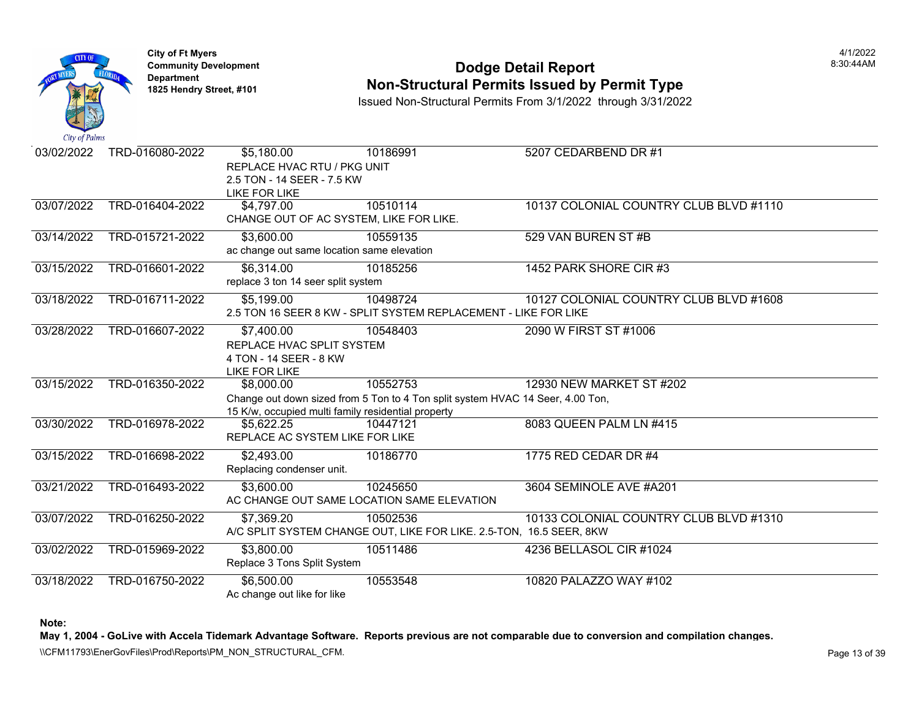| Date | Permit Number | Valuation | Parcel | Address |
|---|---|---|---|---|
| 03/02/2022 | TRD-016080-2022 | $5,180.00<br>REPLACE HVAC RTU / PKG UNIT<br>2.5 TON - 14 SEER - 7.5 KW<br>LIKE FOR LIKE | 10186991 | 5207 CEDARBEND DR #1 |
| 03/07/2022 | TRD-016404-2022 | $4,797.00<br>CHANGE OUT OF AC SYSTEM, LIKE FOR LIKE. | 10510114 | 10137 COLONIAL COUNTRY CLUB BLVD #1110 |
| 03/14/2022 | TRD-015721-2022 | $3,600.00<br>ac change out same location same elevation | 10559135 | 529 VAN BUREN ST #B |
| 03/15/2022 | TRD-016601-2022 | $6,314.00<br>replace 3 ton 14 seer split system | 10185256 | 1452 PARK SHORE CIR #3 |
| 03/18/2022 | TRD-016711-2022 | $5,199.00<br>2.5 TON 16 SEER 8 KW - SPLIT SYSTEM REPLACEMENT - LIKE FOR LIKE | 10498724 | 10127 COLONIAL COUNTRY CLUB BLVD #1608 |
| 03/28/2022 | TRD-016607-2022 | $7,400.00<br>REPLACE HVAC SPLIT SYSTEM<br>4 TON - 14 SEER - 8 KW<br>LIKE FOR LIKE | 10548403 | 2090 W FIRST ST #1006 |
| 03/15/2022 | TRD-016350-2022 | $8,000.00<br>Change out down sized from 5 Ton to 4 Ton split system HVAC 14 Seer, 4.00 Ton, 15 K/w, occupied multi family residential property | 10552753 | 12930 NEW MARKET ST #202 |
| 03/30/2022 | TRD-016978-2022 | $5,622.25<br>REPLACE AC SYSTEM LIKE FOR LIKE | 10447121 | 8083 QUEEN PALM LN #415 |
| 03/15/2022 | TRD-016698-2022 | $2,493.00<br>Replacing condenser unit. | 10186770 | 1775 RED CEDAR DR #4 |
| 03/21/2022 | TRD-016493-2022 | $3,600.00<br>AC CHANGE OUT SAME LOCATION SAME ELEVATION | 10245650 | 3604 SEMINOLE AVE #A201 |
| 03/07/2022 | TRD-016250-2022 | $7,369.20<br>A/C SPLIT SYSTEM CHANGE OUT, LIKE FOR LIKE. 2.5-TON, 16.5 SEER, 8KW | 10502536 | 10133 COLONIAL COUNTRY CLUB BLVD #1310 |
| 03/02/2022 | TRD-015969-2022 | $3,800.00<br>Replace 3 Tons Split System | 10511486 | 4236 BELLASOL CIR #1024 |
| 03/18/2022 | TRD-016750-2022 | $6,500.00<br>Ac change out like for like | 10553548 | 10820 PALAZZO WAY #102 |

**Note:**

**May 1, 2004 - GoLive with Accela Tidemark Advantage Software. Reports previous are not comparable due to conversion and compilation changes.**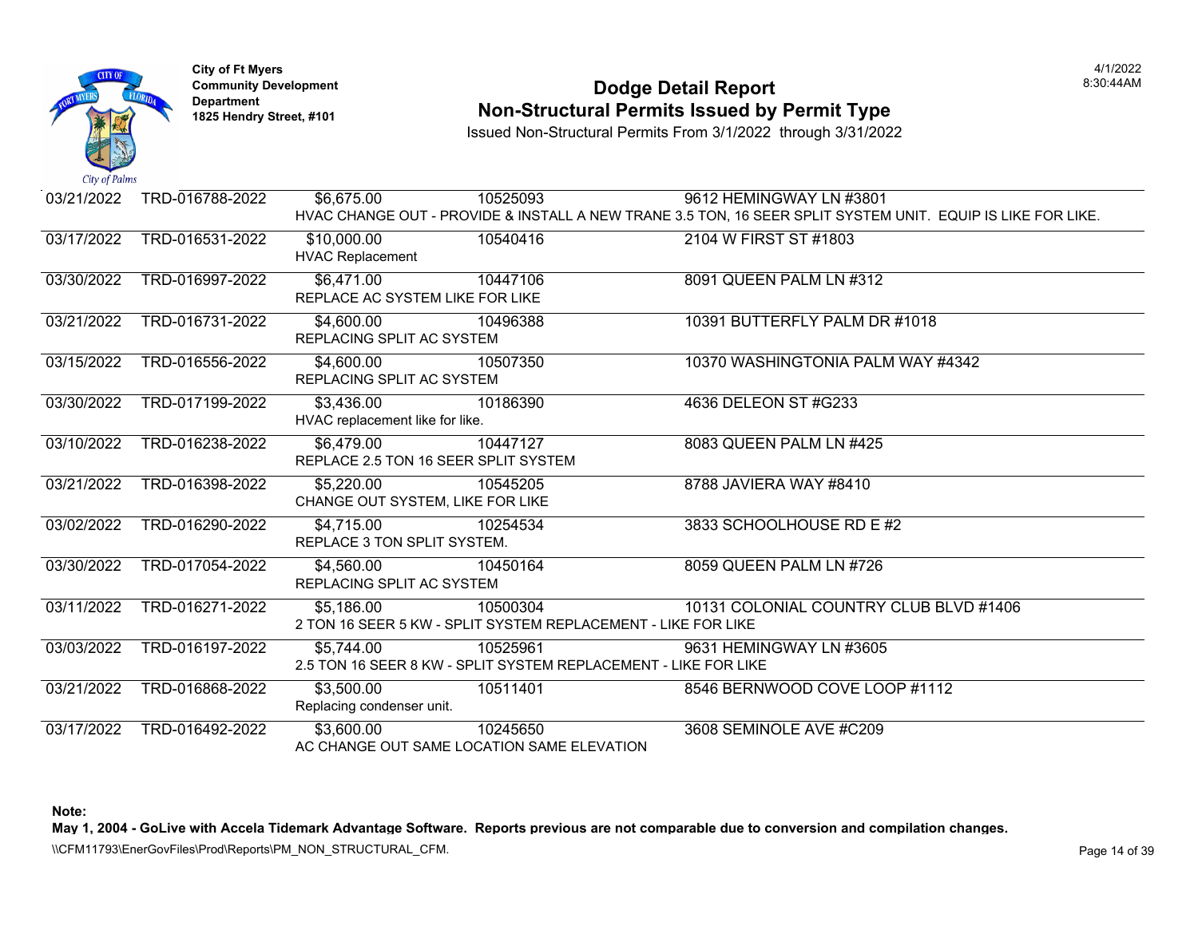City of Ft Myers
Community Development Department
1825 Hendry Street, #101

# Dodge Detail Report
## Non-Structural Permits Issued by Permit Type

Issued Non-Structural Permits From 3/1/2022 through 3/31/2022

| Date | Permit # | Valuation | Parcel | Address |
|---|---|---|---|---|
| 03/21/2022 | TRD-016788-2022 | $6,675.00 | 10525093 | 9612 HEMINGWAY LN #3801 |
| | | HVAC CHANGE OUT - PROVIDE & INSTALL A NEW TRANE 3.5 TON, 16 SEER SPLIT SYSTEM UNIT. EQUIP IS LIKE FOR LIKE. | | |
| 03/17/2022 | TRD-016531-2022 | $10,000.00 | 10540416 | 2104 W FIRST ST #1803 |
| | | HVAC Replacement | | |
| 03/30/2022 | TRD-016997-2022 | $6,471.00 | 10447106 | 8091 QUEEN PALM LN #312 |
| | | REPLACE AC SYSTEM LIKE FOR LIKE | | |
| 03/21/2022 | TRD-016731-2022 | $4,600.00 | 10496388 | 10391 BUTTERFLY PALM DR #1018 |
| | | REPLACING SPLIT AC SYSTEM | | |
| 03/15/2022 | TRD-016556-2022 | $4,600.00 | 10507350 | 10370 WASHINGTONIA PALM WAY #4342 |
| | | REPLACING SPLIT AC SYSTEM | | |
| 03/30/2022 | TRD-017199-2022 | $3,436.00 | 10186390 | 4636 DELEON ST #G233 |
| | | HVAC replacement like for like. | | |
| 03/10/2022 | TRD-016238-2022 | $6,479.00 | 10447127 | 8083 QUEEN PALM LN #425 |
| | | REPLACE 2.5 TON 16 SEER SPLIT SYSTEM | | |
| 03/21/2022 | TRD-016398-2022 | $5,220.00 | 10545205 | 8788 JAVIERA WAY #8410 |
| | | CHANGE OUT SYSTEM, LIKE FOR LIKE | | |
| 03/02/2022 | TRD-016290-2022 | $4,715.00 | 10254534 | 3833 SCHOOLHOUSE RD E #2 |
| | | REPLACE 3 TON SPLIT SYSTEM. | | |
| 03/30/2022 | TRD-017054-2022 | $4,560.00 | 10450164 | 8059 QUEEN PALM LN #726 |
| | | REPLACING SPLIT AC SYSTEM | | |
| 03/11/2022 | TRD-016271-2022 | $5,186.00 | 10500304 | 10131 COLONIAL COUNTRY CLUB BLVD #1406 |
| | | 2 TON 16 SEER 5 KW - SPLIT SYSTEM REPLACEMENT - LIKE FOR LIKE | | |
| 03/03/2022 | TRD-016197-2022 | $5,744.00 | 10525961 | 9631 HEMINGWAY LN #3605 |
| | | 2.5 TON 16 SEER 8 KW - SPLIT SYSTEM REPLACEMENT - LIKE FOR LIKE | | |
| 03/21/2022 | TRD-016868-2022 | $3,500.00 | 10511401 | 8546 BERNWOOD COVE LOOP #1112 |
| | | Replacing condenser unit. | | |
| 03/17/2022 | TRD-016492-2022 | $3,600.00 | 10245650 | 3608 SEMINOLE AVE #C209 |
| | | AC CHANGE OUT SAME LOCATION SAME ELEVATION | | |

**Note:**
**May 1, 2004 - GoLive with Accela Tidemark Advantage Software. Reports previous are not comparable due to conversion and compilation changes.**

\\CFM11793\EnerGovFiles\Prod\Reports\PM_NON_STRUCTURAL_CFM.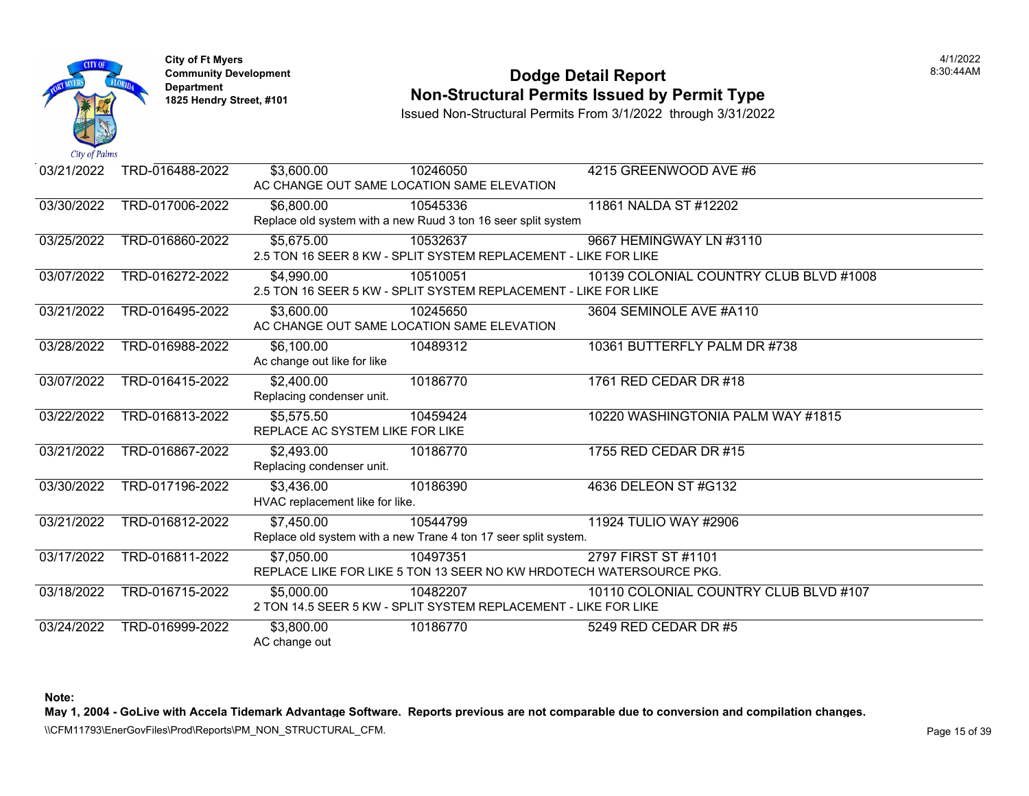**City of Ft Myers**
**Community Development Department**
**1825 Hendry Street, #101**

4/1/2022
8:30:44AM

# Dodge Detail Report
## Non-Structural Permits Issued by Permit Type

Issued Non-Structural Permits From 3/1/2022 through 3/31/2022

| Date | Permit # | Value | Parcel | Address / Description |
|---|---|---|---|---|
| 03/21/2022 | TRD-016488-2022 | $3,600.00 | 10246050 | 4215 GREENWOOD AVE #6 |
| | | AC CHANGE OUT SAME LOCATION SAME ELEVATION | | |
| 03/30/2022 | TRD-017006-2022 | $6,800.00 | 10545336 | 11861 NALDA ST #12202 |
| | | Replace old system with a new Ruud 3 ton 16 seer split system | | |
| 03/25/2022 | TRD-016860-2022 | $5,675.00 | 10532637 | 9667 HEMINGWAY LN #3110 |
| | | 2.5 TON 16 SEER 8 KW - SPLIT SYSTEM REPLACEMENT - LIKE FOR LIKE | | |
| 03/07/2022 | TRD-016272-2022 | $4,990.00 | 10510051 | 10139 COLONIAL COUNTRY CLUB BLVD #1008 |
| | | 2.5 TON 16 SEER 5 KW - SPLIT SYSTEM REPLACEMENT - LIKE FOR LIKE | | |
| 03/21/2022 | TRD-016495-2022 | $3,600.00 | 10245650 | 3604 SEMINOLE AVE #A110 |
| | | AC CHANGE OUT SAME LOCATION SAME ELEVATION | | |
| 03/28/2022 | TRD-016988-2022 | $6,100.00 | 10489312 | 10361 BUTTERFLY PALM DR #738 |
| | | Ac change out like for like | | |
| 03/07/2022 | TRD-016415-2022 | $2,400.00 | 10186770 | 1761 RED CEDAR DR #18 |
| | | Replacing condenser unit. | | |
| 03/22/2022 | TRD-016813-2022 | $5,575.50 | 10459424 | 10220 WASHINGTONIA PALM WAY #1815 |
| | | REPLACE AC SYSTEM LIKE FOR LIKE | | |
| 03/21/2022 | TRD-016867-2022 | $2,493.00 | 10186770 | 1755 RED CEDAR DR #15 |
| | | Replacing condenser unit. | | |
| 03/30/2022 | TRD-017196-2022 | $3,436.00 | 10186390 | 4636 DELEON ST #G132 |
| | | HVAC replacement like for like. | | |
| 03/21/2022 | TRD-016812-2022 | $7,450.00 | 10544799 | 11924 TULIO WAY #2906 |
| | | Replace old system with a new Trane 4 ton 17 seer split system. | | |
| 03/17/2022 | TRD-016811-2022 | $7,050.00 | 10497351 | 2797 FIRST ST #1101 |
| | | REPLACE LIKE FOR LIKE 5 TON 13 SEER NO KW HRDOTECH WATERSOURCE PKG. | | |
| 03/18/2022 | TRD-016715-2022 | $5,000.00 | 10482207 | 10110 COLONIAL COUNTRY CLUB BLVD #107 |
| | | 2 TON 14.5 SEER 5 KW - SPLIT SYSTEM REPLACEMENT - LIKE FOR LIKE | | |
| 03/24/2022 | TRD-016999-2022 | $3,800.00 | 10186770 | 5249 RED CEDAR DR #5 |
| | | AC change out | | |

**Note:**
**May 1, 2004 - GoLive with Accela Tidemark Advantage Software. Reports previous are not comparable due to conversion and compilation changes.**

\\CFM11793\EnerGovFiles\Prod\Reports\PM_NON_STRUCTURAL_CFM.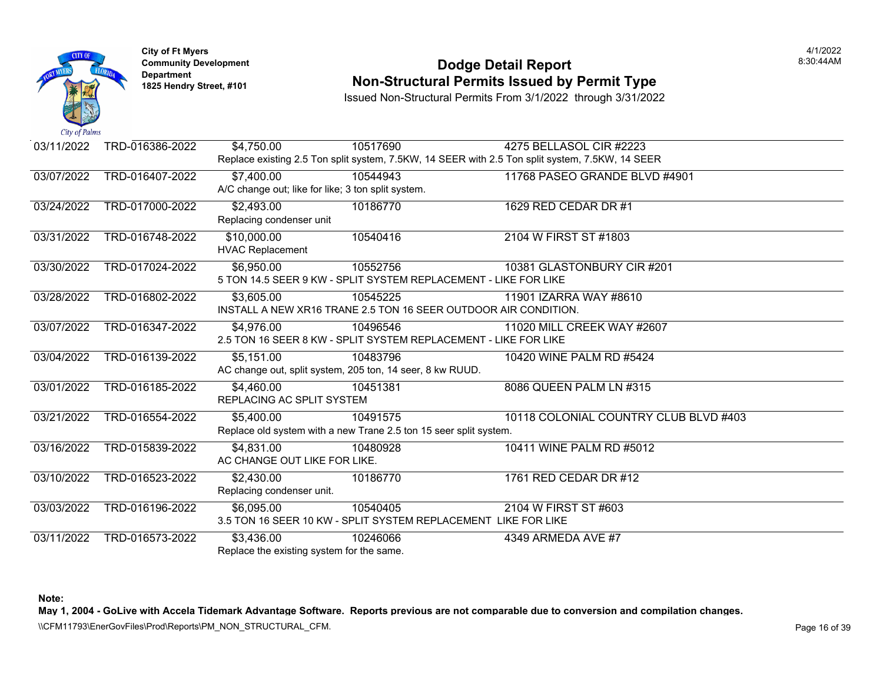City of Ft Myers
Community Development Department
1825 Hendry Street, #101

# Dodge Detail Report
## Non-Structural Permits Issued by Permit Type

Issued Non-Structural Permits From 3/1/2022 through 3/31/2022

4/1/2022
8:30:44AM

| Date | Permit # | Value | Parcel | Address |
|---|---|---|---|---|
| 03/11/2022 | TRD-016386-2022 | $4,750.00 | 10517690 | 4275 BELLASOL CIR #2223 |
| | | Replace existing 2.5 Ton split system, 7.5KW, 14 SEER with 2.5 Ton split system, 7.5KW, 14 SEER | | |
| 03/07/2022 | TRD-016407-2022 | $7,400.00 | 10544943 | 11768 PASEO GRANDE BLVD #4901 |
| | | A/C change out; like for like; 3 ton split system. | | |
| 03/24/2022 | TRD-017000-2022 | $2,493.00 | 10186770 | 1629 RED CEDAR DR #1 |
| | | Replacing condenser unit | | |
| 03/31/2022 | TRD-016748-2022 | $10,000.00 | 10540416 | 2104 W FIRST ST #1803 |
| | | HVAC Replacement | | |
| 03/30/2022 | TRD-017024-2022 | $6,950.00 | 10552756 | 10381 GLASTONBURY CIR #201 |
| | | 5 TON 14.5 SEER 9 KW - SPLIT SYSTEM REPLACEMENT - LIKE FOR LIKE | | |
| 03/28/2022 | TRD-016802-2022 | $3,605.00 | 10545225 | 11901 IZARRA WAY #8610 |
| | | INSTALL A NEW XR16 TRANE 2.5 TON 16 SEER OUTDOOR AIR CONDITION. | | |
| 03/07/2022 | TRD-016347-2022 | $4,976.00 | 10496546 | 11020 MILL CREEK WAY #2607 |
| | | 2.5 TON 16 SEER 8 KW - SPLIT SYSTEM REPLACEMENT - LIKE FOR LIKE | | |
| 03/04/2022 | TRD-016139-2022 | $5,151.00 | 10483796 | 10420 WINE PALM RD #5424 |
| | | AC change out, split system, 205 ton, 14 seer, 8 kw RUUD. | | |
| 03/01/2022 | TRD-016185-2022 | $4,460.00 | 10451381 | 8086 QUEEN PALM LN #315 |
| | | REPLACING AC SPLIT SYSTEM | | |
| 03/21/2022 | TRD-016554-2022 | $5,400.00 | 10491575 | 10118 COLONIAL COUNTRY CLUB BLVD #403 |
| | | Replace old system with a new Trane 2.5 ton 15 seer split system. | | |
| 03/16/2022 | TRD-015839-2022 | $4,831.00 | 10480928 | 10411 WINE PALM RD #5012 |
| | | AC CHANGE OUT LIKE FOR LIKE. | | |
| 03/10/2022 | TRD-016523-2022 | $2,430.00 | 10186770 | 1761 RED CEDAR DR #12 |
| | | Replacing condenser unit. | | |
| 03/03/2022 | TRD-016196-2022 | $6,095.00 | 10540405 | 2104 W FIRST ST #603 |
| | | 3.5 TON 16 SEER 10 KW - SPLIT SYSTEM REPLACEMENT LIKE FOR LIKE | | |
| 03/11/2022 | TRD-016573-2022 | $3,436.00 | 10246066 | 4349 ARMEDA AVE #7 |
| | | Replace the existing system for the same. | | |

**Note:**
**May 1, 2004 - GoLive with Accela Tidemark Advantage Software. Reports previous are not comparable due to conversion and compilation changes.**

\\CFM11793\EnerGovFiles\Prod\Reports\PM_NON_STRUCTURAL_CFM.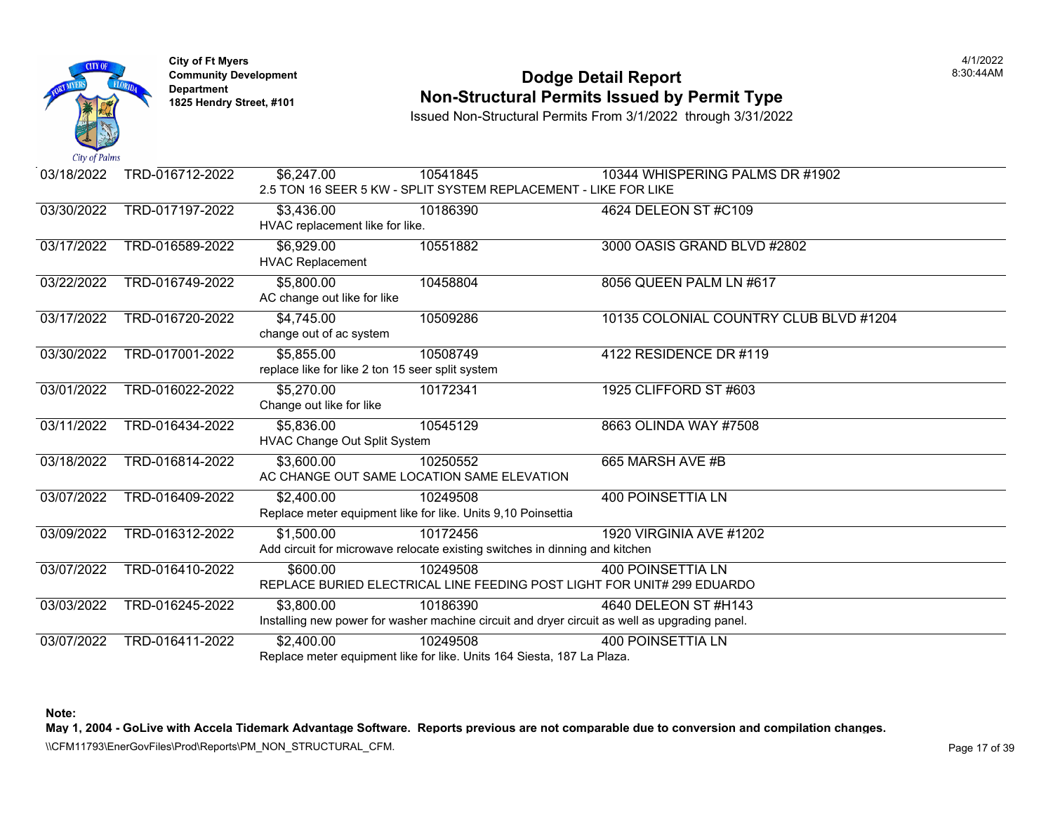City of Ft Myers
Community Development Department
1825 Hendry Street, #101

# Dodge Detail Report
## Non-Structural Permits Issued by Permit Type

Issued Non-Structural Permits From 3/1/2022 through 3/31/2022

4/1/2022
8:30:44AM

| Date | Permit | Value | Parcel | Address |
|---|---|---|---|---|
| 03/18/2022 | TRD-016712-2022 | $6,247.00 | 10541845 | 10344 WHISPERING PALMS DR #1902 |
| | | 2.5 TON 16 SEER 5 KW - SPLIT SYSTEM REPLACEMENT - LIKE FOR LIKE | | |
| 03/30/2022 | TRD-017197-2022 | $3,436.00 | 10186390 | 4624 DELEON ST #C109 |
| | | HVAC replacement like for like. | | |
| 03/17/2022 | TRD-016589-2022 | $6,929.00 | 10551882 | 3000 OASIS GRAND BLVD #2802 |
| | | HVAC Replacement | | |
| 03/22/2022 | TRD-016749-2022 | $5,800.00 | 10458804 | 8056 QUEEN PALM LN #617 |
| | | AC change out like for like | | |
| 03/17/2022 | TRD-016720-2022 | $4,745.00 | 10509286 | 10135 COLONIAL COUNTRY CLUB BLVD #1204 |
| | | change out of ac system | | |
| 03/30/2022 | TRD-017001-2022 | $5,855.00 | 10508749 | 4122 RESIDENCE DR #119 |
| | | replace like for like 2 ton 15 seer split system | | |
| 03/01/2022 | TRD-016022-2022 | $5,270.00 | 10172341 | 1925 CLIFFORD ST #603 |
| | | Change out like for like | | |
| 03/11/2022 | TRD-016434-2022 | $5,836.00 | 10545129 | 8663 OLINDA WAY #7508 |
| | | HVAC Change Out Split System | | |
| 03/18/2022 | TRD-016814-2022 | $3,600.00 | 10250552 | 665 MARSH AVE #B |
| | | AC CHANGE OUT SAME LOCATION SAME ELEVATION | | |
| 03/07/2022 | TRD-016409-2022 | $2,400.00 | 10249508 | 400 POINSETTIA LN |
| | | Replace meter equipment like for like. Units 9,10 Poinsettia | | |
| 03/09/2022 | TRD-016312-2022 | $1,500.00 | 10172456 | 1920 VIRGINIA AVE #1202 |
| | | Add circuit for microwave relocate existing switches in dinning and kitchen | | |
| 03/07/2022 | TRD-016410-2022 | $600.00 | 10249508 | 400 POINSETTIA LN |
| | | REPLACE BURIED ELECTRICAL LINE FEEDING POST LIGHT FOR UNIT# 299 EDUARDO | | |
| 03/03/2022 | TRD-016245-2022 | $3,800.00 | 10186390 | 4640 DELEON ST #H143 |
| | | Installing new power for washer machine circuit and dryer circuit as well as upgrading panel. | | |
| 03/07/2022 | TRD-016411-2022 | $2,400.00 | 10249508 | 400 POINSETTIA LN |
| | | Replace meter equipment like for like. Units 164 Siesta, 187 La Plaza. | | |

**Note:**

**May 1, 2004 - GoLive with Accela Tidemark Advantage Software. Reports previous are not comparable due to conversion and compilation changes.**

\\CFM11793\EnerGovFiles\Prod\Reports\PM_NON_STRUCTURAL_CFM.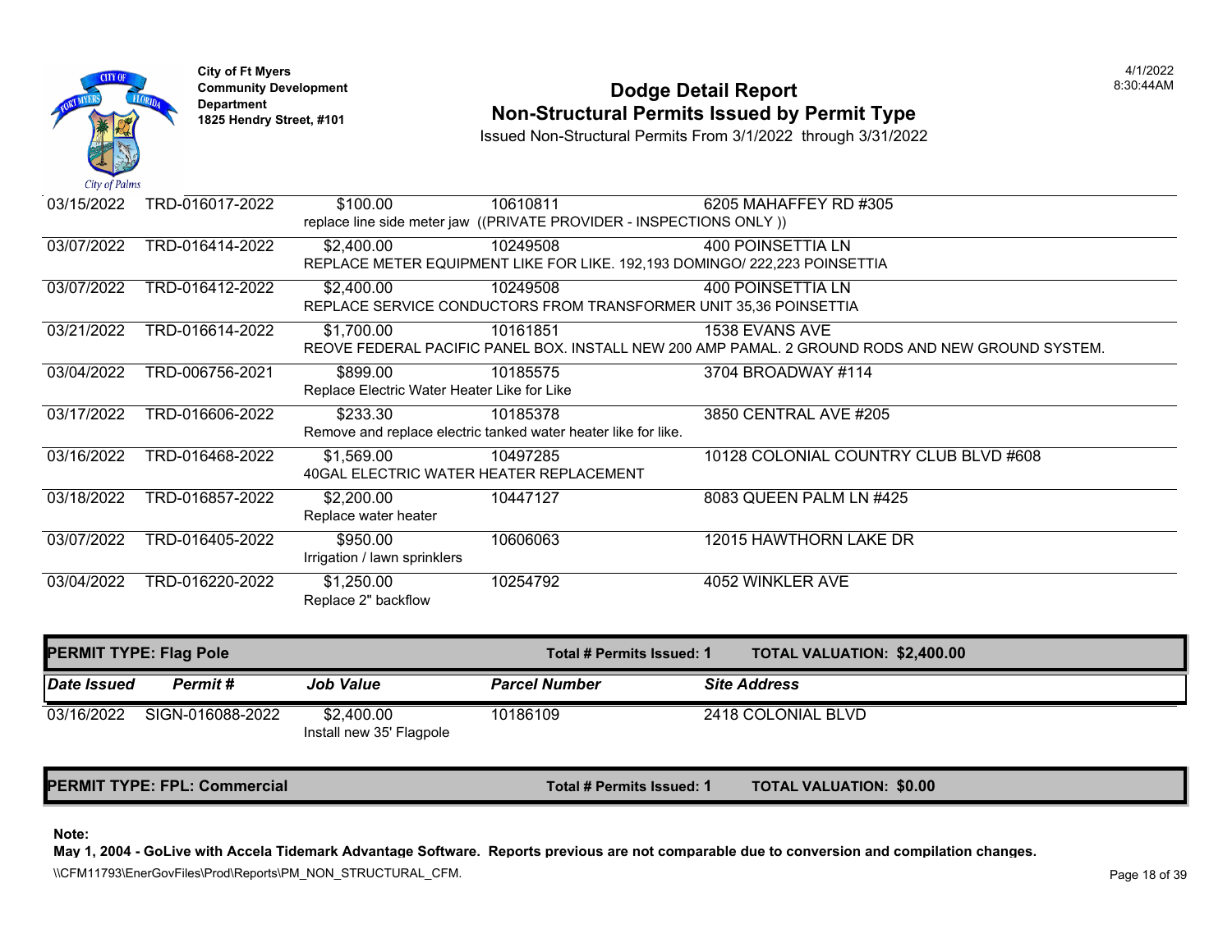**City of Ft Myers**
**Community Development Department**
**1825 Hendry Street, #101**

# Dodge Detail Report
## Non-Structural Permits Issued by Permit Type

Issued Non-Structural Permits From 3/1/2022 through 3/31/2022

4/1/2022
8:30:44AM

| Date Issued | Permit # | Job Value | Parcel Number | Site Address |
|---|---|---|---|---|
| 03/15/2022 | TRD-016017-2022 | $100.00 | 10610811 | 6205 MAHAFFEY RD #305 |
| | | replace line side meter jaw ((PRIVATE PROVIDER - INSPECTIONS ONLY )) | | |
| 03/07/2022 | TRD-016414-2022 | $2,400.00 | 10249508 | 400 POINSETTIA LN |
| | | REPLACE METER EQUIPMENT LIKE FOR LIKE. 192,193 DOMINGO/ 222,223 POINSETTIA | | |
| 03/07/2022 | TRD-016412-2022 | $2,400.00 | 10249508 | 400 POINSETTIA LN |
| | | REPLACE SERVICE CONDUCTORS FROM TRANSFORMER UNIT 35,36 POINSETTIA | | |
| 03/21/2022 | TRD-016614-2022 | $1,700.00 | 10161851 | 1538 EVANS AVE |
| | | REOVE FEDERAL PACIFIC PANEL BOX. INSTALL NEW 200 AMP PAMAL. 2 GROUND RODS AND NEW GROUND SYSTEM. | | |
| 03/04/2022 | TRD-006756-2021 | $899.00 | 10185575 | 3704 BROADWAY #114 |
| | | Replace Electric Water Heater Like for Like | | |
| 03/17/2022 | TRD-016606-2022 | $233.30 | 10185378 | 3850 CENTRAL AVE #205 |
| | | Remove and replace electric tanked water heater like for like. | | |
| 03/16/2022 | TRD-016468-2022 | $1,569.00 | 10497285 | 10128 COLONIAL COUNTRY CLUB BLVD #608 |
| | | 40GAL ELECTRIC WATER HEATER REPLACEMENT | | |
| 03/18/2022 | TRD-016857-2022 | $2,200.00 | 10447127 | 8083 QUEEN PALM LN #425 |
| | | Replace water heater | | |
| 03/07/2022 | TRD-016405-2022 | $950.00 | 10606063 | 12015 HAWTHORN LAKE DR |
| | | Irrigation / lawn sprinklers | | |
| 03/04/2022 | TRD-016220-2022 | $1,250.00 | 10254792 | 4052 WINKLER AVE |
| | | Replace 2" backflow | | |

**PERMIT TYPE: Flag Pole** — **Total # Permits Issued: 1** — **TOTAL VALUATION: $2,400.00**

| Date Issued | Permit # | Job Value | Parcel Number | Site Address |
|---|---|---|---|---|
| 03/16/2022 | SIGN-016088-2022 | $2,400.00 | 10186109 | 2418 COLONIAL BLVD |
| | | Install new 35' Flagpole | | |

**PERMIT TYPE: FPL: Commercial** — **Total # Permits Issued: 1** — **TOTAL VALUATION: $0.00**

**Note:**
**May 1, 2004 - GoLive with Accela Tidemark Advantage Software. Reports previous are not comparable due to conversion and compilation changes.**

\\CFM11793\EnerGovFiles\Prod\Reports\PM_NON_STRUCTURAL_CFM.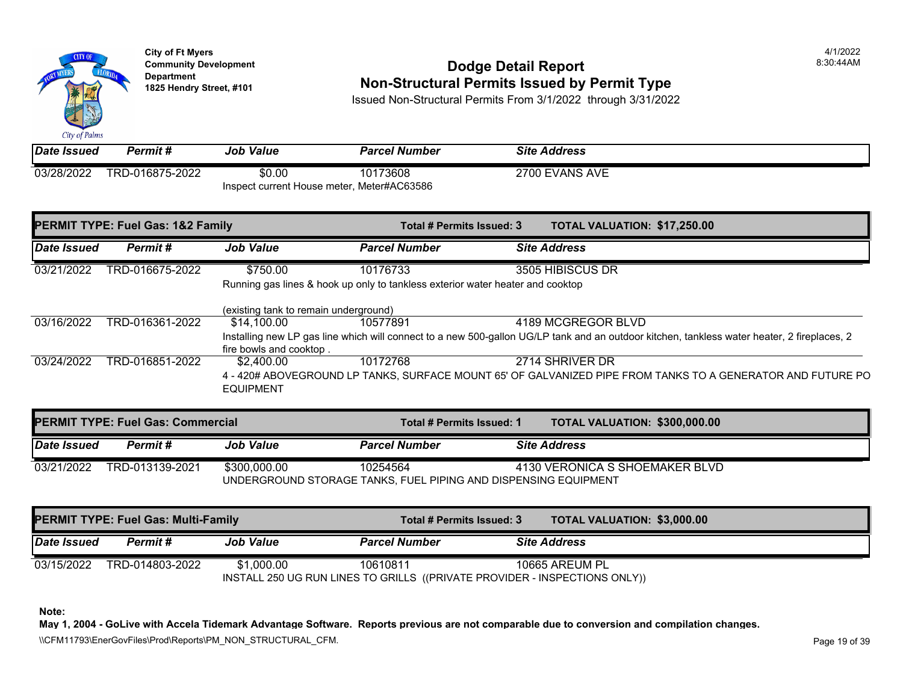City of Ft Myers
Community Development Department
1825 Hendry Street, #101

# Dodge Detail Report
## Non-Structural Permits Issued by Permit Type

Issued Non-Structural Permits From 3/1/2022 through 3/31/2022

4/1/2022
8:30:44AM

| Date Issued | Permit # | Job Value | Parcel Number | Site Address |
|---|---|---|---|---|
| 03/28/2022 | TRD-016875-2022 | $0.00 | 10173608 | 2700 EVANS AVE |
| | | Inspect current House meter, Meter#AC63586 | | |

**PERMIT TYPE: Fuel Gas: 1&2 Family** — Total # Permits Issued: 3 — TOTAL VALUATION: $17,250.00

| Date Issued | Permit # | Job Value | Parcel Number | Site Address |
|---|---|---|---|---|
| 03/21/2022 | TRD-016675-2022 | $750.00 | 10176733 | 3505 HIBISCUS DR |
| | | Running gas lines & hook up only to tankless exterior water heater and cooktop<br><br>(existing tank to remain underground) | | |
| 03/16/2022 | TRD-016361-2022 | $14,100.00 | 10577891 | 4189 MCGREGOR BLVD |
| | | Installing new LP gas line which will connect to a new 500-gallon UG/LP tank and an outdoor kitchen, tankless water heater, 2 fireplaces, 2 fire bowls and cooktop . | | |
| 03/24/2022 | TRD-016851-2022 | $2,400.00 | 10172768 | 2714 SHRIVER DR |
| | | 4 - 420# ABOVEGROUND LP TANKS, SURFACE MOUNT 65' OF GALVANIZED PIPE FROM TANKS TO A GENERATOR AND FUTURE PO EQUIPMENT | | |

**PERMIT TYPE: Fuel Gas: Commercial** — Total # Permits Issued: 1 — TOTAL VALUATION: $300,000.00

| Date Issued | Permit # | Job Value | Parcel Number | Site Address |
|---|---|---|---|---|
| 03/21/2022 | TRD-013139-2021 | $300,000.00 | 10254564 | 4130 VERONICA S SHOEMAKER BLVD |
| | | UNDERGROUND STORAGE TANKS, FUEL PIPING AND DISPENSING EQUIPMENT | | |

**PERMIT TYPE: Fuel Gas: Multi-Family** — Total # Permits Issued: 3 — TOTAL VALUATION: $3,000.00

| Date Issued | Permit # | Job Value | Parcel Number | Site Address |
|---|---|---|---|---|
| 03/15/2022 | TRD-014803-2022 | $1,000.00 | 10610811 | 10665 AREUM PL |
| | | INSTALL 250 UG RUN LINES TO GRILLS ((PRIVATE PROVIDER - INSPECTIONS ONLY)) | | |

**Note:**
**May 1, 2004 - GoLive with Accela Tidemark Advantage Software. Reports previous are not comparable due to conversion and compilation changes.**

\\CFM11793\EnerGovFiles\Prod\Reports\PM_NON_STRUCTURAL_CFM.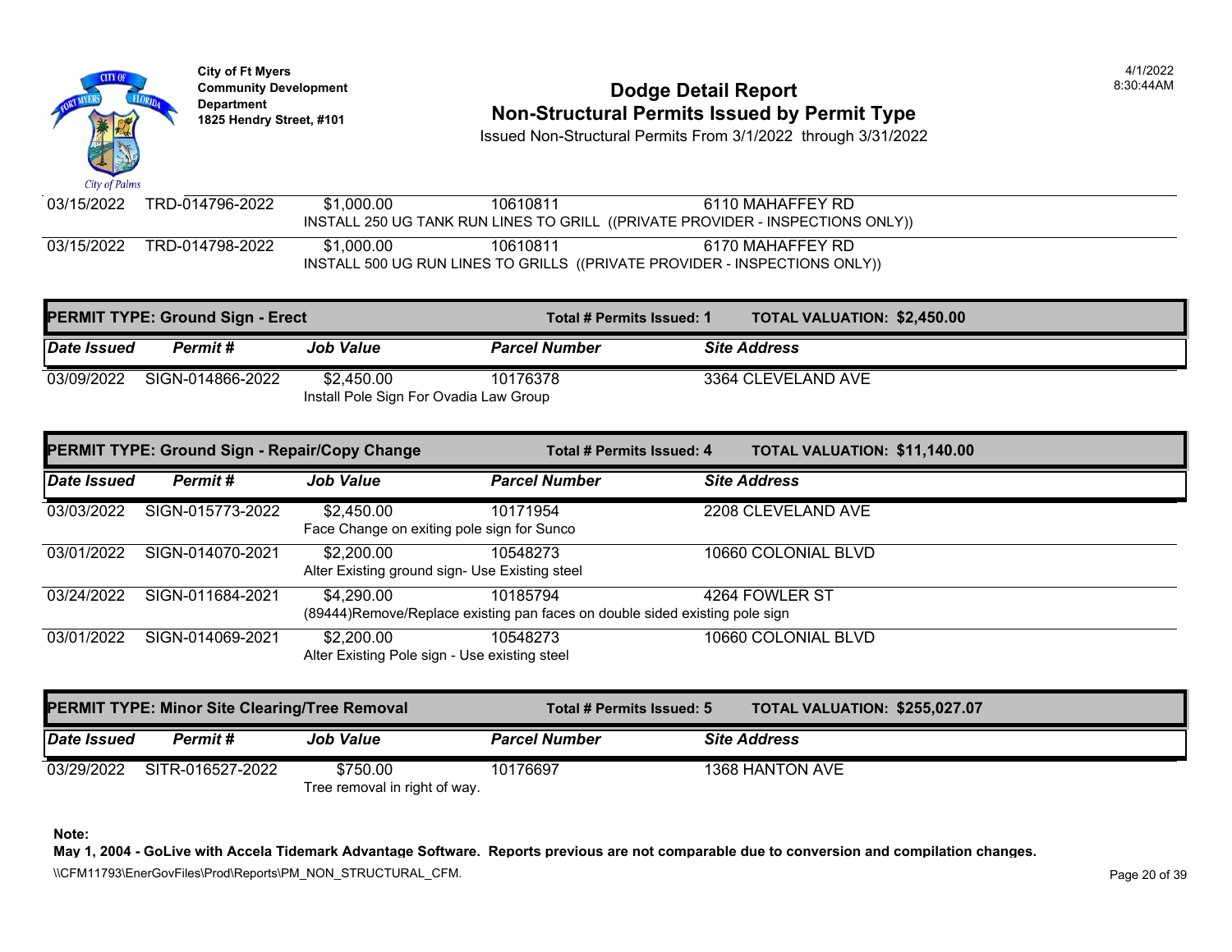**City of Ft Myers**
**Community Development Department**
**1825 Hendry Street, #101**

# Dodge Detail Report
## Non-Structural Permits Issued by Permit Type

Issued Non-Structural Permits From 3/1/2022 through 3/31/2022

4/1/2022
8:30:44AM

| Date Issued | Permit # | Job Value | Parcel Number | Site Address |
|---|---|---|---|---|
| 03/15/2022 | TRD-014796-2022 | $1,000.00 | 10610811 | 6110 MAHAFFEY RD |
| | | INSTALL 250 UG TANK RUN LINES TO GRILL ((PRIVATE PROVIDER - INSPECTIONS ONLY)) | | |
| 03/15/2022 | TRD-014798-2022 | $1,000.00 | 10610811 | 6170 MAHAFFEY RD |
| | | INSTALL 500 UG RUN LINES TO GRILLS ((PRIVATE PROVIDER - INSPECTIONS ONLY)) | | |

**PERMIT TYPE: Ground Sign - Erect** — **Total # Permits Issued: 1** — **TOTAL VALUATION: $2,450.00**

| Date Issued | Permit # | Job Value | Parcel Number | Site Address |
|---|---|---|---|---|
| 03/09/2022 | SIGN-014866-2022 | $2,450.00 | 10176378 | 3364 CLEVELAND AVE |
| | | Install Pole Sign For Ovadia Law Group | | |

**PERMIT TYPE: Ground Sign - Repair/Copy Change** — **Total # Permits Issued: 4** — **TOTAL VALUATION: $11,140.00**

| Date Issued | Permit # | Job Value | Parcel Number | Site Address |
|---|---|---|---|---|
| 03/03/2022 | SIGN-015773-2022 | $2,450.00 | 10171954 | 2208 CLEVELAND AVE |
| | | Face Change on exiting pole sign for Sunco | | |
| 03/01/2022 | SIGN-014070-2021 | $2,200.00 | 10548273 | 10660 COLONIAL BLVD |
| | | Alter Existing ground sign- Use Existing steel | | |
| 03/24/2022 | SIGN-011684-2021 | $4,290.00 | 10185794 | 4264 FOWLER ST |
| | | (89444)Remove/Replace existing pan faces on double sided existing pole sign | | |
| 03/01/2022 | SIGN-014069-2021 | $2,200.00 | 10548273 | 10660 COLONIAL BLVD |
| | | Alter Existing Pole sign - Use existing steel | | |

**PERMIT TYPE: Minor Site Clearing/Tree Removal** — **Total # Permits Issued: 5** — **TOTAL VALUATION: $255,027.07**

| Date Issued | Permit # | Job Value | Parcel Number | Site Address |
|---|---|---|---|---|
| 03/29/2022 | SITR-016527-2022 | $750.00 | 10176697 | 1368 HANTON AVE |
| | | Tree removal in right of way. | | |

**Note:**
**May 1, 2004 - GoLive with Accela Tidemark Advantage Software. Reports previous are not comparable due to conversion and compilation changes.**

\\CFM11793\EnerGovFiles\Prod\Reports\PM_NON_STRUCTURAL_CFM.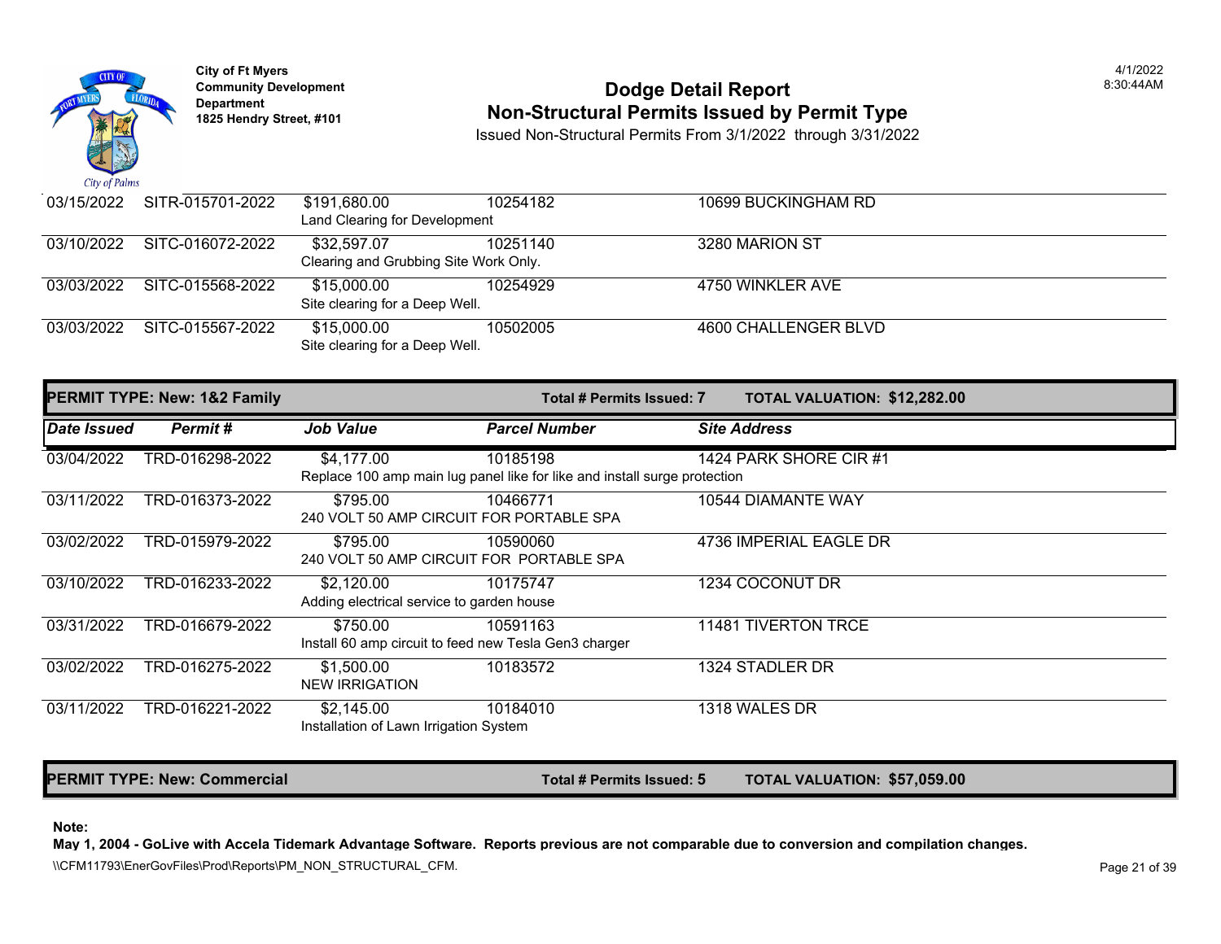**City of Ft Myers**
**Community Development Department**
**1825 Hendry Street, #101**

# Dodge Detail Report
## Non-Structural Permits Issued by Permit Type

Issued Non-Structural Permits From 3/1/2022 through 3/31/2022

4/1/2022
8:30:44AM

| Date Issued | Permit # | Job Value | Parcel Number | Site Address |
|---|---|---|---|---|
| 03/15/2022 | SITR-015701-2022 | $191,680.00 | 10254182 | 10699 BUCKINGHAM RD |
| | | Land Clearing for Development | | |
| 03/10/2022 | SITC-016072-2022 | $32,597.07 | 10251140 | 3280 MARION ST |
| | | Clearing and Grubbing Site Work Only. | | |
| 03/03/2022 | SITC-015568-2022 | $15,000.00 | 10254929 | 4750 WINKLER AVE |
| | | Site clearing for a Deep Well. | | |
| 03/03/2022 | SITC-015567-2022 | $15,000.00 | 10502005 | 4600 CHALLENGER BLVD |
| | | Site clearing for a Deep Well. | | |

**PERMIT TYPE: New: 1&2 Family** — **Total # Permits Issued: 7** — **TOTAL VALUATION: $12,282.00**

| Date Issued | Permit # | Job Value | Parcel Number | Site Address |
|---|---|---|---|---|
| 03/04/2022 | TRD-016298-2022 | $4,177.00 | 10185198 | 1424 PARK SHORE CIR #1 |
| | | Replace 100 amp main lug panel like for like and install surge protection | | |
| 03/11/2022 | TRD-016373-2022 | $795.00 | 10466771 | 10544 DIAMANTE WAY |
| | | 240 VOLT 50 AMP CIRCUIT FOR PORTABLE SPA | | |
| 03/02/2022 | TRD-015979-2022 | $795.00 | 10590060 | 4736 IMPERIAL EAGLE DR |
| | | 240 VOLT 50 AMP CIRCUIT FOR PORTABLE SPA | | |
| 03/10/2022 | TRD-016233-2022 | $2,120.00 | 10175747 | 1234 COCONUT DR |
| | | Adding electrical service to garden house | | |
| 03/31/2022 | TRD-016679-2022 | $750.00 | 10591163 | 11481 TIVERTON TRCE |
| | | Install 60 amp circuit to feed new Tesla Gen3 charger | | |
| 03/02/2022 | TRD-016275-2022 | $1,500.00 | 10183572 | 1324 STADLER DR |
| | | NEW IRRIGATION | | |
| 03/11/2022 | TRD-016221-2022 | $2,145.00 | 10184010 | 1318 WALES DR |
| | | Installation of Lawn Irrigation System | | |

**PERMIT TYPE: New: Commercial** — **Total # Permits Issued: 5** — **TOTAL VALUATION: $57,059.00**

**Note:**
**May 1, 2004 - GoLive with Accela Tidemark Advantage Software. Reports previous are not comparable due to conversion and compilation changes.**

\\CFM11793\EnerGovFiles\Prod\Reports\PM_NON_STRUCTURAL_CFM.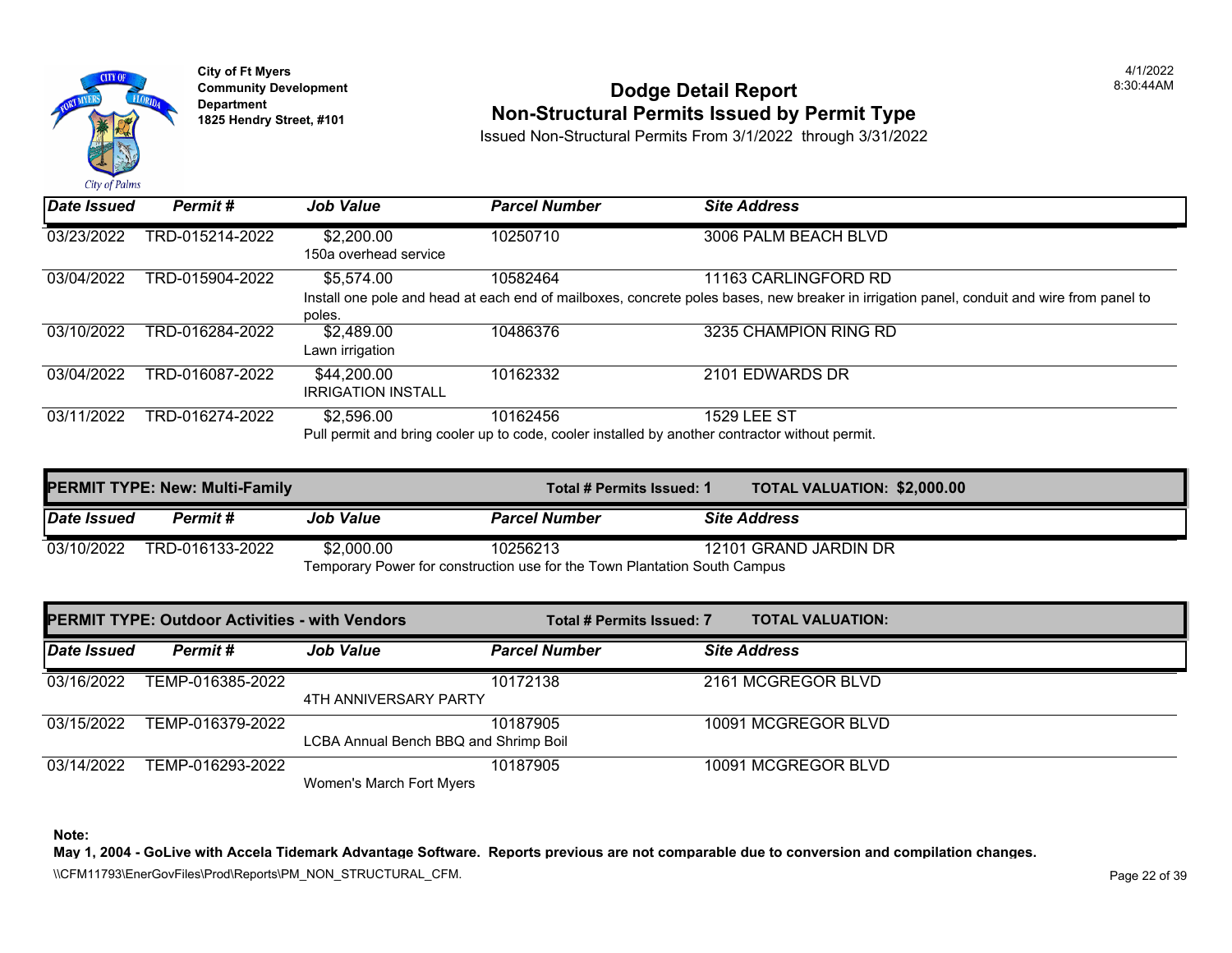City of Ft Myers
Community Development Department
1825 Hendry Street, #101

# Dodge Detail Report
## Non-Structural Permits Issued by Permit Type

Issued Non-Structural Permits From 3/1/2022 through 3/31/2022

4/1/2022
8:30:44AM

| Date Issued | Permit # | Job Value | Parcel Number | Site Address |
|---|---|---|---|---|
| 03/23/2022 | TRD-015214-2022 | $2,200.00 | 10250710 | 3006 PALM BEACH BLVD |
| | | 150a overhead service | | |
| 03/04/2022 | TRD-015904-2022 | $5,574.00 | 10582464 | 11163 CARLINGFORD RD |
| | | Install one pole and head at each end of mailboxes, concrete poles bases, new breaker in irrigation panel, conduit and wire from panel to poles. | | |
| 03/10/2022 | TRD-016284-2022 | $2,489.00 | 10486376 | 3235 CHAMPION RING RD |
| | | Lawn irrigation | | |
| 03/04/2022 | TRD-016087-2022 | $44,200.00 | 10162332 | 2101 EDWARDS DR |
| | | IRRIGATION INSTALL | | |
| 03/11/2022 | TRD-016274-2022 | $2,596.00 | 10162456 | 1529 LEE ST |
| | | Pull permit and bring cooler up to code, cooler installed by another contractor without permit. | | |

**PERMIT TYPE: New: Multi-Family** — **Total # Permits Issued: 1** — **TOTAL VALUATION: $2,000.00**

| Date Issued | Permit # | Job Value | Parcel Number | Site Address |
|---|---|---|---|---|
| 03/10/2022 | TRD-016133-2022 | $2,000.00 | 10256213 | 12101 GRAND JARDIN DR |
| | | Temporary Power for construction use for the Town Plantation South Campus | | |

**PERMIT TYPE: Outdoor Activities - with Vendors** — **Total # Permits Issued: 7** — **TOTAL VALUATION:**

| Date Issued | Permit # | Job Value | Parcel Number | Site Address |
|---|---|---|---|---|
| 03/16/2022 | TEMP-016385-2022 | | 10172138 | 2161 MCGREGOR BLVD |
| | | 4TH ANNIVERSARY PARTY | | |
| 03/15/2022 | TEMP-016379-2022 | | 10187905 | 10091 MCGREGOR BLVD |
| | | LCBA Annual Bench BBQ and Shrimp Boil | | |
| 03/14/2022 | TEMP-016293-2022 | | 10187905 | 10091 MCGREGOR BLVD |
| | | Women's March Fort Myers | | |

**Note:**
**May 1, 2004 - GoLive with Accela Tidemark Advantage Software. Reports previous are not comparable due to conversion and compilation changes.**

\\CFM11793\EnerGovFiles\Prod\Reports\PM_NON_STRUCTURAL_CFM.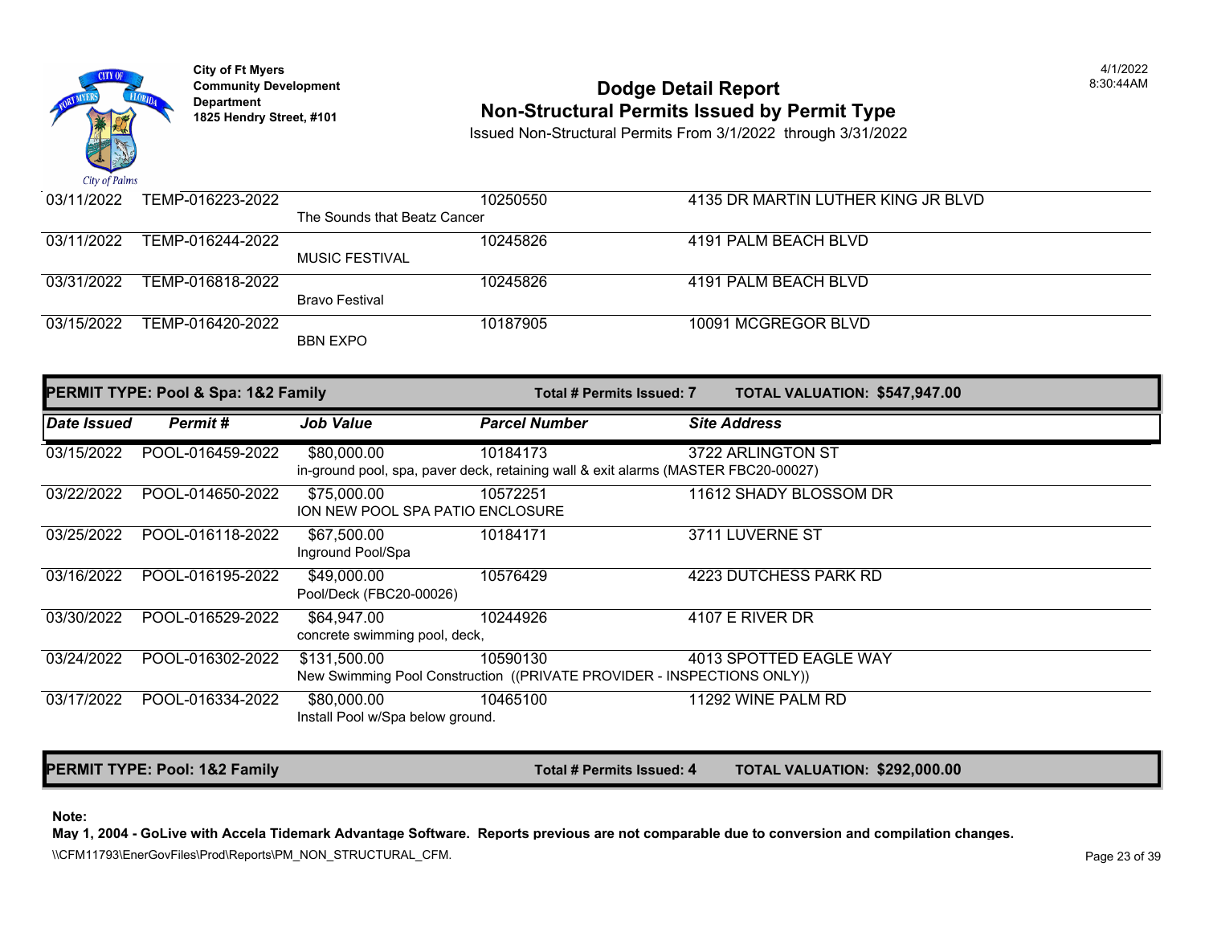**City of Ft Myers**
**Community Development Department**
**1825 Hendry Street, #101**

# Dodge Detail Report
## Non-Structural Permits Issued by Permit Type

Issued Non-Structural Permits From 3/1/2022 through 3/31/2022

4/1/2022
8:30:44AM

| Date Issued | Permit # | Job Value | Parcel Number | Site Address |
|---|---|---|---|---|
| 03/11/2022 | TEMP-016223-2022 | | 10250550 | 4135 DR MARTIN LUTHER KING JR BLVD |
| | | The Sounds that Beatz Cancer | | |
| 03/11/2022 | TEMP-016244-2022 | | 10245826 | 4191 PALM BEACH BLVD |
| | | MUSIC FESTIVAL | | |
| 03/31/2022 | TEMP-016818-2022 | | 10245826 | 4191 PALM BEACH BLVD |
| | | Bravo Festival | | |
| 03/15/2022 | TEMP-016420-2022 | | 10187905 | 10091 MCGREGOR BLVD |
| | | BBN EXPO | | |

**PERMIT TYPE: Pool & Spa: 1&2 Family** — **Total # Permits Issued: 7** — **TOTAL VALUATION: $547,947.00**

| Date Issued | Permit # | Job Value | Parcel Number | Site Address |
|---|---|---|---|---|
| 03/15/2022 | POOL-016459-2022 | $80,000.00 | 10184173 | 3722 ARLINGTON ST |
| | | in-ground pool, spa, paver deck, retaining wall & exit alarms (MASTER FBC20-00027) | | |
| 03/22/2022 | POOL-014650-2022 | $75,000.00 | 10572251 | 11612 SHADY BLOSSOM DR |
| | | ION NEW POOL SPA PATIO ENCLOSURE | | |
| 03/25/2022 | POOL-016118-2022 | $67,500.00 | 10184171 | 3711 LUVERNE ST |
| | | Inground Pool/Spa | | |
| 03/16/2022 | POOL-016195-2022 | $49,000.00 | 10576429 | 4223 DUTCHESS PARK RD |
| | | Pool/Deck (FBC20-00026) | | |
| 03/30/2022 | POOL-016529-2022 | $64,947.00 | 10244926 | 4107 E RIVER DR |
| | | concrete swimming pool, deck, | | |
| 03/24/2022 | POOL-016302-2022 | $131,500.00 | 10590130 | 4013 SPOTTED EAGLE WAY |
| | | New Swimming Pool Construction ((PRIVATE PROVIDER - INSPECTIONS ONLY)) | | |
| 03/17/2022 | POOL-016334-2022 | $80,000.00 | 10465100 | 11292 WINE PALM RD |
| | | Install Pool w/Spa below ground. | | |

**PERMIT TYPE: Pool: 1&2 Family** — **Total # Permits Issued: 4** — **TOTAL VALUATION: $292,000.00**

**Note:**
**May 1, 2004 - GoLive with Accela Tidemark Advantage Software. Reports previous are not comparable due to conversion and compilation changes.**

\\CFM11793\EnerGovFiles\Prod\Reports\PM_NON_STRUCTURAL_CFM.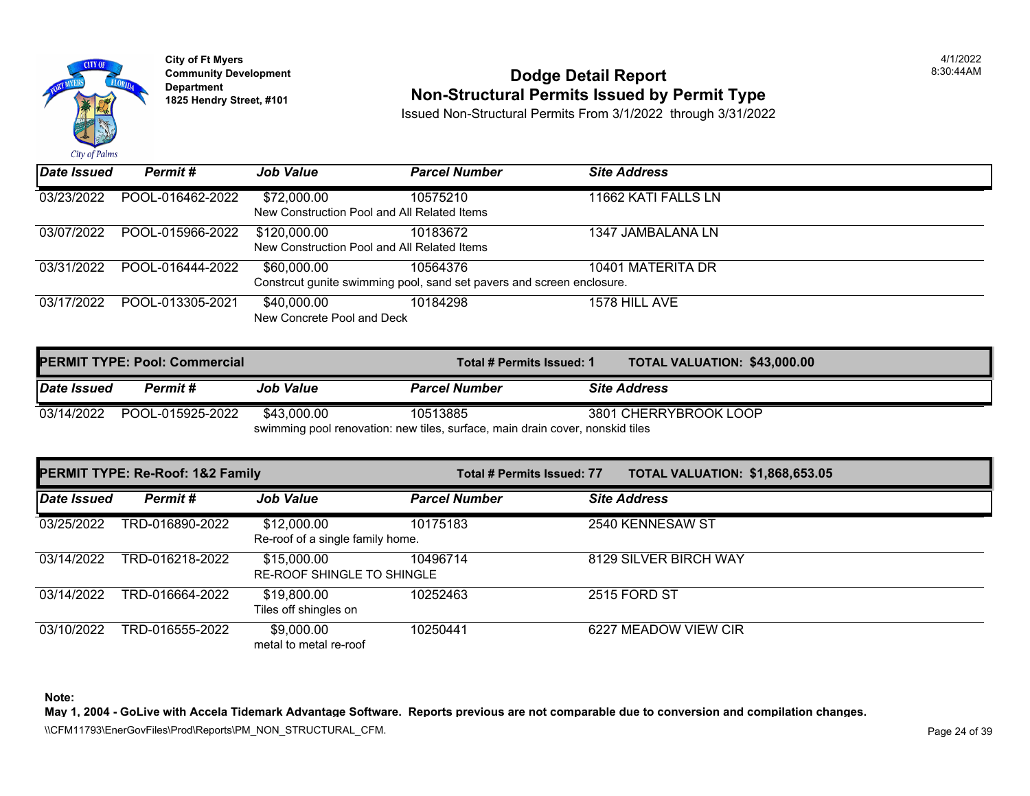City of Ft Myers
Community Development Department
1825 Hendry Street, #101

# Dodge Detail Report
## Non-Structural Permits Issued by Permit Type

Issued Non-Structural Permits From 3/1/2022 through 3/31/2022

4/1/2022
8:30:44AM

| Date Issued | Permit # | Job Value | Parcel Number | Site Address |
|---|---|---|---|---|
| 03/23/2022 | POOL-016462-2022 | $72,000.00 | 10575210 | 11662 KATI FALLS LN |
| | | New Construction Pool and All Related Items | | |
| 03/07/2022 | POOL-015966-2022 | $120,000.00 | 10183672 | 1347 JAMBALANA LN |
| | | New Construction Pool and All Related Items | | |
| 03/31/2022 | POOL-016444-2022 | $60,000.00 | 10564376 | 10401 MATERITA DR |
| | | Constrcut gunite swimming pool, sand set pavers and screen enclosure. | | |
| 03/17/2022 | POOL-013305-2021 | $40,000.00 | 10184298 | 1578 HILL AVE |
| | | New Concrete Pool and Deck | | |

**PERMIT TYPE: Pool: Commercial** — **Total # Permits Issued: 1** — **TOTAL VALUATION: $43,000.00**

| Date Issued | Permit # | Job Value | Parcel Number | Site Address |
|---|---|---|---|---|
| 03/14/2022 | POOL-015925-2022 | $43,000.00 | 10513885 | 3801 CHERRYBROOK LOOP |
| | | swimming pool renovation: new tiles, surface, main drain cover, nonskid tiles | | |

**PERMIT TYPE: Re-Roof: 1&2 Family** — **Total # Permits Issued: 77** — **TOTAL VALUATION: $1,868,653.05**

| Date Issued | Permit # | Job Value | Parcel Number | Site Address |
|---|---|---|---|---|
| 03/25/2022 | TRD-016890-2022 | $12,000.00 | 10175183 | 2540 KENNESAW ST |
| | | Re-roof of a single family home. | | |
| 03/14/2022 | TRD-016218-2022 | $15,000.00 | 10496714 | 8129 SILVER BIRCH WAY |
| | | RE-ROOF SHINGLE TO SHINGLE | | |
| 03/14/2022 | TRD-016664-2022 | $19,800.00 | 10252463 | 2515 FORD ST |
| | | Tiles off shingles on | | |
| 03/10/2022 | TRD-016555-2022 | $9,000.00 | 10250441 | 6227 MEADOW VIEW CIR |
| | | metal to metal re-roof | | |

**Note:**
**May 1, 2004 - GoLive with Accela Tidemark Advantage Software. Reports previous are not comparable due to conversion and compilation changes.**

\\CFM11793\EnerGovFiles\Prod\Reports\PM_NON_STRUCTURAL_CFM.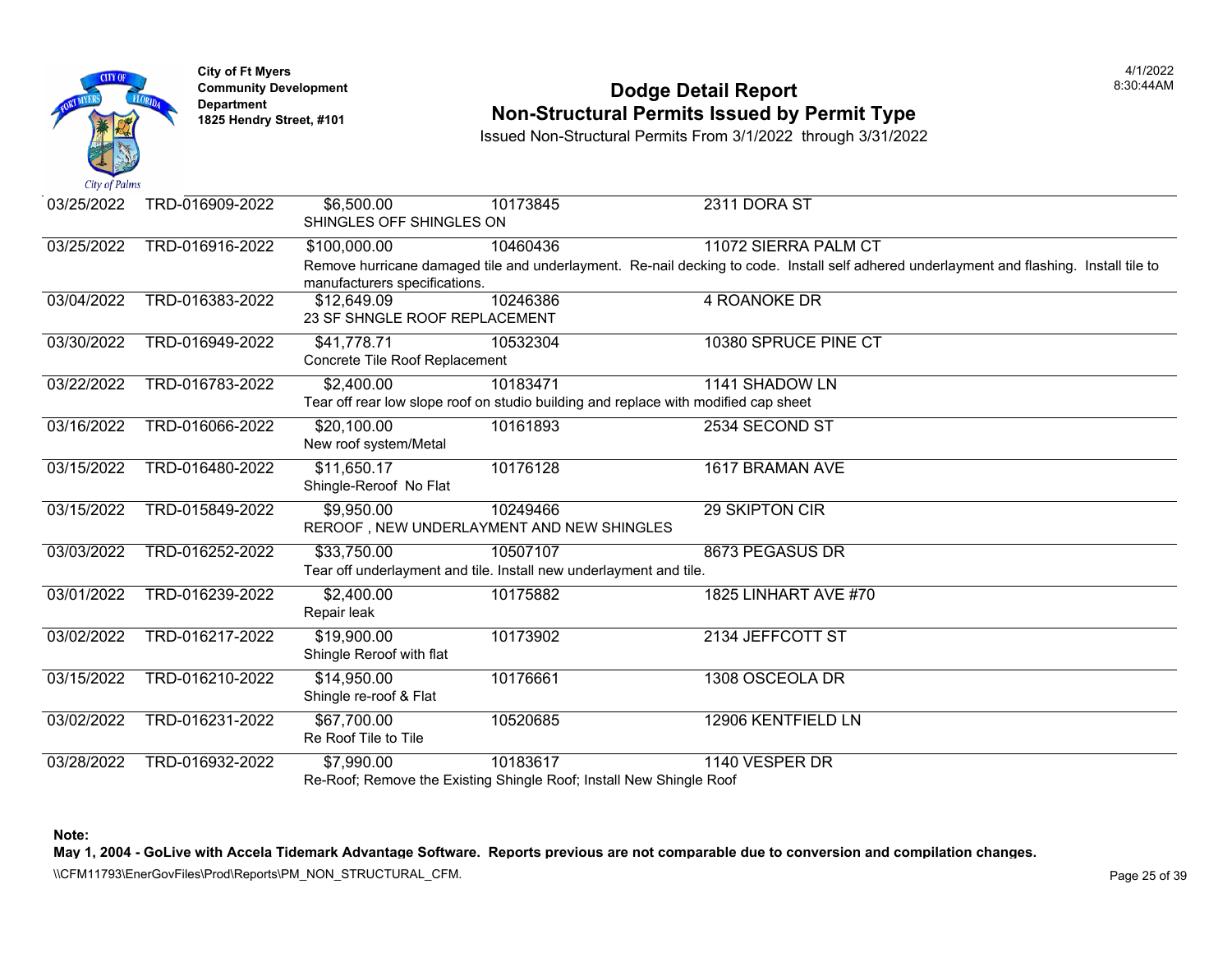**City of Ft Myers**
**Community Development Department**
**1825 Hendry Street, #101**

# Dodge Detail Report
## Non-Structural Permits Issued by Permit Type

Issued Non-Structural Permits From 3/1/2022 through 3/31/2022

4/1/2022 8:30:44AM

| Issued Date | Permit Number | Valuation / Description | Parcel | Address |
|---|---|---|---|---|
| 03/25/2022 | TRD-016909-2022 | $6,500.00<br>SHINGLES OFF SHINGLES ON | 10173845 | 2311 DORA ST |
| 03/25/2022 | TRD-016916-2022 | $100,000.00<br>Remove hurricane damaged tile and underlayment. Re-nail decking to code. Install self adhered underlayment and flashing. Install tile to manufacturers specifications. | 10460436 | 11072 SIERRA PALM CT |
| 03/04/2022 | TRD-016383-2022 | $12,649.09<br>23 SF SHNGLE ROOF REPLACEMENT | 10246386 | 4 ROANOKE DR |
| 03/30/2022 | TRD-016949-2022 | $41,778.71<br>Concrete Tile Roof Replacement | 10532304 | 10380 SPRUCE PINE CT |
| 03/22/2022 | TRD-016783-2022 | $2,400.00<br>Tear off rear low slope roof on studio building and replace with modified cap sheet | 10183471 | 1141 SHADOW LN |
| 03/16/2022 | TRD-016066-2022 | $20,100.00<br>New roof system/Metal | 10161893 | 2534 SECOND ST |
| 03/15/2022 | TRD-016480-2022 | $11,650.17<br>Shingle-Reroof No Flat | 10176128 | 1617 BRAMAN AVE |
| 03/15/2022 | TRD-015849-2022 | $9,950.00<br>REROOF , NEW UNDERLAYMENT AND NEW SHINGLES | 10249466 | 29 SKIPTON CIR |
| 03/03/2022 | TRD-016252-2022 | $33,750.00<br>Tear off underlayment and tile. Install new underlayment and tile. | 10507107 | 8673 PEGASUS DR |
| 03/01/2022 | TRD-016239-2022 | $2,400.00<br>Repair leak | 10175882 | 1825 LINHART AVE #70 |
| 03/02/2022 | TRD-016217-2022 | $19,900.00<br>Shingle Reroof with flat | 10173902 | 2134 JEFFCOTT ST |
| 03/15/2022 | TRD-016210-2022 | $14,950.00<br>Shingle re-roof & Flat | 10176661 | 1308 OSCEOLA DR |
| 03/02/2022 | TRD-016231-2022 | $67,700.00<br>Re Roof Tile to Tile | 10520685 | 12906 KENTFIELD LN |
| 03/28/2022 | TRD-016932-2022 | $7,990.00<br>Re-Roof; Remove the Existing Shingle Roof; Install New Shingle Roof | 10183617 | 1140 VESPER DR |

**Note:**
**May 1, 2004 - GoLive with Accela Tidemark Advantage Software. Reports previous are not comparable due to conversion and compilation changes.**

\\CFM11793\EnerGovFiles\Prod\Reports\PM_NON_STRUCTURAL_CFM.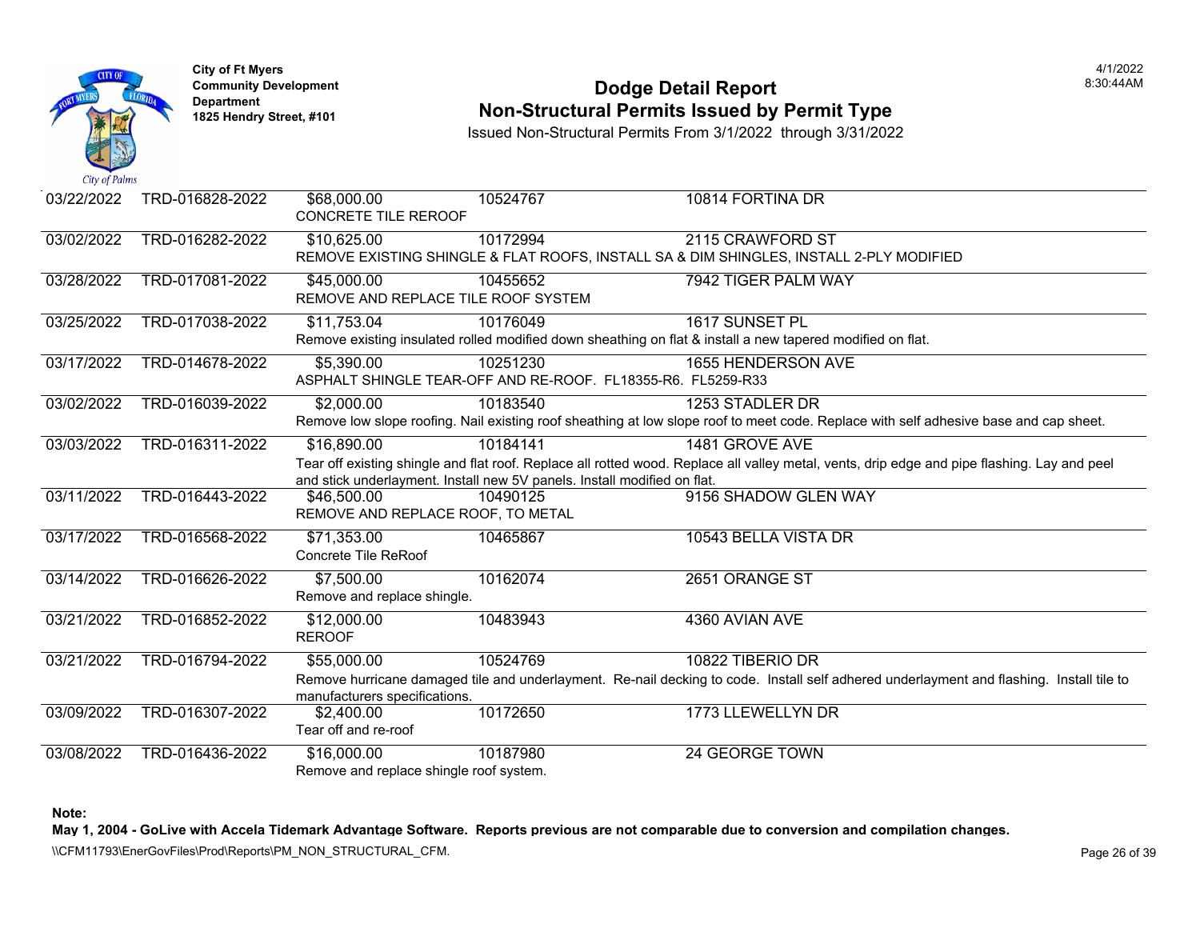City of Ft Myers
Community Development Department
1825 Hendry Street, #101

# Dodge Detail Report
## Non-Structural Permits Issued by Permit Type

Issued Non-Structural Permits From 3/1/2022 through 3/31/2022

4/1/2022
8:30:44AM

| Date | Permit # | Valuation / Description | Parcel | Address |
|---|---|---|---|---|
| 03/22/2022 | TRD-016828-2022 | $68,000.00<br>CONCRETE TILE REROOF | 10524767 | 10814 FORTINA DR |
| 03/02/2022 | TRD-016282-2022 | $10,625.00<br>REMOVE EXISTING SHINGLE & FLAT ROOFS, INSTALL SA & DIM SHINGLES, INSTALL 2-PLY MODIFIED | 10172994 | 2115 CRAWFORD ST |
| 03/28/2022 | TRD-017081-2022 | $45,000.00<br>REMOVE AND REPLACE TILE ROOF SYSTEM | 10455652 | 7942 TIGER PALM WAY |
| 03/25/2022 | TRD-017038-2022 | $11,753.04<br>Remove existing insulated rolled modified down sheathing on flat & install a new tapered modified on flat. | 10176049 | 1617 SUNSET PL |
| 03/17/2022 | TRD-014678-2022 | $5,390.00<br>ASPHALT SHINGLE TEAR-OFF AND RE-ROOF. FL18355-R6. FL5259-R33 | 10251230 | 1655 HENDERSON AVE |
| 03/02/2022 | TRD-016039-2022 | $2,000.00<br>Remove low slope roofing. Nail existing roof sheathing at low slope roof to meet code. Replace with self adhesive base and cap sheet. | 10183540 | 1253 STADLER DR |
| 03/03/2022 | TRD-016311-2022 | $16,890.00<br>Tear off existing shingle and flat roof. Replace all rotted wood. Replace all valley metal, vents, drip edge and pipe flashing. Lay and peel and stick underlayment. Install new 5V panels. Install modified on flat. | 10184141 | 1481 GROVE AVE |
| 03/11/2022 | TRD-016443-2022 | $46,500.00<br>REMOVE AND REPLACE ROOF, TO METAL | 10490125 | 9156 SHADOW GLEN WAY |
| 03/17/2022 | TRD-016568-2022 | $71,353.00<br>Concrete Tile ReRoof | 10465867 | 10543 BELLA VISTA DR |
| 03/14/2022 | TRD-016626-2022 | $7,500.00<br>Remove and replace shingle. | 10162074 | 2651 ORANGE ST |
| 03/21/2022 | TRD-016852-2022 | $12,000.00<br>REROOF | 10483943 | 4360 AVIAN AVE |
| 03/21/2022 | TRD-016794-2022 | $55,000.00<br>Remove hurricane damaged tile and underlayment. Re-nail decking to code. Install self adhered underlayment and flashing. Install tile to manufacturers specifications. | 10524769 | 10822 TIBERIO DR |
| 03/09/2022 | TRD-016307-2022 | $2,400.00<br>Tear off and re-roof | 10172650 | 1773 LLEWELLYN DR |
| 03/08/2022 | TRD-016436-2022 | $16,000.00<br>Remove and replace shingle roof system. | 10187980 | 24 GEORGE TOWN |

**Note:**
**May 1, 2004 - GoLive with Accela Tidemark Advantage Software. Reports previous are not comparable due to conversion and compilation changes.**

\\CFM11793\EnerGovFiles\Prod\Reports\PM_NON_STRUCTURAL_CFM.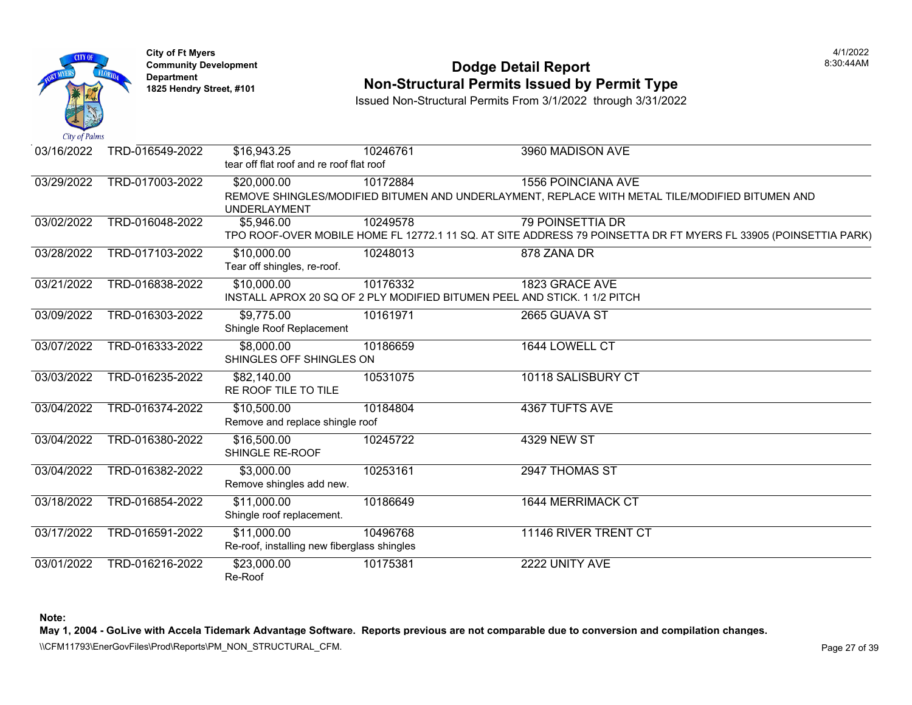**City of Ft Myers**
**Community Development Department**
**1825 Hendry Street, #101**

# Dodge Detail Report
## Non-Structural Permits Issued by Permit Type

Issued Non-Structural Permits From 3/1/2022 through 3/31/2022

4/1/2022
8:30:44AM

| Date | Permit # | Valuation | Parcel | Address |
|---|---|---|---|---|
| 03/16/2022 | TRD-016549-2022 | $16,943.25 | 10246761 | 3960 MADISON AVE |
| | | tear off flat roof and re roof flat roof | | |
| 03/29/2022 | TRD-017003-2022 | $20,000.00 | 10172884 | 1556 POINCIANA AVE |
| | | REMOVE SHINGLES/MODIFIED BITUMEN AND UNDERLAYMENT, REPLACE WITH METAL TILE/MODIFIED BITUMEN AND UNDERLAYMENT | | |
| 03/02/2022 | TRD-016048-2022 | $5,946.00 | 10249578 | 79 POINSETTIA DR |
| | | TPO ROOF-OVER MOBILE HOME FL 12772.1 11 SQ. AT SITE ADDRESS 79 POINSETTA DR FT MYERS FL 33905 (POINSETTIA PARK) | | |
| 03/28/2022 | TRD-017103-2022 | $10,000.00 | 10248013 | 878 ZANA DR |
| | | Tear off shingles, re-roof. | | |
| 03/21/2022 | TRD-016838-2022 | $10,000.00 | 10176332 | 1823 GRACE AVE |
| | | INSTALL APROX 20 SQ OF 2 PLY MODIFIED BITUMEN PEEL AND STICK. 1 1/2 PITCH | | |
| 03/09/2022 | TRD-016303-2022 | $9,775.00 | 10161971 | 2665 GUAVA ST |
| | | Shingle Roof Replacement | | |
| 03/07/2022 | TRD-016333-2022 | $8,000.00 | 10186659 | 1644 LOWELL CT |
| | | SHINGLES OFF SHINGLES ON | | |
| 03/03/2022 | TRD-016235-2022 | $82,140.00 | 10531075 | 10118 SALISBURY CT |
| | | RE ROOF TILE TO TILE | | |
| 03/04/2022 | TRD-016374-2022 | $10,500.00 | 10184804 | 4367 TUFTS AVE |
| | | Remove and replace shingle roof | | |
| 03/04/2022 | TRD-016380-2022 | $16,500.00 | 10245722 | 4329 NEW ST |
| | | SHINGLE RE-ROOF | | |
| 03/04/2022 | TRD-016382-2022 | $3,000.00 | 10253161 | 2947 THOMAS ST |
| | | Remove shingles add new. | | |
| 03/18/2022 | TRD-016854-2022 | $11,000.00 | 10186649 | 1644 MERRIMACK CT |
| | | Shingle roof replacement. | | |
| 03/17/2022 | TRD-016591-2022 | $11,000.00 | 10496768 | 11146 RIVER TRENT CT |
| | | Re-roof, installing new fiberglass shingles | | |
| 03/01/2022 | TRD-016216-2022 | $23,000.00 | 10175381 | 2222 UNITY AVE |
| | | Re-Roof | | |

**Note:**
**May 1, 2004 - GoLive with Accela Tidemark Advantage Software. Reports previous are not comparable due to conversion and compilation changes.**

\\CFM11793\EnerGovFiles\Prod\Reports\PM_NON_STRUCTURAL_CFM.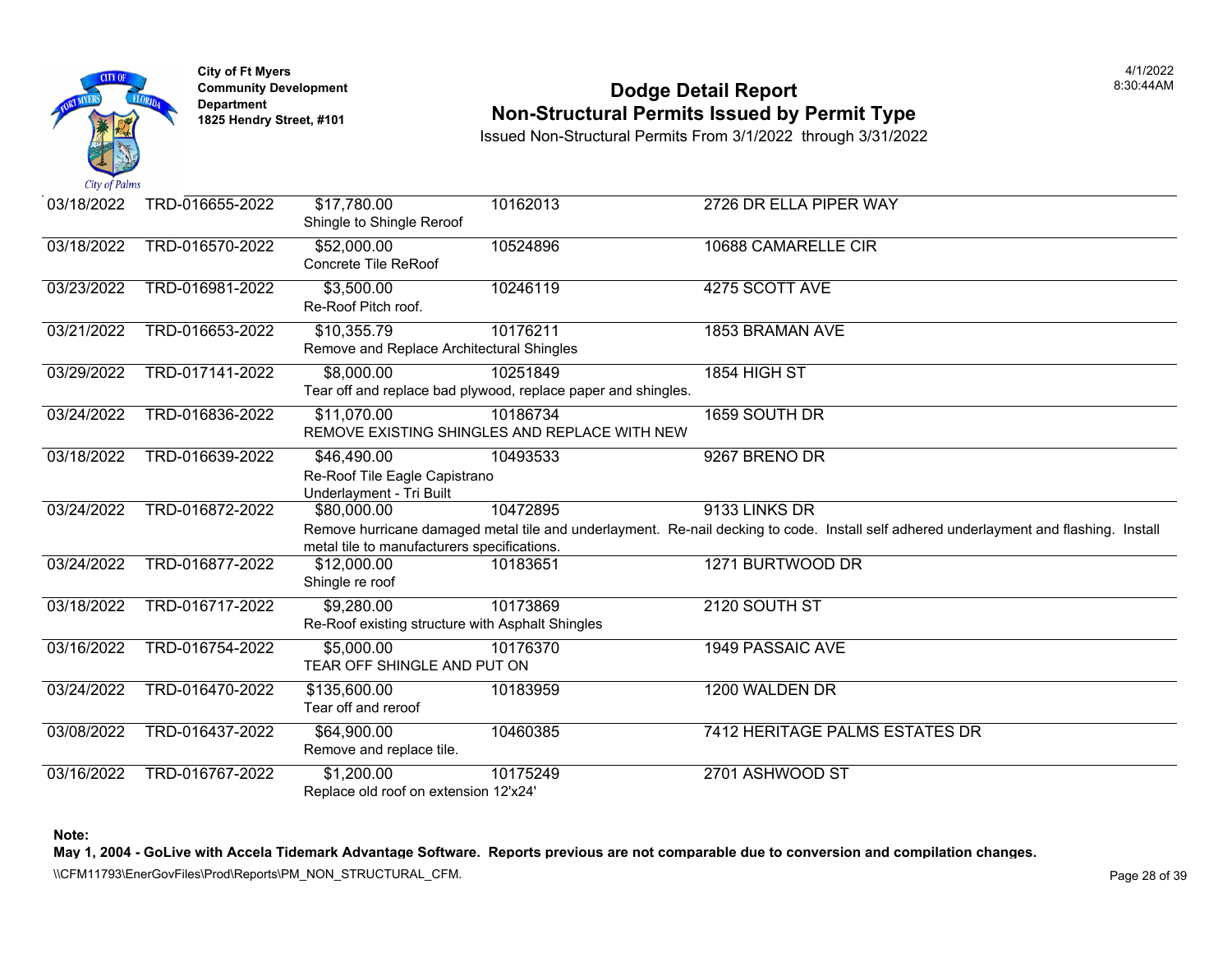# Dodge Detail Report

## Non-Structural Permits Issued by Permit Type

Issued Non-Structural Permits From 3/1/2022 through 3/31/2022

City of Ft Myers
Community Development Department
1825 Hendry Street, #101

4/1/2022
8:30:44AM

| Date | Permit | Valuation / Description | Parcel | Address |
|---|---|---|---|---|
| 03/18/2022 | TRD-016655-2022 | $17,780.00<br>Shingle to Shingle Reroof | 10162013 | 2726 DR ELLA PIPER WAY |
| 03/18/2022 | TRD-016570-2022 | $52,000.00<br>Concrete Tile ReRoof | 10524896 | 10688 CAMARELLE CIR |
| 03/23/2022 | TRD-016981-2022 | $3,500.00<br>Re-Roof Pitch roof. | 10246119 | 4275 SCOTT AVE |
| 03/21/2022 | TRD-016653-2022 | $10,355.79<br>Remove and Replace Architectural Shingles | 10176211 | 1853 BRAMAN AVE |
| 03/29/2022 | TRD-017141-2022 | $8,000.00<br>Tear off and replace bad plywood, replace paper and shingles. | 10251849 | 1854 HIGH ST |
| 03/24/2022 | TRD-016836-2022 | $11,070.00<br>REMOVE EXISTING SHINGLES AND REPLACE WITH NEW | 10186734 | 1659 SOUTH DR |
| 03/18/2022 | TRD-016639-2022 | $46,490.00<br>Re-Roof Tile Eagle Capistrano<br>Underlayment - Tri Built | 10493533 | 9267 BRENO DR |
| 03/24/2022 | TRD-016872-2022 | $80,000.00<br>Remove hurricane damaged metal tile and underlayment. Re-nail decking to code. Install self adhered underlayment and flashing. Install metal tile to manufacturers specifications. | 10472895 | 9133 LINKS DR |
| 03/24/2022 | TRD-016877-2022 | $12,000.00<br>Shingle re roof | 10183651 | 1271 BURTWOOD DR |
| 03/18/2022 | TRD-016717-2022 | $9,280.00<br>Re-Roof existing structure with Asphalt Shingles | 10173869 | 2120 SOUTH ST |
| 03/16/2022 | TRD-016754-2022 | $5,000.00<br>TEAR OFF SHINGLE AND PUT ON | 10176370 | 1949 PASSAIC AVE |
| 03/24/2022 | TRD-016470-2022 | $135,600.00<br>Tear off and reroof | 10183959 | 1200 WALDEN DR |
| 03/08/2022 | TRD-016437-2022 | $64,900.00<br>Remove and replace tile. | 10460385 | 7412 HERITAGE PALMS ESTATES DR |
| 03/16/2022 | TRD-016767-2022 | $1,200.00<br>Replace old roof on extension 12'x24' | 10175249 | 2701 ASHWOOD ST |

**Note:**
**May 1, 2004 - GoLive with Accela Tidemark Advantage Software. Reports previous are not comparable due to conversion and compilation changes.**

\\CFM11793\EnerGovFiles\Prod\Reports\PM_NON_STRUCTURAL_CFM.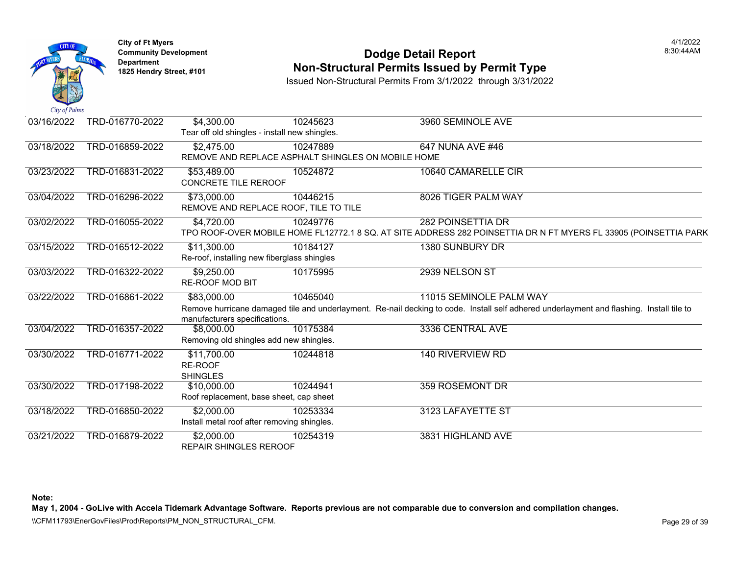**City of Ft Myers**
**Community Development Department**
**1825 Hendry Street, #101**

# Dodge Detail Report
## Non-Structural Permits Issued by Permit Type

Issued Non-Structural Permits From 3/1/2022 through 3/31/2022

4/1/2022
8:30:44AM

| Date | Permit Number | Value | Parcel | Address / Description |
|---|---|---|---|---|
| 03/16/2022 | TRD-016770-2022 | $4,300.00 | 10245623 | 3960 SEMINOLE AVE |
| | | Tear off old shingles - install new shingles. | | |
| 03/18/2022 | TRD-016859-2022 | $2,475.00 | 10247889 | 647 NUNA AVE #46 |
| | | REMOVE AND REPLACE ASPHALT SHINGLES ON MOBILE HOME | | |
| 03/23/2022 | TRD-016831-2022 | $53,489.00 | 10524872 | 10640 CAMARELLE CIR |
| | | CONCRETE TILE REROOF | | |
| 03/04/2022 | TRD-016296-2022 | $73,000.00 | 10446215 | 8026 TIGER PALM WAY |
| | | REMOVE AND REPLACE ROOF, TILE TO TILE | | |
| 03/02/2022 | TRD-016055-2022 | $4,720.00 | 10249776 | 282 POINSETTIA DR |
| | | TPO ROOF-OVER MOBILE HOME FL12772.1 8 SQ. AT SITE ADDRESS 282 POINSETTIA DR N FT MYERS FL 33905 (POINSETTIA PARK | | |
| 03/15/2022 | TRD-016512-2022 | $11,300.00 | 10184127 | 1380 SUNBURY DR |
| | | Re-roof, installing new fiberglass shingles | | |
| 03/03/2022 | TRD-016322-2022 | $9,250.00 | 10175995 | 2939 NELSON ST |
| | | RE-ROOF MOD BIT | | |
| 03/22/2022 | TRD-016861-2022 | $83,000.00 | 10465040 | 11015 SEMINOLE PALM WAY |
| | | Remove hurricane damaged tile and underlayment. Re-nail decking to code. Install self adhered underlayment and flashing. Install tile to manufacturers specifications. | | |
| 03/04/2022 | TRD-016357-2022 | $8,000.00 | 10175384 | 3336 CENTRAL AVE |
| | | Removing old shingles add new shingles. | | |
| 03/30/2022 | TRD-016771-2022 | $11,700.00 | 10244818 | 140 RIVERVIEW RD |
| | | RE-ROOF SHINGLES | | |
| 03/30/2022 | TRD-017198-2022 | $10,000.00 | 10244941 | 359 ROSEMONT DR |
| | | Roof replacement, base sheet, cap sheet | | |
| 03/18/2022 | TRD-016850-2022 | $2,000.00 | 10253334 | 3123 LAFAYETTE ST |
| | | Install metal roof after removing shingles. | | |
| 03/21/2022 | TRD-016879-2022 | $2,000.00 | 10254319 | 3831 HIGHLAND AVE |
| | | REPAIR SHINGLES REROOF | | |

**Note:**
**May 1, 2004 - GoLive with Accela Tidemark Advantage Software. Reports previous are not comparable due to conversion and compilation changes.**

\\CFM11793\EnerGovFiles\Prod\Reports\PM_NON_STRUCTURAL_CFM.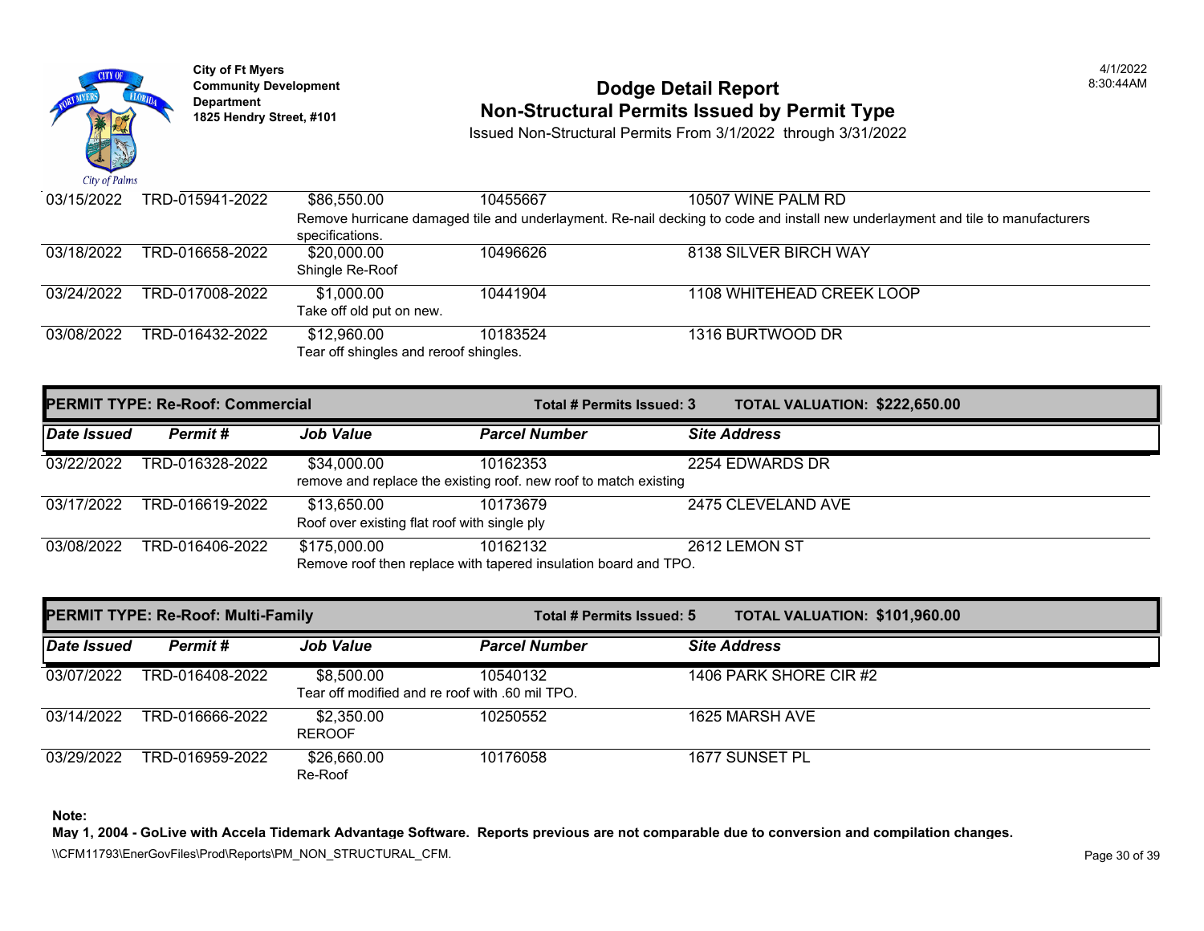City of Ft Myers
Community Development Department
1825 Hendry Street, #101

# Dodge Detail Report
## Non-Structural Permits Issued by Permit Type

Issued Non-Structural Permits From 3/1/2022 through 3/31/2022

| Date Issued | Permit # | Job Value | Parcel Number | Site Address |
|---|---|---|---|---|
| 03/15/2022 | TRD-015941-2022 | $86,550.00 | 10455667 | 10507 WINE PALM RD |
| | | Remove hurricane damaged tile and underlayment. Re-nail decking to code and install new underlayment and tile to manufacturers specifications. | | |
| 03/18/2022 | TRD-016658-2022 | $20,000.00 | 10496626 | 8138 SILVER BIRCH WAY |
| | | Shingle Re-Roof | | |
| 03/24/2022 | TRD-017008-2022 | $1,000.00 | 10441904 | 1108 WHITEHEAD CREEK LOOP |
| | | Take off old put on new. | | |
| 03/08/2022 | TRD-016432-2022 | $12,960.00 | 10183524 | 1316 BURTWOOD DR |
| | | Tear off shingles and reroof shingles. | | |

**PERMIT TYPE: Re-Roof: Commercial** — **Total # Permits Issued: 3** — **TOTAL VALUATION: $222,650.00**

| Date Issued | Permit # | Job Value | Parcel Number | Site Address |
|---|---|---|---|---|
| 03/22/2022 | TRD-016328-2022 | $34,000.00 | 10162353 | 2254 EDWARDS DR |
| | | remove and replace the existing roof. new roof to match existing | | |
| 03/17/2022 | TRD-016619-2022 | $13,650.00 | 10173679 | 2475 CLEVELAND AVE |
| | | Roof over existing flat roof with single ply | | |
| 03/08/2022 | TRD-016406-2022 | $175,000.00 | 10162132 | 2612 LEMON ST |
| | | Remove roof then replace with tapered insulation board and TPO. | | |

**PERMIT TYPE: Re-Roof: Multi-Family** — **Total # Permits Issued: 5** — **TOTAL VALUATION: $101,960.00**

| Date Issued | Permit # | Job Value | Parcel Number | Site Address |
|---|---|---|---|---|
| 03/07/2022 | TRD-016408-2022 | $8,500.00 | 10540132 | 1406 PARK SHORE CIR #2 |
| | | Tear off modified and re roof with .60 mil TPO. | | |
| 03/14/2022 | TRD-016666-2022 | $2,350.00 | 10250552 | 1625 MARSH AVE |
| | | REROOF | | |
| 03/29/2022 | TRD-016959-2022 | $26,660.00 | 10176058 | 1677 SUNSET PL |
| | | Re-Roof | | |

**Note:**
**May 1, 2004 - GoLive with Accela Tidemark Advantage Software. Reports previous are not comparable due to conversion and compilation changes.**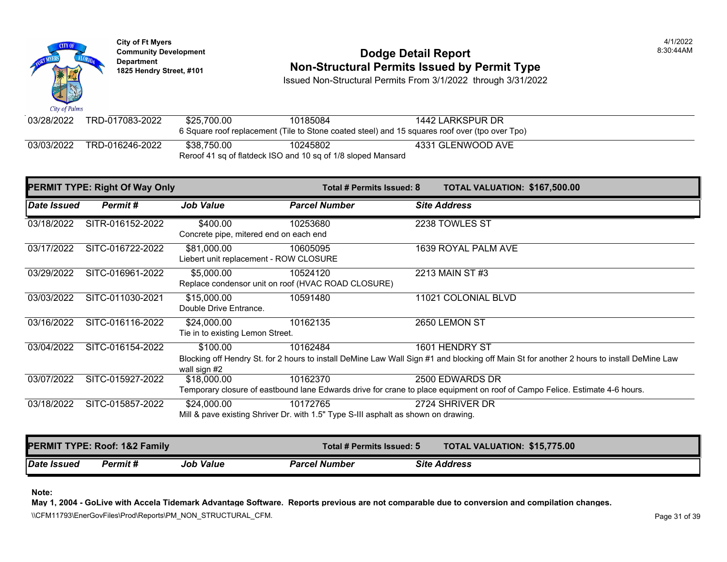| Date Issued | Permit # | Job Value | Parcel Number | Site Address |
|---|---|---|---|---|
| 03/28/2022 | TRD-017083-2022 | $25,700.00 | 10185084 | 1442 LARKSPUR DR |
| | | 6 Square roof replacement (Tile to Stone coated steel) and 15 squares roof over (tpo over Tpo) | | |
| 03/03/2022 | TRD-016246-2022 | $38,750.00 | 10245802 | 4331 GLENWOOD AVE |
| | | Reroof 41 sq of flatdeck ISO and 10 sq of 1/8 sloped Mansard | | |

**PERMIT TYPE: Right Of Way Only** — **Total # Permits Issued: 8** — **TOTAL VALUATION: $167,500.00**

| *Date Issued* | *Permit #* | *Job Value* | *Parcel Number* | *Site Address* |
|---|---|---|---|---|
| 03/18/2022 | SITR-016152-2022 | $400.00 | 10253680 | 2238 TOWLES ST |
| | | Concrete pipe, mitered end on each end | | |
| 03/17/2022 | SITC-016722-2022 | $81,000.00 | 10605095 | 1639 ROYAL PALM AVE |
| | | Liebert unit replacement - ROW CLOSURE | | |
| 03/29/2022 | SITC-016961-2022 | $5,000.00 | 10524120 | 2213 MAIN ST #3 |
| | | Replace condensor unit on roof (HVAC ROAD CLOSURE) | | |
| 03/03/2022 | SITC-011030-2021 | $15,000.00 | 10591480 | 11021 COLONIAL BLVD |
| | | Double Drive Entrance. | | |
| 03/16/2022 | SITC-016116-2022 | $24,000.00 | 10162135 | 2650 LEMON ST |
| | | Tie in to existing Lemon Street. | | |
| 03/04/2022 | SITC-016154-2022 | $100.00 | 10162484 | 1601 HENDRY ST |
| | | Blocking off Hendry St. for 2 hours to install DeMine Law Wall Sign #1 and blocking off Main St for another 2 hours to install DeMine Law wall sign #2 | | |
| 03/07/2022 | SITC-015927-2022 | $18,000.00 | 10162370 | 2500 EDWARDS DR |
| | | Temporary closure of eastbound lane Edwards drive for crane to place equipment on roof of Campo Felice. Estimate 4-6 hours. | | |
| 03/18/2022 | SITC-015857-2022 | $24,000.00 | 10172765 | 2724 SHRIVER DR |
| | | Mill & pave existing Shriver Dr. with 1.5" Type S-III asphalt as shown on drawing. | | |

**PERMIT TYPE: Roof: 1&2 Family** — **Total # Permits Issued: 5** — **TOTAL VALUATION: $15,775.00**

| *Date Issued* | *Permit #* | *Job Value* | *Parcel Number* | *Site Address* |
|---|---|---|---|---|

**Note:**

**May 1, 2004 - GoLive with Accela Tidemark Advantage Software. Reports previous are not comparable due to conversion and compilation changes.**

\\CFM11793\EnerGovFiles\Prod\Reports\PM_NON_STRUCTURAL_CFM.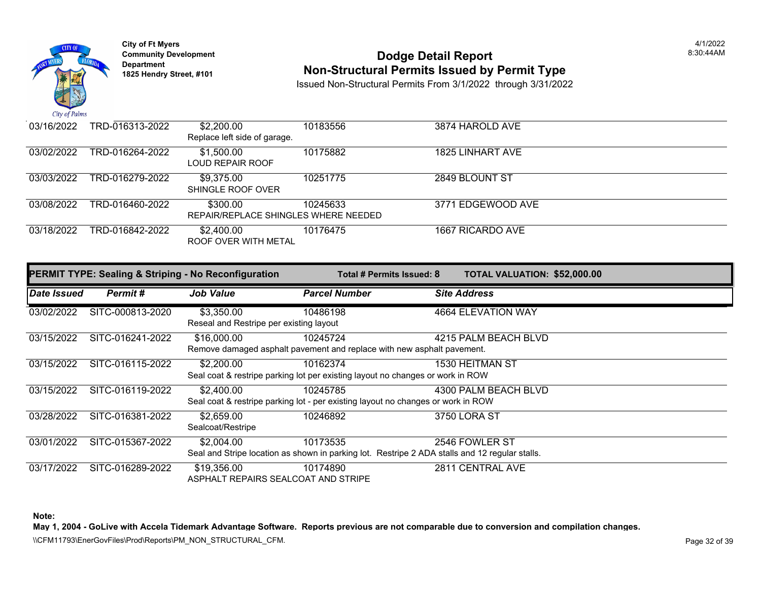City of Ft Myers
Community Development Department
1825 Hendry Street, #101

# Dodge Detail Report
## Non-Structural Permits Issued by Permit Type
Issued Non-Structural Permits From 3/1/2022 through 3/31/2022

4/1/2022
8:30:44AM

| Date Issued | Permit # | Job Value | Parcel Number | Site Address |
|---|---|---|---|---|
| 03/16/2022 | TRD-016313-2022 | $2,200.00<br>Replace left side of garage. | 10183556 | 3874 HAROLD AVE |
| 03/02/2022 | TRD-016264-2022 | $1,500.00<br>LOUD REPAIR ROOF | 10175882 | 1825 LINHART AVE |
| 03/03/2022 | TRD-016279-2022 | $9,375.00<br>SHINGLE ROOF OVER | 10251775 | 2849 BLOUNT ST |
| 03/08/2022 | TRD-016460-2022 | $300.00<br>REPAIR/REPLACE SHINGLES WHERE NEEDED | 10245633 | 3771 EDGEWOOD AVE |
| 03/18/2022 | TRD-016842-2022 | $2,400.00<br>ROOF OVER WITH METAL | 10176475 | 1667 RICARDO AVE |

**PERMIT TYPE: Sealing & Striping - No Reconfiguration** — **Total # Permits Issued: 8** — **TOTAL VALUATION: $52,000.00**

| Date Issued | Permit # | Job Value | Parcel Number | Site Address |
|---|---|---|---|---|
| 03/02/2022 | SITC-000813-2020 | $3,350.00<br>Reseal and Restripe per existing layout | 10486198 | 4664 ELEVATION WAY |
| 03/15/2022 | SITC-016241-2022 | $16,000.00<br>Remove damaged asphalt pavement and replace with new asphalt pavement. | 10245724 | 4215 PALM BEACH BLVD |
| 03/15/2022 | SITC-016115-2022 | $2,200.00<br>Seal coat & restripe parking lot per existing layout no changes or work in ROW | 10162374 | 1530 HEITMAN ST |
| 03/15/2022 | SITC-016119-2022 | $2,400.00<br>Seal coat & restripe parking lot - per existing layout no changes or work in ROW | 10245785 | 4300 PALM BEACH BLVD |
| 03/28/2022 | SITC-016381-2022 | $2,659.00<br>Sealcoat/Restripe | 10246892 | 3750 LORA ST |
| 03/01/2022 | SITC-015367-2022 | $2,004.00<br>Seal and Stripe location as shown in parking lot. Restripe 2 ADA stalls and 12 regular stalls. | 10173535 | 2546 FOWLER ST |
| 03/17/2022 | SITC-016289-2022 | $19,356.00<br>ASPHALT REPAIRS SEALCOAT AND STRIPE | 10174890 | 2811 CENTRAL AVE |

**Note:**
**May 1, 2004 - GoLive with Accela Tidemark Advantage Software. Reports previous are not comparable due to conversion and compilation changes.**

\\CFM11793\EnerGovFiles\Prod\Reports\PM_NON_STRUCTURAL_CFM.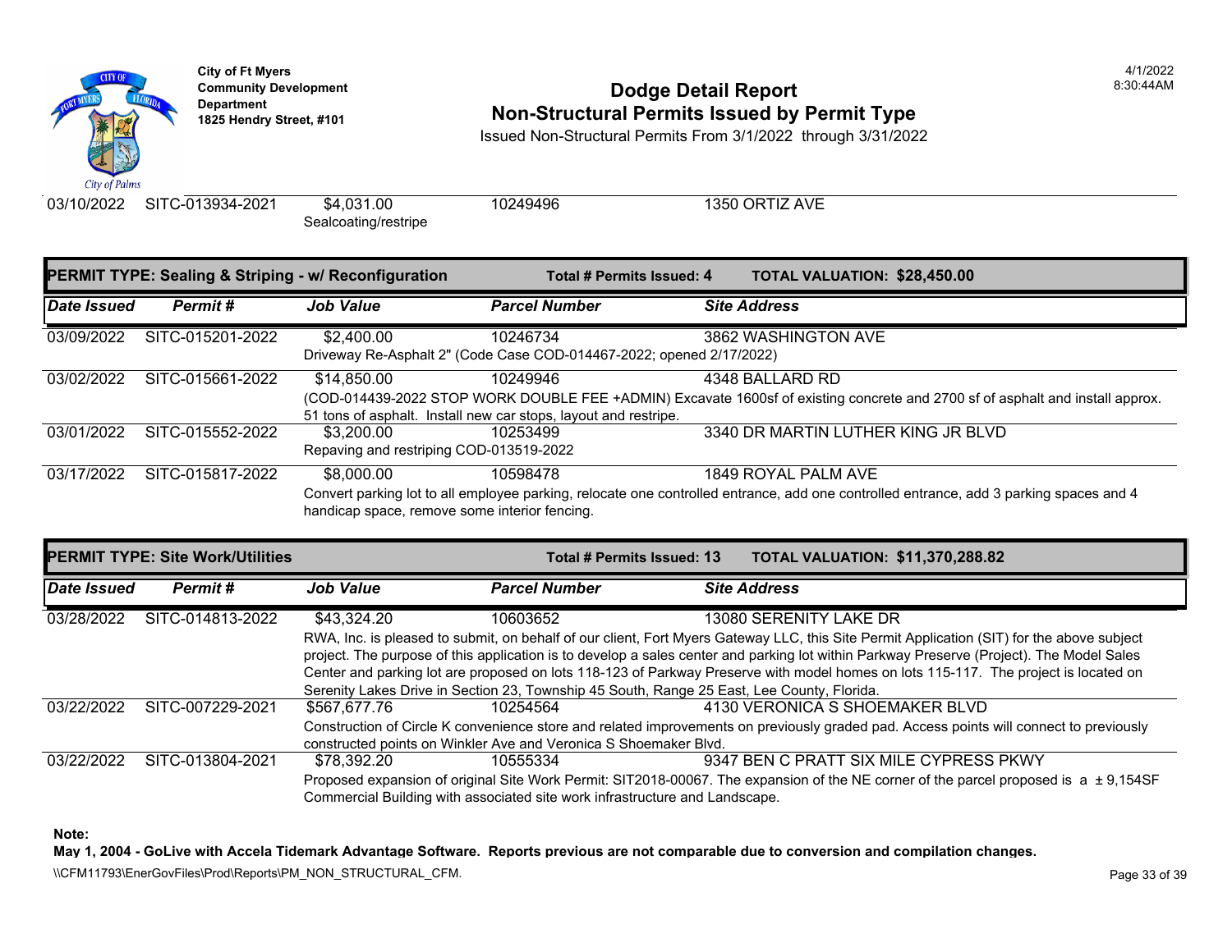| Date Issued | Permit # | Job Value | Parcel Number | Site Address |
|---|---|---|---|---|
| 03/10/2022 | SITC-013934-2021 | $4,031.00 | 10249496 | 1350 ORTIZ AVE |
| | | Sealcoating/restripe | | |

## PERMIT TYPE: Sealing & Striping - w/ Reconfiguration

**Total # Permits Issued: 4** **TOTAL VALUATION: $28,450.00**

| Date Issued | Permit # | Job Value | Parcel Number | Site Address |
|---|---|---|---|---|
| 03/09/2022 | SITC-015201-2022 | $2,400.00 | 10246734 | 3862 WASHINGTON AVE |
| | | Driveway Re-Asphalt 2" (Code Case COD-014467-2022; opened 2/17/2022) | | |
| 03/02/2022 | SITC-015661-2022 | $14,850.00 | 10249946 | 4348 BALLARD RD |
| | | (COD-014439-2022 STOP WORK DOUBLE FEE +ADMIN) Excavate 1600sf of existing concrete and 2700 sf of asphalt and install approx. 51 tons of asphalt. Install new car stops, layout and restripe. | | |
| 03/01/2022 | SITC-015552-2022 | $3,200.00 | 10253499 | 3340 DR MARTIN LUTHER KING JR BLVD |
| | | Repaving and restriping COD-013519-2022 | | |
| 03/17/2022 | SITC-015817-2022 | $8,000.00 | 10598478 | 1849 ROYAL PALM AVE |
| | | Convert parking lot to all employee parking, relocate one controlled entrance, add one controlled entrance, add 3 parking spaces and 4 handicap space, remove some interior fencing. | | |

## PERMIT TYPE: Site Work/Utilities

**Total # Permits Issued: 13** **TOTAL VALUATION: $11,370,288.82**

| Date Issued | Permit # | Job Value | Parcel Number | Site Address |
|---|---|---|---|---|
| 03/28/2022 | SITC-014813-2022 | $43,324.20 | 10603652 | 13080 SERENITY LAKE DR |
| | | RWA, Inc. is pleased to submit, on behalf of our client, Fort Myers Gateway LLC, this Site Permit Application (SIT) for the above subject project. The purpose of this application is to develop a sales center and parking lot within Parkway Preserve (Project). The Model Sales Center and parking lot are proposed on lots 118-123 of Parkway Preserve with model homes on lots 115-117. The project is located on Serenity Lakes Drive in Section 23, Township 45 South, Range 25 East, Lee County, Florida. | | |
| 03/22/2022 | SITC-007229-2021 | $567,677.76 | 10254564 | 4130 VERONICA S SHOEMAKER BLVD |
| | | Construction of Circle K convenience store and related improvements on previously graded pad. Access points will connect to previously constructed points on Winkler Ave and Veronica S Shoemaker Blvd. | | |
| 03/22/2022 | SITC-013804-2021 | $78,392.20 | 10555334 | 9347 BEN C PRATT SIX MILE CYPRESS PKWY |
| | | Proposed expansion of original Site Work Permit: SIT2018-00067. The expansion of the NE corner of the parcel proposed is a ± 9,154SF Commercial Building with associated site work infrastructure and Landscape. | | |

**Note:**

**May 1, 2004 - GoLive with Accela Tidemark Advantage Software. Reports previous are not comparable due to conversion and compilation changes.**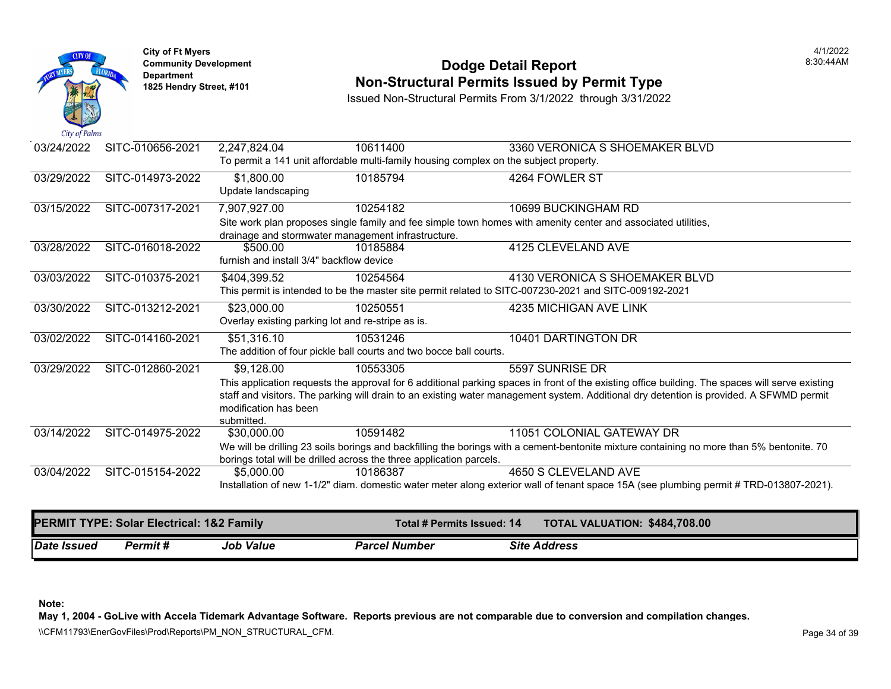| Date Issued | Permit # | Job Value | Parcel Number | Site Address |
|---|---|---|---|---|
| 03/24/2022 | SITC-010656-2021 | 2,247,824.04 | 10611400 | 3360 VERONICA S SHOEMAKER BLVD |
| | To permit a 141 unit affordable multi-family housing complex on the subject property. | | | |
| 03/29/2022 | SITC-014973-2022 | $1,800.00 | 10185794 | 4264 FOWLER ST |
| | Update landscaping | | | |
| 03/15/2022 | SITC-007317-2021 | 7,907,927.00 | 10254182 | 10699 BUCKINGHAM RD |
| | Site work plan proposes single family and fee simple town homes with amenity center and associated utilities, drainage and stormwater management infrastructure. | | | |
| 03/28/2022 | SITC-016018-2022 | $500.00 | 10185884 | 4125 CLEVELAND AVE |
| | furnish and install 3/4" backflow device | | | |
| 03/03/2022 | SITC-010375-2021 | $404,399.52 | 10254564 | 4130 VERONICA S SHOEMAKER BLVD |
| | This permit is intended to be the master site permit related to SITC-007230-2021 and SITC-009192-2021 | | | |
| 03/30/2022 | SITC-013212-2021 | $23,000.00 | 10250551 | 4235 MICHIGAN AVE LINK |
| | Overlay existing parking lot and re-stripe as is. | | | |
| 03/02/2022 | SITC-014160-2021 | $51,316.10 | 10531246 | 10401 DARTINGTON DR |
| | The addition of four pickle ball courts and two bocce ball courts. | | | |
| 03/29/2022 | SITC-012860-2021 | $9,128.00 | 10553305 | 5597 SUNRISE DR |
| | This application requests the approval for 6 additional parking spaces in front of the existing office building. The spaces will serve existing staff and visitors. The parking will drain to an existing water management system. Additional dry detention is provided. A SFWMD permit modification has been submitted. | | | |
| 03/14/2022 | SITC-014975-2022 | $30,000.00 | 10591482 | 11051 COLONIAL GATEWAY DR |
| | We will be drilling 23 soils borings and backfilling the borings with a cement-bentonite mixture containing no more than 5% bentonite. 70 borings total will be drilled across the three application parcels. | | | |
| 03/04/2022 | SITC-015154-2022 | $5,000.00 | 10186387 | 4650 S CLEVELAND AVE |
| | Installation of new 1-1/2" diam. domestic water meter along exterior wall of tenant space 15A (see plumbing permit # TRD-013807-2021). | | | |

**PERMIT TYPE: Solar Electrical: 1&2 Family** — **Total # Permits Issued: 14** — **TOTAL VALUATION: $484,708.00**

| *Date Issued* | *Permit #* | *Job Value* | *Parcel Number* | *Site Address* |
|---|---|---|---|---|

**Note:**
**May 1, 2004 - GoLive with Accela Tidemark Advantage Software. Reports previous are not comparable due to conversion and compilation changes.**

\\CFM11793\EnerGovFiles\Prod\Reports\PM_NON_STRUCTURAL_CFM.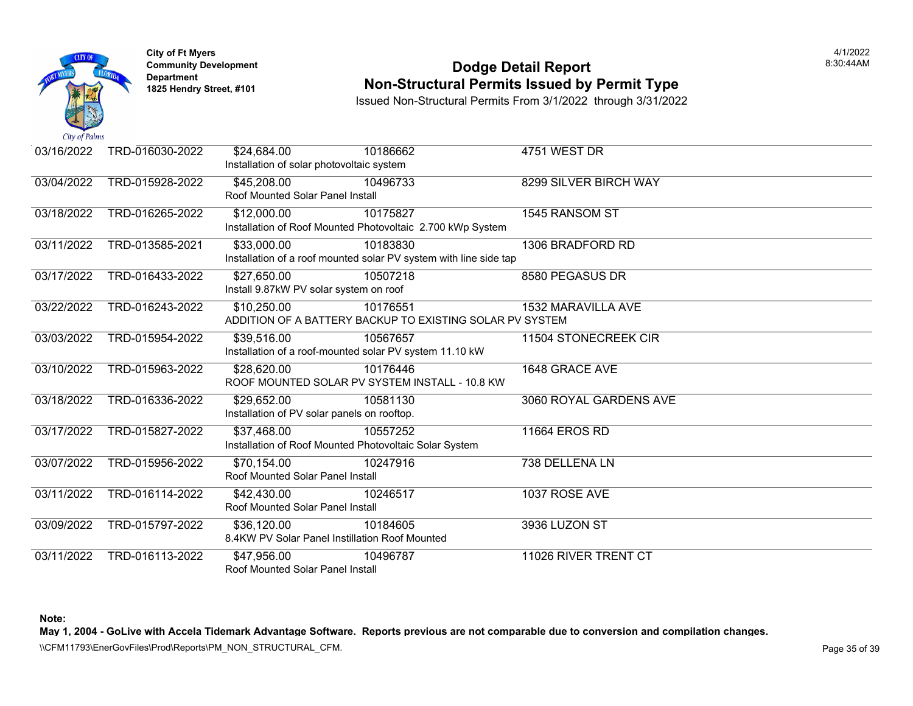City of Ft Myers
Community Development Department
1825 Hendry Street, #101

# Dodge Detail Report
## Non-Structural Permits Issued by Permit Type

Issued Non-Structural Permits From 3/1/2022 through 3/31/2022

| Date | Permit Number | Valuation | Parcel | Address |
|---|---|---|---|---|
| 03/16/2022 | TRD-016030-2022 | $24,684.00 | 10186662 | 4751 WEST DR |
| | | Installation of solar photovoltaic system | | |
| 03/04/2022 | TRD-015928-2022 | $45,208.00 | 10496733 | 8299 SILVER BIRCH WAY |
| | | Roof Mounted Solar Panel Install | | |
| 03/18/2022 | TRD-016265-2022 | $12,000.00 | 10175827 | 1545 RANSOM ST |
| | | Installation of Roof Mounted Photovoltaic 2.700 kWp System | | |
| 03/11/2022 | TRD-013585-2021 | $33,000.00 | 10183830 | 1306 BRADFORD RD |
| | | Installation of a roof mounted solar PV system with line side tap | | |
| 03/17/2022 | TRD-016433-2022 | $27,650.00 | 10507218 | 8580 PEGASUS DR |
| | | Install 9.87kW PV solar system on roof | | |
| 03/22/2022 | TRD-016243-2022 | $10,250.00 | 10176551 | 1532 MARAVILLA AVE |
| | | ADDITION OF A BATTERY BACKUP TO EXISTING SOLAR PV SYSTEM | | |
| 03/03/2022 | TRD-015954-2022 | $39,516.00 | 10567657 | 11504 STONECREEK CIR |
| | | Installation of a roof-mounted solar PV system 11.10 kW | | |
| 03/10/2022 | TRD-015963-2022 | $28,620.00 | 10176446 | 1648 GRACE AVE |
| | | ROOF MOUNTED SOLAR PV SYSTEM INSTALL - 10.8 KW | | |
| 03/18/2022 | TRD-016336-2022 | $29,652.00 | 10581130 | 3060 ROYAL GARDENS AVE |
| | | Installation of PV solar panels on rooftop. | | |
| 03/17/2022 | TRD-015827-2022 | $37,468.00 | 10557252 | 11664 EROS RD |
| | | Installation of Roof Mounted Photovoltaic Solar System | | |
| 03/07/2022 | TRD-015956-2022 | $70,154.00 | 10247916 | 738 DELLENA LN |
| | | Roof Mounted Solar Panel Install | | |
| 03/11/2022 | TRD-016114-2022 | $42,430.00 | 10246517 | 1037 ROSE AVE |
| | | Roof Mounted Solar Panel Install | | |
| 03/09/2022 | TRD-015797-2022 | $36,120.00 | 10184605 | 3936 LUZON ST |
| | | 8.4KW PV Solar Panel Instillation Roof Mounted | | |
| 03/11/2022 | TRD-016113-2022 | $47,956.00 | 10496787 | 11026 RIVER TRENT CT |
| | | Roof Mounted Solar Panel Install | | |

**Note:**
**May 1, 2004 - GoLive with Accela Tidemark Advantage Software. Reports previous are not comparable due to conversion and compilation changes.**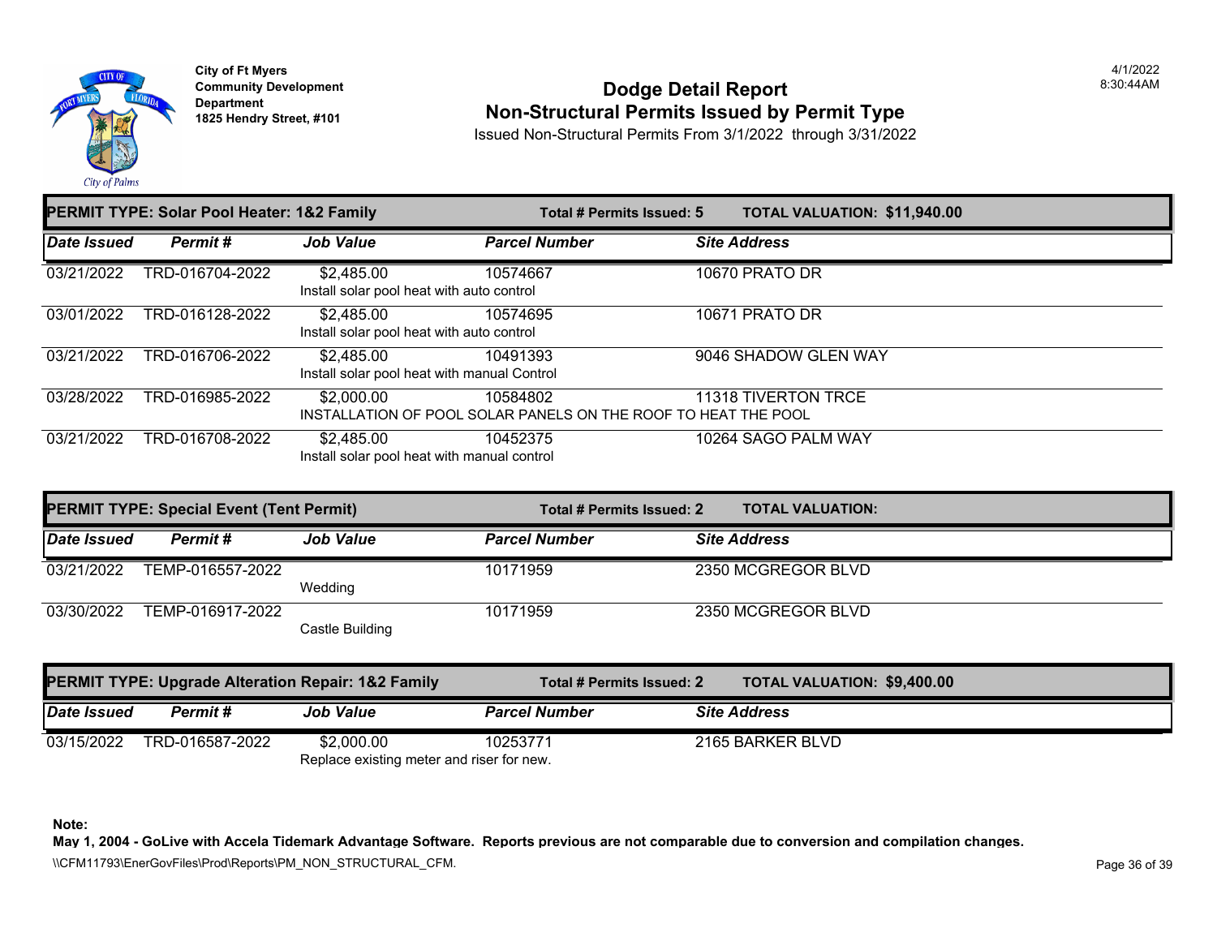City of Ft Myers
Community Development Department
1825 Hendry Street, #101

# Dodge Detail Report
## Non-Structural Permits Issued by Permit Type

Issued Non-Structural Permits From 3/1/2022 through 3/31/2022

4/1/2022
8:30:44AM

### PERMIT TYPE: Solar Pool Heater: 1&2 Family — Total # Permits Issued: 5 — TOTAL VALUATION: $11,940.00

| Date Issued | Permit # | Job Value | Parcel Number | Site Address |
|---|---|---|---|---|
| 03/21/2022 | TRD-016704-2022 | $2,485.00 | 10574667 | 10670 PRATO DR |
| | | Install solar pool heat with auto control | | |
| 03/01/2022 | TRD-016128-2022 | $2,485.00 | 10574695 | 10671 PRATO DR |
| | | Install solar pool heat with auto control | | |
| 03/21/2022 | TRD-016706-2022 | $2,485.00 | 10491393 | 9046 SHADOW GLEN WAY |
| | | Install solar pool heat with manual Control | | |
| 03/28/2022 | TRD-016985-2022 | $2,000.00 | 10584802 | 11318 TIVERTON TRCE |
| | | INSTALLATION OF POOL SOLAR PANELS ON THE ROOF TO HEAT THE POOL | | |
| 03/21/2022 | TRD-016708-2022 | $2,485.00 | 10452375 | 10264 SAGO PALM WAY |
| | | Install solar pool heat with manual control | | |

### PERMIT TYPE: Special Event (Tent Permit) — Total # Permits Issued: 2 — TOTAL VALUATION:

| Date Issued | Permit # | Job Value | Parcel Number | Site Address |
|---|---|---|---|---|
| 03/21/2022 | TEMP-016557-2022 | | 10171959 | 2350 MCGREGOR BLVD |
| | | Wedding | | |
| 03/30/2022 | TEMP-016917-2022 | | 10171959 | 2350 MCGREGOR BLVD |
| | | Castle Building | | |

### PERMIT TYPE: Upgrade Alteration Repair: 1&2 Family — Total # Permits Issued: 2 — TOTAL VALUATION: $9,400.00

| Date Issued | Permit # | Job Value | Parcel Number | Site Address |
|---|---|---|---|---|
| 03/15/2022 | TRD-016587-2022 | $2,000.00 | 10253771 | 2165 BARKER BLVD |
| | | Replace existing meter and riser for new. | | |

**Note:**
**May 1, 2004 - GoLive with Accela Tidemark Advantage Software. Reports previous are not comparable due to conversion and compilation changes.**

\\CFM11793\EnerGovFiles\Prod\Reports\PM_NON_STRUCTURAL_CFM.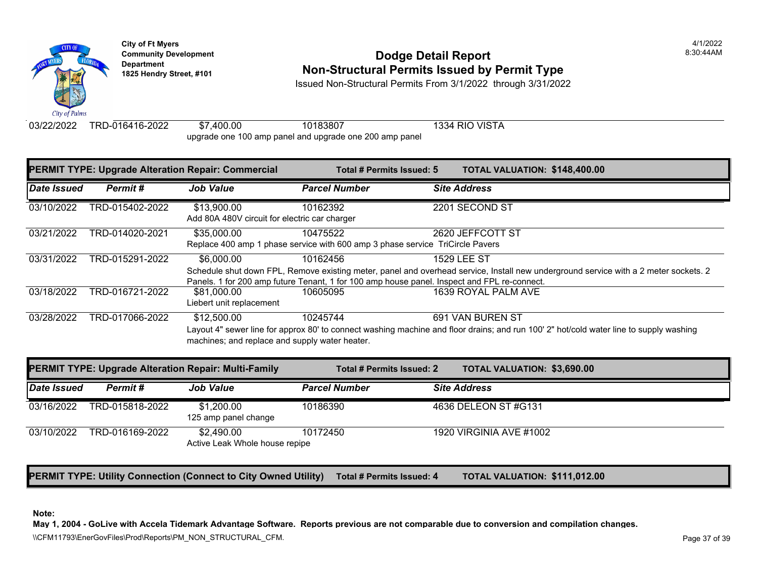| Date Issued | Permit # | Job Value | Parcel Number | Site Address |
|---|---|---|---|---|
| 03/22/2022 | TRD-016416-2022 | $7,400.00 | 10183807 | 1334 RIO VISTA |
| | | upgrade one 100 amp panel and upgrade one 200 amp panel | | |

**PERMIT TYPE: Upgrade Alteration Repair: Commercial** — **Total # Permits Issued: 5** — **TOTAL VALUATION: $148,400.00**

| Date Issued | Permit # | Job Value | Parcel Number | Site Address |
|---|---|---|---|---|
| 03/10/2022 | TRD-015402-2022 | $13,900.00 | 10162392 | 2201 SECOND ST |
| | | Add 80A 480V circuit for electric car charger | | |
| 03/21/2022 | TRD-014020-2021 | $35,000.00 | 10475522 | 2620 JEFFCOTT ST |
| | | Replace 400 amp 1 phase service with 600 amp 3 phase service TriCircle Pavers | | |
| 03/31/2022 | TRD-015291-2022 | $6,000.00 | 10162456 | 1529 LEE ST |
| | | Schedule shut down FPL, Remove existing meter, panel and overhead service, Install new underground service with a 2 meter sockets. 2 Panels. 1 for 200 amp future Tenant, 1 for 100 amp house panel. Inspect and FPL re-connect. | | |
| 03/18/2022 | TRD-016721-2022 | $81,000.00 | 10605095 | 1639 ROYAL PALM AVE |
| | | Liebert unit replacement | | |
| 03/28/2022 | TRD-017066-2022 | $12,500.00 | 10245744 | 691 VAN BUREN ST |
| | | Layout 4" sewer line for approx 80' to connect washing machine and floor drains; and run 100' 2" hot/cold water line to supply washing machines; and replace and supply water heater. | | |

**PERMIT TYPE: Upgrade Alteration Repair: Multi-Family** — **Total # Permits Issued: 2** — **TOTAL VALUATION: $3,690.00**

| Date Issued | Permit # | Job Value | Parcel Number | Site Address |
|---|---|---|---|---|
| 03/16/2022 | TRD-015818-2022 | $1,200.00 | 10186390 | 4636 DELEON ST #G131 |
| | | 125 amp panel change | | |
| 03/10/2022 | TRD-016169-2022 | $2,490.00 | 10172450 | 1920 VIRGINIA AVE #1002 |
| | | Active Leak Whole house repipe | | |

**PERMIT TYPE: Utility Connection (Connect to City Owned Utility)** — **Total # Permits Issued: 4** — **TOTAL VALUATION: $111,012.00**

**Note:**
**May 1, 2004 - GoLive with Accela Tidemark Advantage Software. Reports previous are not comparable due to conversion and compilation changes.**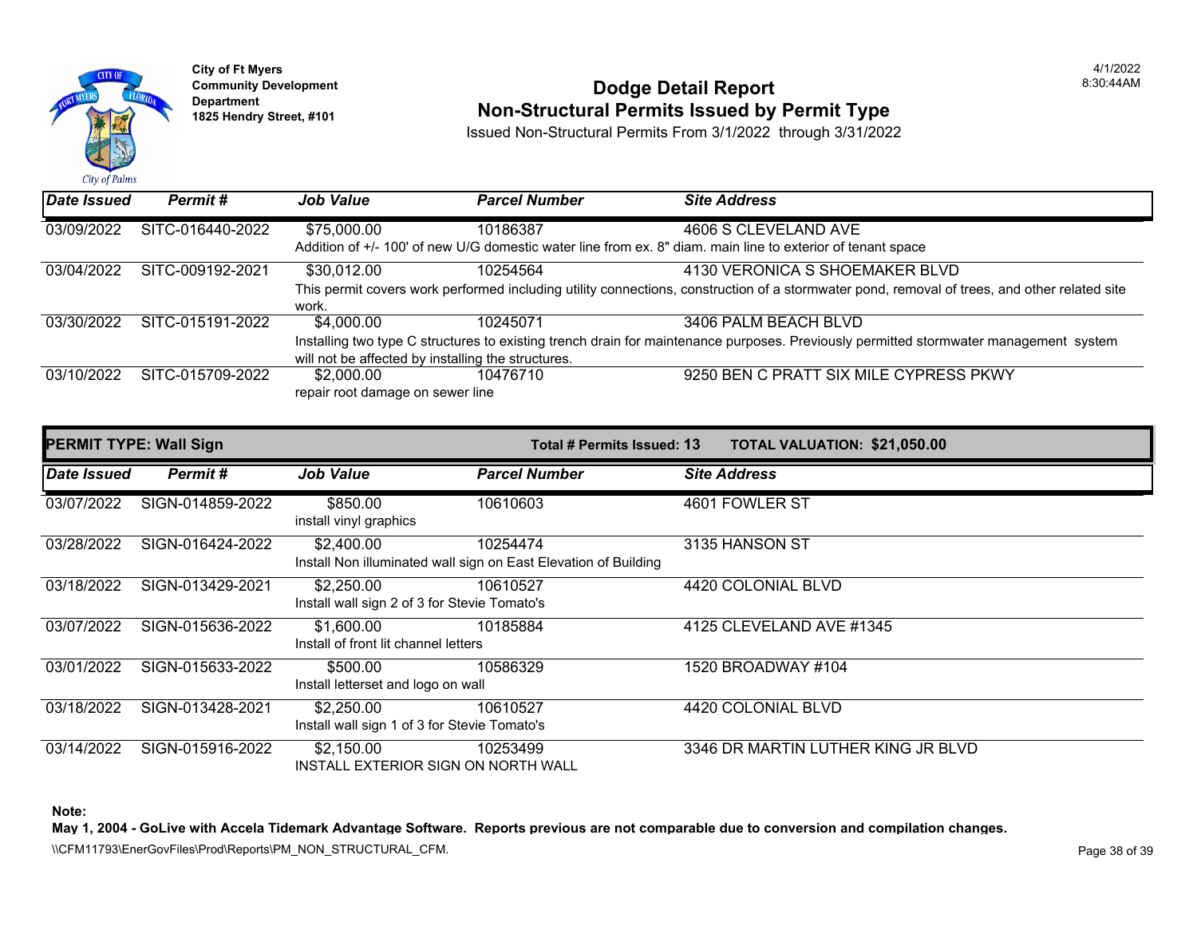**City of Ft Myers**
**Community Development Department**
**1825 Hendry Street, #101**

# Dodge Detail Report
## Non-Structural Permits Issued by Permit Type

Issued Non-Structural Permits From 3/1/2022 through 3/31/2022

4/1/2022
8:30:44AM

| Date Issued | Permit # | Job Value | Parcel Number | Site Address |
|---|---|---|---|---|
| 03/09/2022 | SITC-016440-2022 | $75,000.00 | 10186387 | 4606 S CLEVELAND AVE |
| | | Addition of +/- 100' of new U/G domestic water line from ex. 8" diam. main line to exterior of tenant space | | |
| 03/04/2022 | SITC-009192-2021 | $30,012.00 | 10254564 | 4130 VERONICA S SHOEMAKER BLVD |
| | | This permit covers work performed including utility connections, construction of a stormwater pond, removal of trees, and other related site work. | | |
| 03/30/2022 | SITC-015191-2022 | $4,000.00 | 10245071 | 3406 PALM BEACH BLVD |
| | | Installing two type C structures to existing trench drain for maintenance purposes. Previously permitted stormwater management system will not be affected by installing the structures. | | |
| 03/10/2022 | SITC-015709-2022 | $2,000.00 | 10476710 | 9250 BEN C PRATT SIX MILE CYPRESS PKWY |
| | | repair root damage on sewer line | | |

**PERMIT TYPE: Wall Sign** **Total # Permits Issued: 13** **TOTAL VALUATION: $21,050.00**

| Date Issued | Permit # | Job Value | Parcel Number | Site Address |
|---|---|---|---|---|
| 03/07/2022 | SIGN-014859-2022 | $850.00 | 10610603 | 4601 FOWLER ST |
| | | install vinyl graphics | | |
| 03/28/2022 | SIGN-016424-2022 | $2,400.00 | 10254474 | 3135 HANSON ST |
| | | Install Non illuminated wall sign on East Elevation of Building | | |
| 03/18/2022 | SIGN-013429-2021 | $2,250.00 | 10610527 | 4420 COLONIAL BLVD |
| | | Install wall sign 2 of 3 for Stevie Tomato's | | |
| 03/07/2022 | SIGN-015636-2022 | $1,600.00 | 10185884 | 4125 CLEVELAND AVE #1345 |
| | | Install of front lit channel letters | | |
| 03/01/2022 | SIGN-015633-2022 | $500.00 | 10586329 | 1520 BROADWAY #104 |
| | | Install letterset and logo on wall | | |
| 03/18/2022 | SIGN-013428-2021 | $2,250.00 | 10610527 | 4420 COLONIAL BLVD |
| | | Install wall sign 1 of 3 for Stevie Tomato's | | |
| 03/14/2022 | SIGN-015916-2022 | $2,150.00 | 10253499 | 3346 DR MARTIN LUTHER KING JR BLVD |
| | | INSTALL EXTERIOR SIGN ON NORTH WALL | | |

**Note:**
**May 1, 2004 - GoLive with Accela Tidemark Advantage Software. Reports previous are not comparable due to conversion and compilation changes.**

\\CFM11793\EnerGovFiles\Prod\Reports\PM_NON_STRUCTURAL_CFM.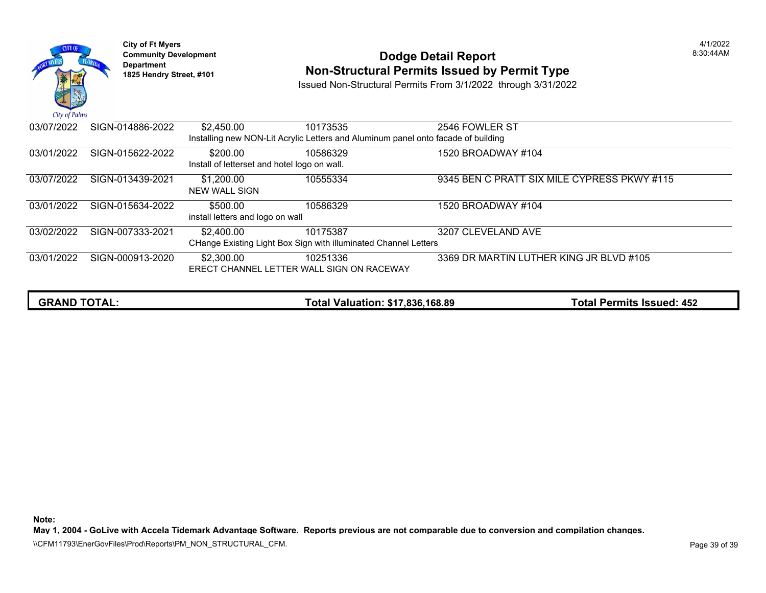City of Ft Myers
Community Development Department
1825 Hendry Street, #101

# Dodge Detail Report
## Non-Structural Permits Issued by Permit Type

Issued Non-Structural Permits From 3/1/2022 through 3/31/2022

4/1/2022
8:30:44AM

| | | | | |
|---|---|---|---|---|
| 03/07/2022 | SIGN-014886-2022 | $2,450.00 | 10173535 | 2546 FOWLER ST |
| | | Installing new NON-Lit Acrylic Letters and Aluminum panel onto facade of building | | |
| 03/01/2022 | SIGN-015622-2022 | $200.00 | 10586329 | 1520 BROADWAY #104 |
| | | Install of letterset and hotel logo on wall. | | |
| 03/07/2022 | SIGN-013439-2021 | $1,200.00 | 10555334 | 9345 BEN C PRATT SIX MILE CYPRESS PKWY #115 |
| | | NEW WALL SIGN | | |
| 03/01/2022 | SIGN-015634-2022 | $500.00 | 10586329 | 1520 BROADWAY #104 |
| | | install letters and logo on wall | | |
| 03/02/2022 | SIGN-007333-2021 | $2,400.00 | 10175387 | 3207 CLEVELAND AVE |
| | | CHange Existing Light Box Sign with illuminated Channel Letters | | |
| 03/01/2022 | SIGN-000913-2020 | $2,300.00 | 10251336 | 3369 DR MARTIN LUTHER KING JR BLVD #105 |
| | | ERECT CHANNEL LETTER WALL SIGN ON RACEWAY | | |

**GRAND TOTAL:** **Total Valuation: $17,836,168.89** **Total Permits Issued: 452**

**Note:**
**May 1, 2004 - GoLive with Accela Tidemark Advantage Software. Reports previous are not comparable due to conversion and compilation changes.**

\\CFM11793\EnerGovFiles\Prod\Reports\PM_NON_STRUCTURAL_CFM.